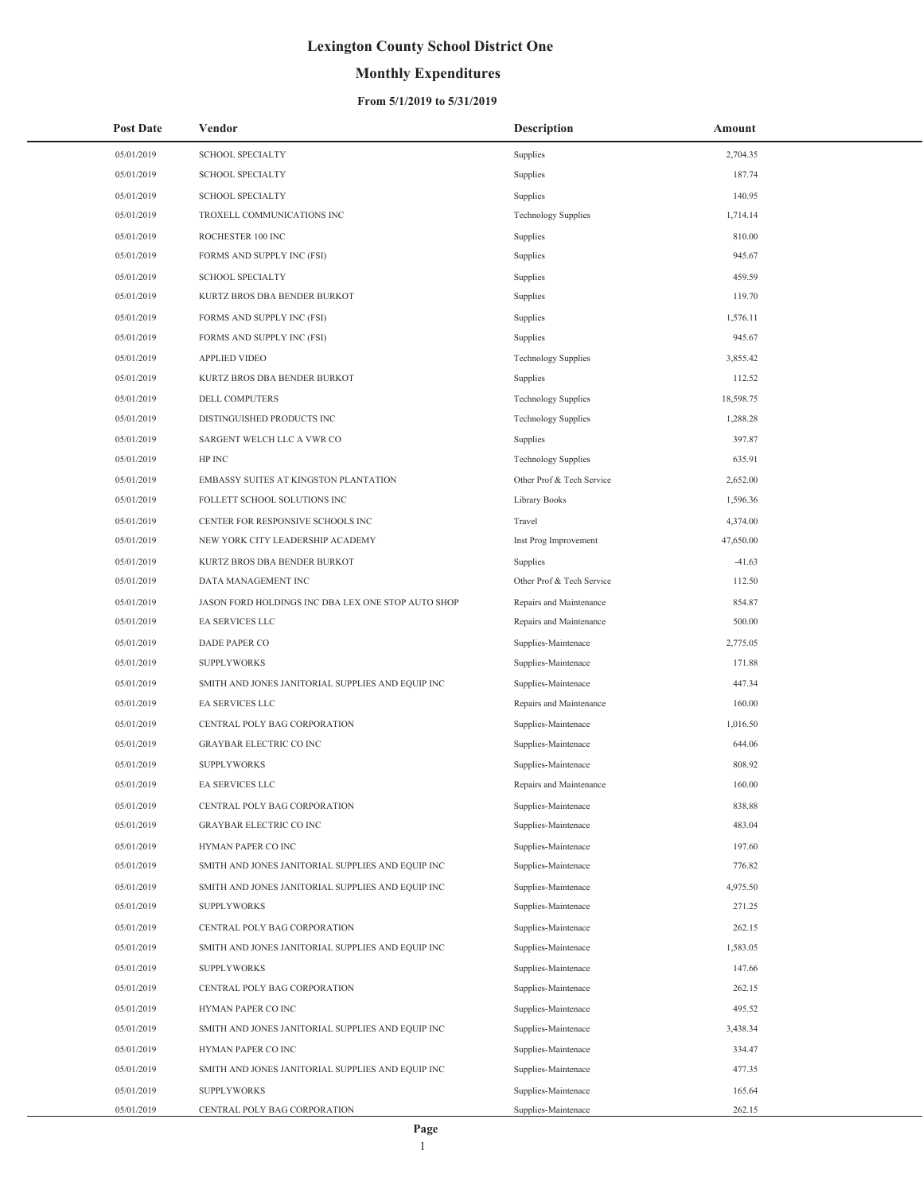# Lexington County School District One

## Monthly Expenditures

### From 5/1/2019 to 5/31/2019

| Post Date | Vendor | Description | Amount |
|---|---|---|---|
| 05/01/2019 | SCHOOL SPECIALTY | Supplies | 2,704.35 |
| 05/01/2019 | SCHOOL SPECIALTY | Supplies | 187.74 |
| 05/01/2019 | SCHOOL SPECIALTY | Supplies | 140.95 |
| 05/01/2019 | TROXELL COMMUNICATIONS INC | Technology Supplies | 1,714.14 |
| 05/01/2019 | ROCHESTER 100 INC | Supplies | 810.00 |
| 05/01/2019 | FORMS AND SUPPLY INC (FSI) | Supplies | 945.67 |
| 05/01/2019 | SCHOOL SPECIALTY | Supplies | 459.59 |
| 05/01/2019 | KURTZ BROS DBA BENDER BURKOT | Supplies | 119.70 |
| 05/01/2019 | FORMS AND SUPPLY INC (FSI) | Supplies | 1,576.11 |
| 05/01/2019 | FORMS AND SUPPLY INC (FSI) | Supplies | 945.67 |
| 05/01/2019 | APPLIED VIDEO | Technology Supplies | 3,855.42 |
| 05/01/2019 | KURTZ BROS DBA BENDER BURKOT | Supplies | 112.52 |
| 05/01/2019 | DELL COMPUTERS | Technology Supplies | 18,598.75 |
| 05/01/2019 | DISTINGUISHED PRODUCTS INC | Technology Supplies | 1,288.28 |
| 05/01/2019 | SARGENT WELCH LLC A VWR CO | Supplies | 397.87 |
| 05/01/2019 | HP INC | Technology Supplies | 635.91 |
| 05/01/2019 | EMBASSY SUITES AT KINGSTON PLANTATION | Other Prof & Tech Service | 2,652.00 |
| 05/01/2019 | FOLLETT SCHOOL SOLUTIONS INC | Library Books | 1,596.36 |
| 05/01/2019 | CENTER FOR RESPONSIVE SCHOOLS INC | Travel | 4,374.00 |
| 05/01/2019 | NEW YORK CITY LEADERSHIP ACADEMY | Inst Prog Improvement | 47,650.00 |
| 05/01/2019 | KURTZ BROS DBA BENDER BURKOT | Supplies | -41.63 |
| 05/01/2019 | DATA MANAGEMENT INC | Other Prof & Tech Service | 112.50 |
| 05/01/2019 | JASON FORD HOLDINGS INC DBA LEX ONE STOP AUTO SHOP | Repairs and Maintenance | 854.87 |
| 05/01/2019 | EA SERVICES LLC | Repairs and Maintenance | 500.00 |
| 05/01/2019 | DADE PAPER CO | Supplies-Maintenace | 2,775.05 |
| 05/01/2019 | SUPPLYWORKS | Supplies-Maintenace | 171.88 |
| 05/01/2019 | SMITH AND JONES JANITORIAL SUPPLIES AND EQUIP INC | Supplies-Maintenace | 447.34 |
| 05/01/2019 | EA SERVICES LLC | Repairs and Maintenance | 160.00 |
| 05/01/2019 | CENTRAL POLY BAG CORPORATION | Supplies-Maintenace | 1,016.50 |
| 05/01/2019 | GRAYBAR ELECTRIC CO INC | Supplies-Maintenace | 644.06 |
| 05/01/2019 | SUPPLYWORKS | Supplies-Maintenace | 808.92 |
| 05/01/2019 | EA SERVICES LLC | Repairs and Maintenance | 160.00 |
| 05/01/2019 | CENTRAL POLY BAG CORPORATION | Supplies-Maintenace | 838.88 |
| 05/01/2019 | GRAYBAR ELECTRIC CO INC | Supplies-Maintenace | 483.04 |
| 05/01/2019 | HYMAN PAPER CO INC | Supplies-Maintenace | 197.60 |
| 05/01/2019 | SMITH AND JONES JANITORIAL SUPPLIES AND EQUIP INC | Supplies-Maintenace | 776.82 |
| 05/01/2019 | SMITH AND JONES JANITORIAL SUPPLIES AND EQUIP INC | Supplies-Maintenace | 4,975.50 |
| 05/01/2019 | SUPPLYWORKS | Supplies-Maintenace | 271.25 |
| 05/01/2019 | CENTRAL POLY BAG CORPORATION | Supplies-Maintenace | 262.15 |
| 05/01/2019 | SMITH AND JONES JANITORIAL SUPPLIES AND EQUIP INC | Supplies-Maintenace | 1,583.05 |
| 05/01/2019 | SUPPLYWORKS | Supplies-Maintenace | 147.66 |
| 05/01/2019 | CENTRAL POLY BAG CORPORATION | Supplies-Maintenace | 262.15 |
| 05/01/2019 | HYMAN PAPER CO INC | Supplies-Maintenace | 495.52 |
| 05/01/2019 | SMITH AND JONES JANITORIAL SUPPLIES AND EQUIP INC | Supplies-Maintenace | 3,438.34 |
| 05/01/2019 | HYMAN PAPER CO INC | Supplies-Maintenace | 334.47 |
| 05/01/2019 | SMITH AND JONES JANITORIAL SUPPLIES AND EQUIP INC | Supplies-Maintenace | 477.35 |
| 05/01/2019 | SUPPLYWORKS | Supplies-Maintenace | 165.64 |
| 05/01/2019 | CENTRAL POLY BAG CORPORATION | Supplies-Maintenace | 262.15 |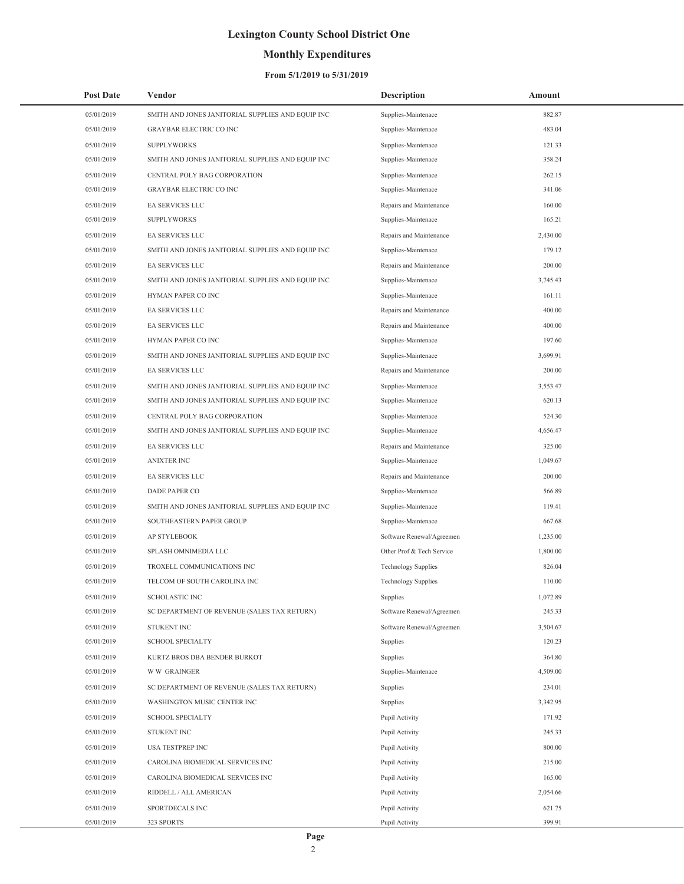# Lexington County School District One

## Monthly Expenditures

### From 5/1/2019 to 5/31/2019

| Post Date | Vendor | Description | Amount |
|---|---|---|---|
| 05/01/2019 | SMITH AND JONES JANITORIAL SUPPLIES AND EQUIP INC | Supplies-Maintenace | 882.87 |
| 05/01/2019 | GRAYBAR ELECTRIC CO INC | Supplies-Maintenace | 483.04 |
| 05/01/2019 | SUPPLYWORKS | Supplies-Maintenace | 121.33 |
| 05/01/2019 | SMITH AND JONES JANITORIAL SUPPLIES AND EQUIP INC | Supplies-Maintenace | 358.24 |
| 05/01/2019 | CENTRAL POLY BAG CORPORATION | Supplies-Maintenace | 262.15 |
| 05/01/2019 | GRAYBAR ELECTRIC CO INC | Supplies-Maintenace | 341.06 |
| 05/01/2019 | EA SERVICES LLC | Repairs and Maintenance | 160.00 |
| 05/01/2019 | SUPPLYWORKS | Supplies-Maintenace | 165.21 |
| 05/01/2019 | EA SERVICES LLC | Repairs and Maintenance | 2,430.00 |
| 05/01/2019 | SMITH AND JONES JANITORIAL SUPPLIES AND EQUIP INC | Supplies-Maintenace | 179.12 |
| 05/01/2019 | EA SERVICES LLC | Repairs and Maintenance | 200.00 |
| 05/01/2019 | SMITH AND JONES JANITORIAL SUPPLIES AND EQUIP INC | Supplies-Maintenace | 3,745.43 |
| 05/01/2019 | HYMAN PAPER CO INC | Supplies-Maintenace | 161.11 |
| 05/01/2019 | EA SERVICES LLC | Repairs and Maintenance | 400.00 |
| 05/01/2019 | EA SERVICES LLC | Repairs and Maintenance | 400.00 |
| 05/01/2019 | HYMAN PAPER CO INC | Supplies-Maintenace | 197.60 |
| 05/01/2019 | SMITH AND JONES JANITORIAL SUPPLIES AND EQUIP INC | Supplies-Maintenace | 3,699.91 |
| 05/01/2019 | EA SERVICES LLC | Repairs and Maintenance | 200.00 |
| 05/01/2019 | SMITH AND JONES JANITORIAL SUPPLIES AND EQUIP INC | Supplies-Maintenace | 3,553.47 |
| 05/01/2019 | SMITH AND JONES JANITORIAL SUPPLIES AND EQUIP INC | Supplies-Maintenace | 620.13 |
| 05/01/2019 | CENTRAL POLY BAG CORPORATION | Supplies-Maintenace | 524.30 |
| 05/01/2019 | SMITH AND JONES JANITORIAL SUPPLIES AND EQUIP INC | Supplies-Maintenace | 4,656.47 |
| 05/01/2019 | EA SERVICES LLC | Repairs and Maintenance | 325.00 |
| 05/01/2019 | ANIXTER INC | Supplies-Maintenace | 1,049.67 |
| 05/01/2019 | EA SERVICES LLC | Repairs and Maintenance | 200.00 |
| 05/01/2019 | DADE PAPER CO | Supplies-Maintenace | 566.89 |
| 05/01/2019 | SMITH AND JONES JANITORIAL SUPPLIES AND EQUIP INC | Supplies-Maintenace | 119.41 |
| 05/01/2019 | SOUTHEASTERN PAPER GROUP | Supplies-Maintenace | 667.68 |
| 05/01/2019 | AP STYLEBOOK | Software Renewal/Agreemen | 1,235.00 |
| 05/01/2019 | SPLASH OMNIMEDIA LLC | Other Prof & Tech Service | 1,800.00 |
| 05/01/2019 | TROXELL COMMUNICATIONS INC | Technology Supplies | 826.04 |
| 05/01/2019 | TELCOM OF SOUTH CAROLINA INC | Technology Supplies | 110.00 |
| 05/01/2019 | SCHOLASTIC INC | Supplies | 1,072.89 |
| 05/01/2019 | SC DEPARTMENT OF REVENUE (SALES TAX RETURN) | Software Renewal/Agreemen | 245.33 |
| 05/01/2019 | STUKENT INC | Software Renewal/Agreemen | 3,504.67 |
| 05/01/2019 | SCHOOL SPECIALTY | Supplies | 120.23 |
| 05/01/2019 | KURTZ BROS DBA BENDER BURKOT | Supplies | 364.80 |
| 05/01/2019 | W W GRAINGER | Supplies-Maintenace | 4,509.00 |
| 05/01/2019 | SC DEPARTMENT OF REVENUE (SALES TAX RETURN) | Supplies | 234.01 |
| 05/01/2019 | WASHINGTON MUSIC CENTER INC | Supplies | 3,342.95 |
| 05/01/2019 | SCHOOL SPECIALTY | Pupil Activity | 171.92 |
| 05/01/2019 | STUKENT INC | Pupil Activity | 245.33 |
| 05/01/2019 | USA TESTPREP INC | Pupil Activity | 800.00 |
| 05/01/2019 | CAROLINA BIOMEDICAL SERVICES INC | Pupil Activity | 215.00 |
| 05/01/2019 | CAROLINA BIOMEDICAL SERVICES INC | Pupil Activity | 165.00 |
| 05/01/2019 | RIDDELL / ALL AMERICAN | Pupil Activity | 2,054.66 |
| 05/01/2019 | SPORTDECALS INC | Pupil Activity | 621.75 |
| 05/01/2019 | 323 SPORTS | Pupil Activity | 399.91 |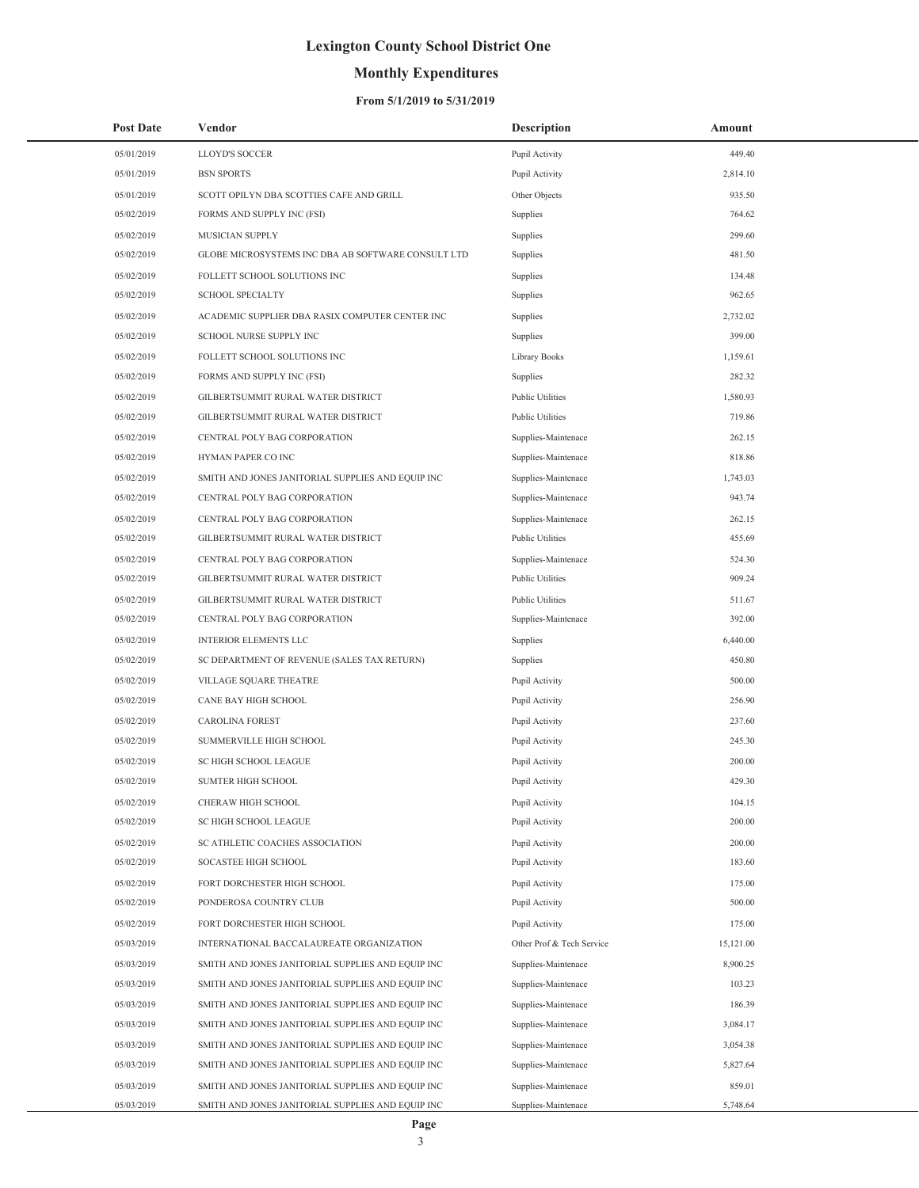# Lexington County School District One

## Monthly Expenditures

### From 5/1/2019 to 5/31/2019

| Post Date | Vendor | Description | Amount |
|---|---|---|---|
| 05/01/2019 | LLOYD'S SOCCER | Pupil Activity | 449.40 |
| 05/01/2019 | BSN SPORTS | Pupil Activity | 2,814.10 |
| 05/01/2019 | SCOTT OPILYN DBA SCOTTIES CAFE AND GRILL | Other Objects | 935.50 |
| 05/02/2019 | FORMS AND SUPPLY INC (FSI) | Supplies | 764.62 |
| 05/02/2019 | MUSICIAN SUPPLY | Supplies | 299.60 |
| 05/02/2019 | GLOBE MICROSYSTEMS INC DBA AB SOFTWARE CONSULT LTD | Supplies | 481.50 |
| 05/02/2019 | FOLLETT SCHOOL SOLUTIONS INC | Supplies | 134.48 |
| 05/02/2019 | SCHOOL SPECIALTY | Supplies | 962.65 |
| 05/02/2019 | ACADEMIC SUPPLIER DBA RASIX COMPUTER CENTER INC | Supplies | 2,732.02 |
| 05/02/2019 | SCHOOL NURSE SUPPLY INC | Supplies | 399.00 |
| 05/02/2019 | FOLLETT SCHOOL SOLUTIONS INC | Library Books | 1,159.61 |
| 05/02/2019 | FORMS AND SUPPLY INC (FSI) | Supplies | 282.32 |
| 05/02/2019 | GILBERTSUMMIT RURAL WATER DISTRICT | Public Utilities | 1,580.93 |
| 05/02/2019 | GILBERTSUMMIT RURAL WATER DISTRICT | Public Utilities | 719.86 |
| 05/02/2019 | CENTRAL POLY BAG CORPORATION | Supplies-Maintenace | 262.15 |
| 05/02/2019 | HYMAN PAPER CO INC | Supplies-Maintenace | 818.86 |
| 05/02/2019 | SMITH AND JONES JANITORIAL SUPPLIES AND EQUIP INC | Supplies-Maintenace | 1,743.03 |
| 05/02/2019 | CENTRAL POLY BAG CORPORATION | Supplies-Maintenace | 943.74 |
| 05/02/2019 | CENTRAL POLY BAG CORPORATION | Supplies-Maintenace | 262.15 |
| 05/02/2019 | GILBERTSUMMIT RURAL WATER DISTRICT | Public Utilities | 455.69 |
| 05/02/2019 | CENTRAL POLY BAG CORPORATION | Supplies-Maintenace | 524.30 |
| 05/02/2019 | GILBERTSUMMIT RURAL WATER DISTRICT | Public Utilities | 909.24 |
| 05/02/2019 | GILBERTSUMMIT RURAL WATER DISTRICT | Public Utilities | 511.67 |
| 05/02/2019 | CENTRAL POLY BAG CORPORATION | Supplies-Maintenace | 392.00 |
| 05/02/2019 | INTERIOR ELEMENTS LLC | Supplies | 6,440.00 |
| 05/02/2019 | SC DEPARTMENT OF REVENUE (SALES TAX RETURN) | Supplies | 450.80 |
| 05/02/2019 | VILLAGE SQUARE THEATRE | Pupil Activity | 500.00 |
| 05/02/2019 | CANE BAY HIGH SCHOOL | Pupil Activity | 256.90 |
| 05/02/2019 | CAROLINA FOREST | Pupil Activity | 237.60 |
| 05/02/2019 | SUMMERVILLE HIGH SCHOOL | Pupil Activity | 245.30 |
| 05/02/2019 | SC HIGH SCHOOL LEAGUE | Pupil Activity | 200.00 |
| 05/02/2019 | SUMTER HIGH SCHOOL | Pupil Activity | 429.30 |
| 05/02/2019 | CHERAW HIGH SCHOOL | Pupil Activity | 104.15 |
| 05/02/2019 | SC HIGH SCHOOL LEAGUE | Pupil Activity | 200.00 |
| 05/02/2019 | SC ATHLETIC COACHES ASSOCIATION | Pupil Activity | 200.00 |
| 05/02/2019 | SOCASTEE HIGH SCHOOL | Pupil Activity | 183.60 |
| 05/02/2019 | FORT DORCHESTER HIGH SCHOOL | Pupil Activity | 175.00 |
| 05/02/2019 | PONDEROSA COUNTRY CLUB | Pupil Activity | 500.00 |
| 05/02/2019 | FORT DORCHESTER HIGH SCHOOL | Pupil Activity | 175.00 |
| 05/03/2019 | INTERNATIONAL BACCALAUREATE ORGANIZATION | Other Prof & Tech Service | 15,121.00 |
| 05/03/2019 | SMITH AND JONES JANITORIAL SUPPLIES AND EQUIP INC | Supplies-Maintenace | 8,900.25 |
| 05/03/2019 | SMITH AND JONES JANITORIAL SUPPLIES AND EQUIP INC | Supplies-Maintenace | 103.23 |
| 05/03/2019 | SMITH AND JONES JANITORIAL SUPPLIES AND EQUIP INC | Supplies-Maintenace | 186.39 |
| 05/03/2019 | SMITH AND JONES JANITORIAL SUPPLIES AND EQUIP INC | Supplies-Maintenace | 3,084.17 |
| 05/03/2019 | SMITH AND JONES JANITORIAL SUPPLIES AND EQUIP INC | Supplies-Maintenace | 3,054.38 |
| 05/03/2019 | SMITH AND JONES JANITORIAL SUPPLIES AND EQUIP INC | Supplies-Maintenace | 5,827.64 |
| 05/03/2019 | SMITH AND JONES JANITORIAL SUPPLIES AND EQUIP INC | Supplies-Maintenace | 859.01 |
| 05/03/2019 | SMITH AND JONES JANITORIAL SUPPLIES AND EQUIP INC | Supplies-Maintenace | 5,748.64 |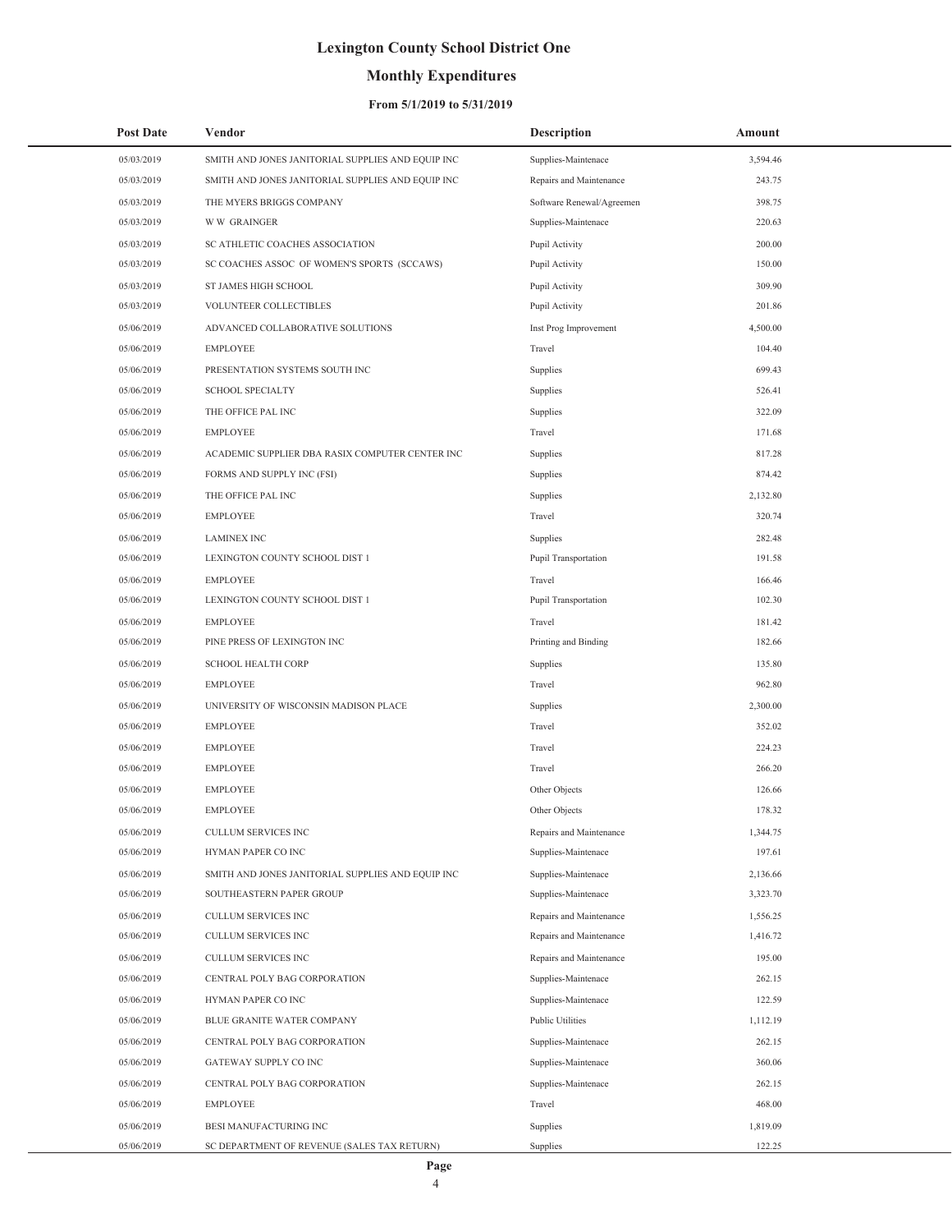# Lexington County School District One

## Monthly Expenditures

### From 5/1/2019 to 5/31/2019

| Post Date | Vendor | Description | Amount |
|---|---|---|---|
| 05/03/2019 | SMITH AND JONES JANITORIAL SUPPLIES AND EQUIP INC | Supplies-Maintenace | 3,594.46 |
| 05/03/2019 | SMITH AND JONES JANITORIAL SUPPLIES AND EQUIP INC | Repairs and Maintenance | 243.75 |
| 05/03/2019 | THE MYERS BRIGGS COMPANY | Software Renewal/Agreemen | 398.75 |
| 05/03/2019 | W W GRAINGER | Supplies-Maintenace | 220.63 |
| 05/03/2019 | SC ATHLETIC COACHES ASSOCIATION | Pupil Activity | 200.00 |
| 05/03/2019 | SC COACHES ASSOC OF WOMEN'S SPORTS (SCCAWS) | Pupil Activity | 150.00 |
| 05/03/2019 | ST JAMES HIGH SCHOOL | Pupil Activity | 309.90 |
| 05/03/2019 | VOLUNTEER COLLECTIBLES | Pupil Activity | 201.86 |
| 05/06/2019 | ADVANCED COLLABORATIVE SOLUTIONS | Inst Prog Improvement | 4,500.00 |
| 05/06/2019 | EMPLOYEE | Travel | 104.40 |
| 05/06/2019 | PRESENTATION SYSTEMS SOUTH INC | Supplies | 699.43 |
| 05/06/2019 | SCHOOL SPECIALTY | Supplies | 526.41 |
| 05/06/2019 | THE OFFICE PAL INC | Supplies | 322.09 |
| 05/06/2019 | EMPLOYEE | Travel | 171.68 |
| 05/06/2019 | ACADEMIC SUPPLIER DBA RASIX COMPUTER CENTER INC | Supplies | 817.28 |
| 05/06/2019 | FORMS AND SUPPLY INC (FSI) | Supplies | 874.42 |
| 05/06/2019 | THE OFFICE PAL INC | Supplies | 2,132.80 |
| 05/06/2019 | EMPLOYEE | Travel | 320.74 |
| 05/06/2019 | LAMINEX INC | Supplies | 282.48 |
| 05/06/2019 | LEXINGTON COUNTY SCHOOL DIST 1 | Pupil Transportation | 191.58 |
| 05/06/2019 | EMPLOYEE | Travel | 166.46 |
| 05/06/2019 | LEXINGTON COUNTY SCHOOL DIST 1 | Pupil Transportation | 102.30 |
| 05/06/2019 | EMPLOYEE | Travel | 181.42 |
| 05/06/2019 | PINE PRESS OF LEXINGTON INC | Printing and Binding | 182.66 |
| 05/06/2019 | SCHOOL HEALTH CORP | Supplies | 135.80 |
| 05/06/2019 | EMPLOYEE | Travel | 962.80 |
| 05/06/2019 | UNIVERSITY OF WISCONSIN MADISON PLACE | Supplies | 2,300.00 |
| 05/06/2019 | EMPLOYEE | Travel | 352.02 |
| 05/06/2019 | EMPLOYEE | Travel | 224.23 |
| 05/06/2019 | EMPLOYEE | Travel | 266.20 |
| 05/06/2019 | EMPLOYEE | Other Objects | 126.66 |
| 05/06/2019 | EMPLOYEE | Other Objects | 178.32 |
| 05/06/2019 | CULLUM SERVICES INC | Repairs and Maintenance | 1,344.75 |
| 05/06/2019 | HYMAN PAPER CO INC | Supplies-Maintenace | 197.61 |
| 05/06/2019 | SMITH AND JONES JANITORIAL SUPPLIES AND EQUIP INC | Supplies-Maintenace | 2,136.66 |
| 05/06/2019 | SOUTHEASTERN PAPER GROUP | Supplies-Maintenace | 3,323.70 |
| 05/06/2019 | CULLUM SERVICES INC | Repairs and Maintenance | 1,556.25 |
| 05/06/2019 | CULLUM SERVICES INC | Repairs and Maintenance | 1,416.72 |
| 05/06/2019 | CULLUM SERVICES INC | Repairs and Maintenance | 195.00 |
| 05/06/2019 | CENTRAL POLY BAG CORPORATION | Supplies-Maintenace | 262.15 |
| 05/06/2019 | HYMAN PAPER CO INC | Supplies-Maintenace | 122.59 |
| 05/06/2019 | BLUE GRANITE WATER COMPANY | Public Utilities | 1,112.19 |
| 05/06/2019 | CENTRAL POLY BAG CORPORATION | Supplies-Maintenace | 262.15 |
| 05/06/2019 | GATEWAY SUPPLY CO INC | Supplies-Maintenace | 360.06 |
| 05/06/2019 | CENTRAL POLY BAG CORPORATION | Supplies-Maintenace | 262.15 |
| 05/06/2019 | EMPLOYEE | Travel | 468.00 |
| 05/06/2019 | BESI MANUFACTURING INC | Supplies | 1,819.09 |
| 05/06/2019 | SC DEPARTMENT OF REVENUE (SALES TAX RETURN) | Supplies | 122.25 |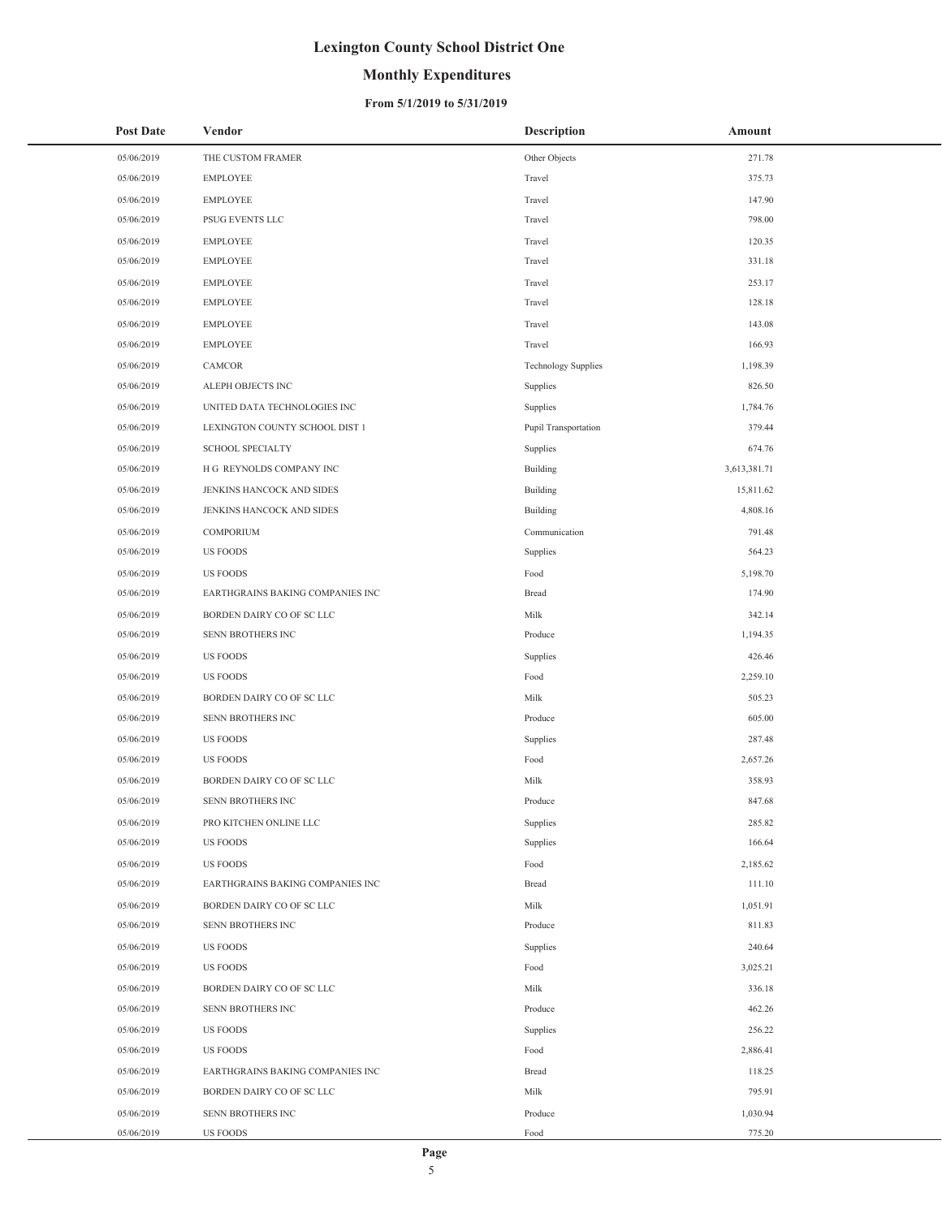# Lexington County School District One

## Monthly Expenditures

### From 5/1/2019 to 5/31/2019

| Post Date | Vendor | Description | Amount |
|---|---|---|---|
| 05/06/2019 | THE CUSTOM FRAMER | Other Objects | 271.78 |
| 05/06/2019 | EMPLOYEE | Travel | 375.73 |
| 05/06/2019 | EMPLOYEE | Travel | 147.90 |
| 05/06/2019 | PSUG EVENTS LLC | Travel | 798.00 |
| 05/06/2019 | EMPLOYEE | Travel | 120.35 |
| 05/06/2019 | EMPLOYEE | Travel | 331.18 |
| 05/06/2019 | EMPLOYEE | Travel | 253.17 |
| 05/06/2019 | EMPLOYEE | Travel | 128.18 |
| 05/06/2019 | EMPLOYEE | Travel | 143.08 |
| 05/06/2019 | EMPLOYEE | Travel | 166.93 |
| 05/06/2019 | CAMCOR | Technology Supplies | 1,198.39 |
| 05/06/2019 | ALEPH OBJECTS INC | Supplies | 826.50 |
| 05/06/2019 | UNITED DATA TECHNOLOGIES INC | Supplies | 1,784.76 |
| 05/06/2019 | LEXINGTON COUNTY SCHOOL DIST 1 | Pupil Transportation | 379.44 |
| 05/06/2019 | SCHOOL SPECIALTY | Supplies | 674.76 |
| 05/06/2019 | H G REYNOLDS COMPANY INC | Building | 3,613,381.71 |
| 05/06/2019 | JENKINS HANCOCK AND SIDES | Building | 15,811.62 |
| 05/06/2019 | JENKINS HANCOCK AND SIDES | Building | 4,808.16 |
| 05/06/2019 | COMPORIUM | Communication | 791.48 |
| 05/06/2019 | US FOODS | Supplies | 564.23 |
| 05/06/2019 | US FOODS | Food | 5,198.70 |
| 05/06/2019 | EARTHGRAINS BAKING COMPANIES INC | Bread | 174.90 |
| 05/06/2019 | BORDEN DAIRY CO OF SC LLC | Milk | 342.14 |
| 05/06/2019 | SENN BROTHERS INC | Produce | 1,194.35 |
| 05/06/2019 | US FOODS | Supplies | 426.46 |
| 05/06/2019 | US FOODS | Food | 2,259.10 |
| 05/06/2019 | BORDEN DAIRY CO OF SC LLC | Milk | 505.23 |
| 05/06/2019 | SENN BROTHERS INC | Produce | 605.00 |
| 05/06/2019 | US FOODS | Supplies | 287.48 |
| 05/06/2019 | US FOODS | Food | 2,657.26 |
| 05/06/2019 | BORDEN DAIRY CO OF SC LLC | Milk | 358.93 |
| 05/06/2019 | SENN BROTHERS INC | Produce | 847.68 |
| 05/06/2019 | PRO KITCHEN ONLINE LLC | Supplies | 285.82 |
| 05/06/2019 | US FOODS | Supplies | 166.64 |
| 05/06/2019 | US FOODS | Food | 2,185.62 |
| 05/06/2019 | EARTHGRAINS BAKING COMPANIES INC | Bread | 111.10 |
| 05/06/2019 | BORDEN DAIRY CO OF SC LLC | Milk | 1,051.91 |
| 05/06/2019 | SENN BROTHERS INC | Produce | 811.83 |
| 05/06/2019 | US FOODS | Supplies | 240.64 |
| 05/06/2019 | US FOODS | Food | 3,025.21 |
| 05/06/2019 | BORDEN DAIRY CO OF SC LLC | Milk | 336.18 |
| 05/06/2019 | SENN BROTHERS INC | Produce | 462.26 |
| 05/06/2019 | US FOODS | Supplies | 256.22 |
| 05/06/2019 | US FOODS | Food | 2,886.41 |
| 05/06/2019 | EARTHGRAINS BAKING COMPANIES INC | Bread | 118.25 |
| 05/06/2019 | BORDEN DAIRY CO OF SC LLC | Milk | 795.91 |
| 05/06/2019 | SENN BROTHERS INC | Produce | 1,030.94 |
| 05/06/2019 | US FOODS | Food | 775.20 |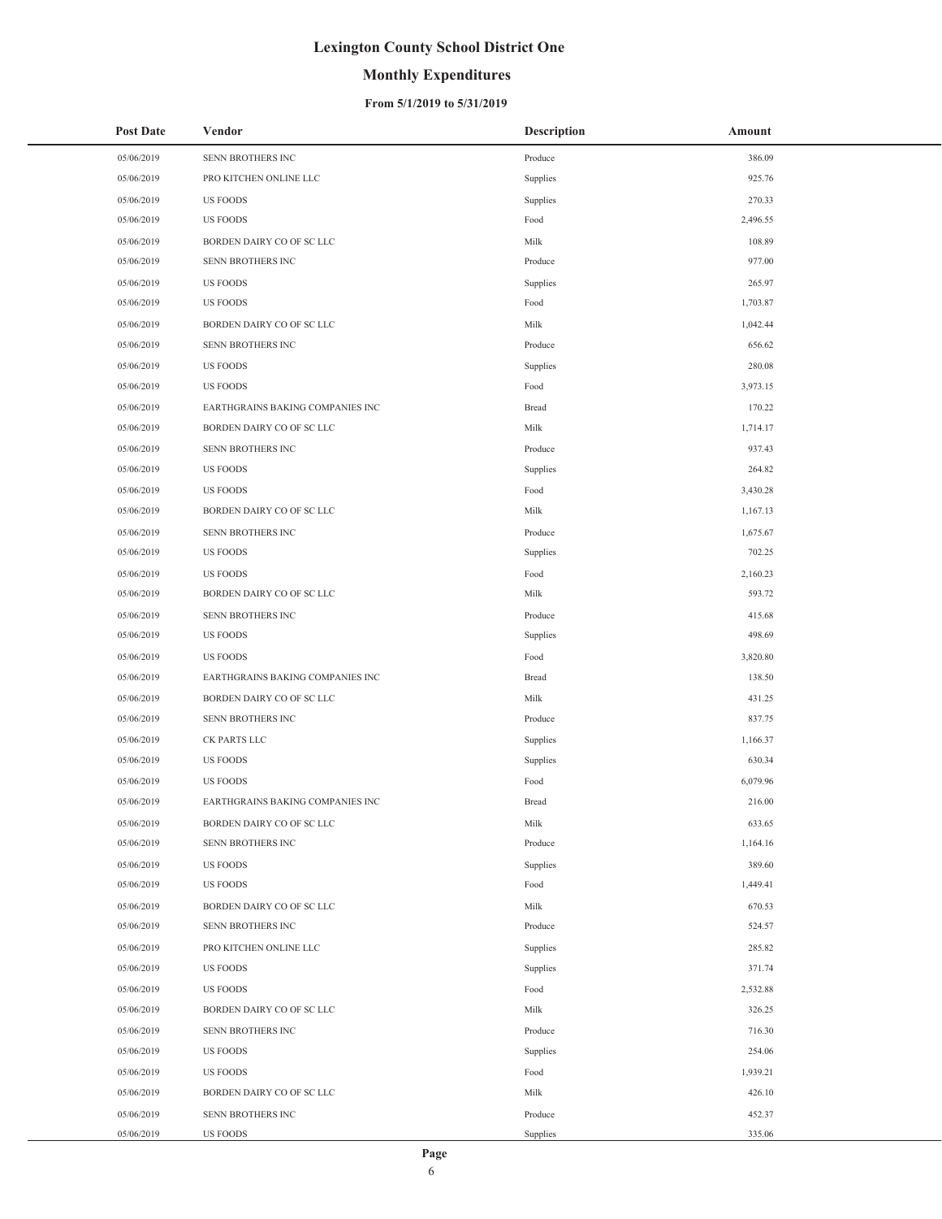# Lexington County School District One

## Monthly Expenditures

### From 5/1/2019 to 5/31/2019

| Post Date | Vendor | Description | Amount |
|---|---|---|---|
| 05/06/2019 | SENN BROTHERS INC | Produce | 386.09 |
| 05/06/2019 | PRO KITCHEN ONLINE LLC | Supplies | 925.76 |
| 05/06/2019 | US FOODS | Supplies | 270.33 |
| 05/06/2019 | US FOODS | Food | 2,496.55 |
| 05/06/2019 | BORDEN DAIRY CO OF SC LLC | Milk | 108.89 |
| 05/06/2019 | SENN BROTHERS INC | Produce | 977.00 |
| 05/06/2019 | US FOODS | Supplies | 265.97 |
| 05/06/2019 | US FOODS | Food | 1,703.87 |
| 05/06/2019 | BORDEN DAIRY CO OF SC LLC | Milk | 1,042.44 |
| 05/06/2019 | SENN BROTHERS INC | Produce | 656.62 |
| 05/06/2019 | US FOODS | Supplies | 280.08 |
| 05/06/2019 | US FOODS | Food | 3,973.15 |
| 05/06/2019 | EARTHGRAINS BAKING COMPANIES INC | Bread | 170.22 |
| 05/06/2019 | BORDEN DAIRY CO OF SC LLC | Milk | 1,714.17 |
| 05/06/2019 | SENN BROTHERS INC | Produce | 937.43 |
| 05/06/2019 | US FOODS | Supplies | 264.82 |
| 05/06/2019 | US FOODS | Food | 3,430.28 |
| 05/06/2019 | BORDEN DAIRY CO OF SC LLC | Milk | 1,167.13 |
| 05/06/2019 | SENN BROTHERS INC | Produce | 1,675.67 |
| 05/06/2019 | US FOODS | Supplies | 702.25 |
| 05/06/2019 | US FOODS | Food | 2,160.23 |
| 05/06/2019 | BORDEN DAIRY CO OF SC LLC | Milk | 593.72 |
| 05/06/2019 | SENN BROTHERS INC | Produce | 415.68 |
| 05/06/2019 | US FOODS | Supplies | 498.69 |
| 05/06/2019 | US FOODS | Food | 3,820.80 |
| 05/06/2019 | EARTHGRAINS BAKING COMPANIES INC | Bread | 138.50 |
| 05/06/2019 | BORDEN DAIRY CO OF SC LLC | Milk | 431.25 |
| 05/06/2019 | SENN BROTHERS INC | Produce | 837.75 |
| 05/06/2019 | CK PARTS LLC | Supplies | 1,166.37 |
| 05/06/2019 | US FOODS | Supplies | 630.34 |
| 05/06/2019 | US FOODS | Food | 6,079.96 |
| 05/06/2019 | EARTHGRAINS BAKING COMPANIES INC | Bread | 216.00 |
| 05/06/2019 | BORDEN DAIRY CO OF SC LLC | Milk | 633.65 |
| 05/06/2019 | SENN BROTHERS INC | Produce | 1,164.16 |
| 05/06/2019 | US FOODS | Supplies | 389.60 |
| 05/06/2019 | US FOODS | Food | 1,449.41 |
| 05/06/2019 | BORDEN DAIRY CO OF SC LLC | Milk | 670.53 |
| 05/06/2019 | SENN BROTHERS INC | Produce | 524.57 |
| 05/06/2019 | PRO KITCHEN ONLINE LLC | Supplies | 285.82 |
| 05/06/2019 | US FOODS | Supplies | 371.74 |
| 05/06/2019 | US FOODS | Food | 2,532.88 |
| 05/06/2019 | BORDEN DAIRY CO OF SC LLC | Milk | 326.25 |
| 05/06/2019 | SENN BROTHERS INC | Produce | 716.30 |
| 05/06/2019 | US FOODS | Supplies | 254.06 |
| 05/06/2019 | US FOODS | Food | 1,939.21 |
| 05/06/2019 | BORDEN DAIRY CO OF SC LLC | Milk | 426.10 |
| 05/06/2019 | SENN BROTHERS INC | Produce | 452.37 |
| 05/06/2019 | US FOODS | Supplies | 335.06 |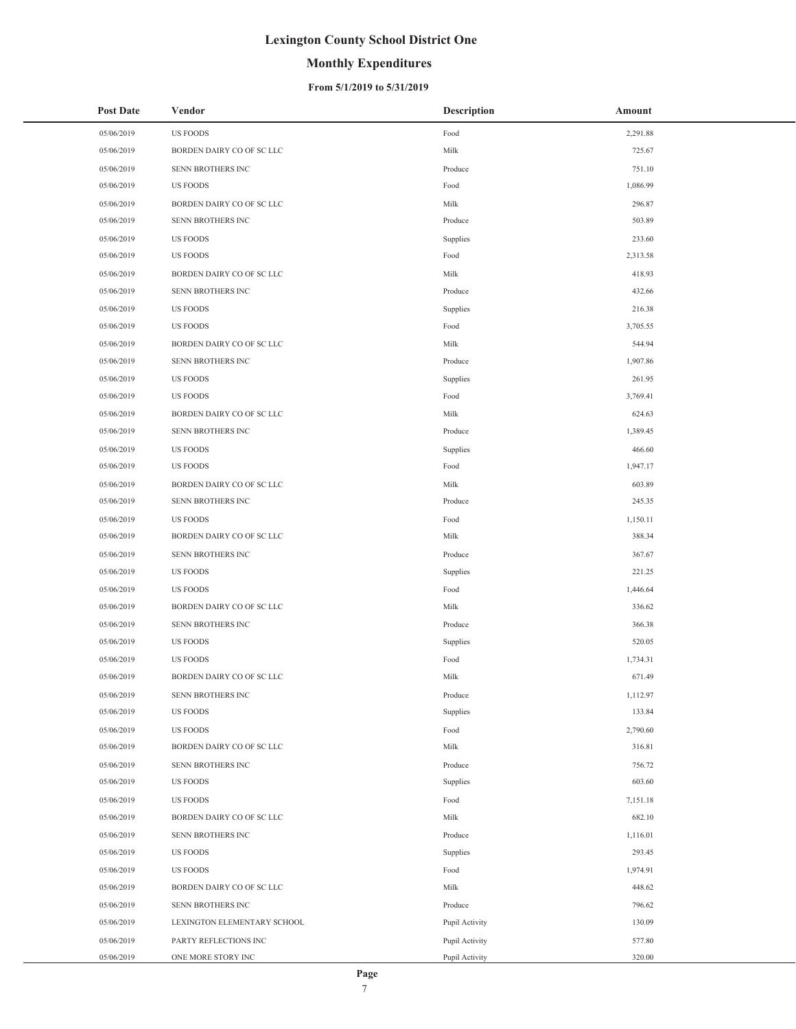# Lexington County School District One

## Monthly Expenditures

### From 5/1/2019 to 5/31/2019

| Post Date | Vendor | Description | Amount |
|---|---|---|---|
| 05/06/2019 | US FOODS | Food | 2,291.88 |
| 05/06/2019 | BORDEN DAIRY CO OF SC LLC | Milk | 725.67 |
| 05/06/2019 | SENN BROTHERS INC | Produce | 751.10 |
| 05/06/2019 | US FOODS | Food | 1,086.99 |
| 05/06/2019 | BORDEN DAIRY CO OF SC LLC | Milk | 296.87 |
| 05/06/2019 | SENN BROTHERS INC | Produce | 503.89 |
| 05/06/2019 | US FOODS | Supplies | 233.60 |
| 05/06/2019 | US FOODS | Food | 2,313.58 |
| 05/06/2019 | BORDEN DAIRY CO OF SC LLC | Milk | 418.93 |
| 05/06/2019 | SENN BROTHERS INC | Produce | 432.66 |
| 05/06/2019 | US FOODS | Supplies | 216.38 |
| 05/06/2019 | US FOODS | Food | 3,705.55 |
| 05/06/2019 | BORDEN DAIRY CO OF SC LLC | Milk | 544.94 |
| 05/06/2019 | SENN BROTHERS INC | Produce | 1,907.86 |
| 05/06/2019 | US FOODS | Supplies | 261.95 |
| 05/06/2019 | US FOODS | Food | 3,769.41 |
| 05/06/2019 | BORDEN DAIRY CO OF SC LLC | Milk | 624.63 |
| 05/06/2019 | SENN BROTHERS INC | Produce | 1,389.45 |
| 05/06/2019 | US FOODS | Supplies | 466.60 |
| 05/06/2019 | US FOODS | Food | 1,947.17 |
| 05/06/2019 | BORDEN DAIRY CO OF SC LLC | Milk | 603.89 |
| 05/06/2019 | SENN BROTHERS INC | Produce | 245.35 |
| 05/06/2019 | US FOODS | Food | 1,150.11 |
| 05/06/2019 | BORDEN DAIRY CO OF SC LLC | Milk | 388.34 |
| 05/06/2019 | SENN BROTHERS INC | Produce | 367.67 |
| 05/06/2019 | US FOODS | Supplies | 221.25 |
| 05/06/2019 | US FOODS | Food | 1,446.64 |
| 05/06/2019 | BORDEN DAIRY CO OF SC LLC | Milk | 336.62 |
| 05/06/2019 | SENN BROTHERS INC | Produce | 366.38 |
| 05/06/2019 | US FOODS | Supplies | 520.05 |
| 05/06/2019 | US FOODS | Food | 1,734.31 |
| 05/06/2019 | BORDEN DAIRY CO OF SC LLC | Milk | 671.49 |
| 05/06/2019 | SENN BROTHERS INC | Produce | 1,112.97 |
| 05/06/2019 | US FOODS | Supplies | 133.84 |
| 05/06/2019 | US FOODS | Food | 2,790.60 |
| 05/06/2019 | BORDEN DAIRY CO OF SC LLC | Milk | 316.81 |
| 05/06/2019 | SENN BROTHERS INC | Produce | 756.72 |
| 05/06/2019 | US FOODS | Supplies | 603.60 |
| 05/06/2019 | US FOODS | Food | 7,151.18 |
| 05/06/2019 | BORDEN DAIRY CO OF SC LLC | Milk | 682.10 |
| 05/06/2019 | SENN BROTHERS INC | Produce | 1,116.01 |
| 05/06/2019 | US FOODS | Supplies | 293.45 |
| 05/06/2019 | US FOODS | Food | 1,974.91 |
| 05/06/2019 | BORDEN DAIRY CO OF SC LLC | Milk | 448.62 |
| 05/06/2019 | SENN BROTHERS INC | Produce | 796.62 |
| 05/06/2019 | LEXINGTON ELEMENTARY SCHOOL | Pupil Activity | 130.09 |
| 05/06/2019 | PARTY REFLECTIONS INC | Pupil Activity | 577.80 |
| 05/06/2019 | ONE MORE STORY INC | Pupil Activity | 320.00 |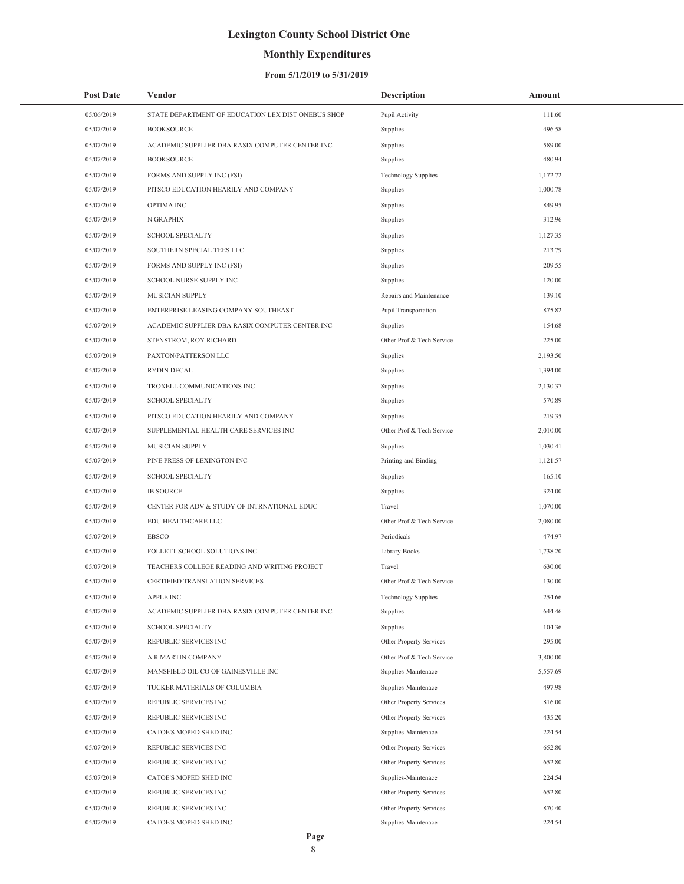# Lexington County School District One

## Monthly Expenditures

### From 5/1/2019 to 5/31/2019

| Post Date | Vendor | Description | Amount |
|---|---|---|---|
| 05/06/2019 | STATE DEPARTMENT OF EDUCATION LEX DIST ONEBUS SHOP | Pupil Activity | 111.60 |
| 05/07/2019 | BOOKSOURCE | Supplies | 496.58 |
| 05/07/2019 | ACADEMIC SUPPLIER DBA RASIX COMPUTER CENTER INC | Supplies | 589.00 |
| 05/07/2019 | BOOKSOURCE | Supplies | 480.94 |
| 05/07/2019 | FORMS AND SUPPLY INC (FSI) | Technology Supplies | 1,172.72 |
| 05/07/2019 | PITSCO EDUCATION HEARILY AND COMPANY | Supplies | 1,000.78 |
| 05/07/2019 | OPTIMA INC | Supplies | 849.95 |
| 05/07/2019 | N GRAPHIX | Supplies | 312.96 |
| 05/07/2019 | SCHOOL SPECIALTY | Supplies | 1,127.35 |
| 05/07/2019 | SOUTHERN SPECIAL TEES LLC | Supplies | 213.79 |
| 05/07/2019 | FORMS AND SUPPLY INC (FSI) | Supplies | 209.55 |
| 05/07/2019 | SCHOOL NURSE SUPPLY INC | Supplies | 120.00 |
| 05/07/2019 | MUSICIAN SUPPLY | Repairs and Maintenance | 139.10 |
| 05/07/2019 | ENTERPRISE LEASING COMPANY SOUTHEAST | Pupil Transportation | 875.82 |
| 05/07/2019 | ACADEMIC SUPPLIER DBA RASIX COMPUTER CENTER INC | Supplies | 154.68 |
| 05/07/2019 | STENSTROM, ROY RICHARD | Other Prof & Tech Service | 225.00 |
| 05/07/2019 | PAXTON/PATTERSON LLC | Supplies | 2,193.50 |
| 05/07/2019 | RYDIN DECAL | Supplies | 1,394.00 |
| 05/07/2019 | TROXELL COMMUNICATIONS INC | Supplies | 2,130.37 |
| 05/07/2019 | SCHOOL SPECIALTY | Supplies | 570.89 |
| 05/07/2019 | PITSCO EDUCATION HEARILY AND COMPANY | Supplies | 219.35 |
| 05/07/2019 | SUPPLEMENTAL HEALTH CARE SERVICES INC | Other Prof & Tech Service | 2,010.00 |
| 05/07/2019 | MUSICIAN SUPPLY | Supplies | 1,030.41 |
| 05/07/2019 | PINE PRESS OF LEXINGTON INC | Printing and Binding | 1,121.57 |
| 05/07/2019 | SCHOOL SPECIALTY | Supplies | 165.10 |
| 05/07/2019 | IB SOURCE | Supplies | 324.00 |
| 05/07/2019 | CENTER FOR ADV & STUDY OF INTRNATIONAL EDUC | Travel | 1,070.00 |
| 05/07/2019 | EDU HEALTHCARE LLC | Other Prof & Tech Service | 2,080.00 |
| 05/07/2019 | EBSCO | Periodicals | 474.97 |
| 05/07/2019 | FOLLETT SCHOOL SOLUTIONS INC | Library Books | 1,738.20 |
| 05/07/2019 | TEACHERS COLLEGE READING AND WRITING PROJECT | Travel | 630.00 |
| 05/07/2019 | CERTIFIED TRANSLATION SERVICES | Other Prof & Tech Service | 130.00 |
| 05/07/2019 | APPLE INC | Technology Supplies | 254.66 |
| 05/07/2019 | ACADEMIC SUPPLIER DBA RASIX COMPUTER CENTER INC | Supplies | 644.46 |
| 05/07/2019 | SCHOOL SPECIALTY | Supplies | 104.36 |
| 05/07/2019 | REPUBLIC SERVICES INC | Other Property Services | 295.00 |
| 05/07/2019 | A R MARTIN COMPANY | Other Prof & Tech Service | 3,800.00 |
| 05/07/2019 | MANSFIELD OIL CO OF GAINESVILLE INC | Supplies-Maintenace | 5,557.69 |
| 05/07/2019 | TUCKER MATERIALS OF COLUMBIA | Supplies-Maintenace | 497.98 |
| 05/07/2019 | REPUBLIC SERVICES INC | Other Property Services | 816.00 |
| 05/07/2019 | REPUBLIC SERVICES INC | Other Property Services | 435.20 |
| 05/07/2019 | CATOE'S MOPED SHED INC | Supplies-Maintenace | 224.54 |
| 05/07/2019 | REPUBLIC SERVICES INC | Other Property Services | 652.80 |
| 05/07/2019 | REPUBLIC SERVICES INC | Other Property Services | 652.80 |
| 05/07/2019 | CATOE'S MOPED SHED INC | Supplies-Maintenace | 224.54 |
| 05/07/2019 | REPUBLIC SERVICES INC | Other Property Services | 652.80 |
| 05/07/2019 | REPUBLIC SERVICES INC | Other Property Services | 870.40 |
| 05/07/2019 | CATOE'S MOPED SHED INC | Supplies-Maintenace | 224.54 |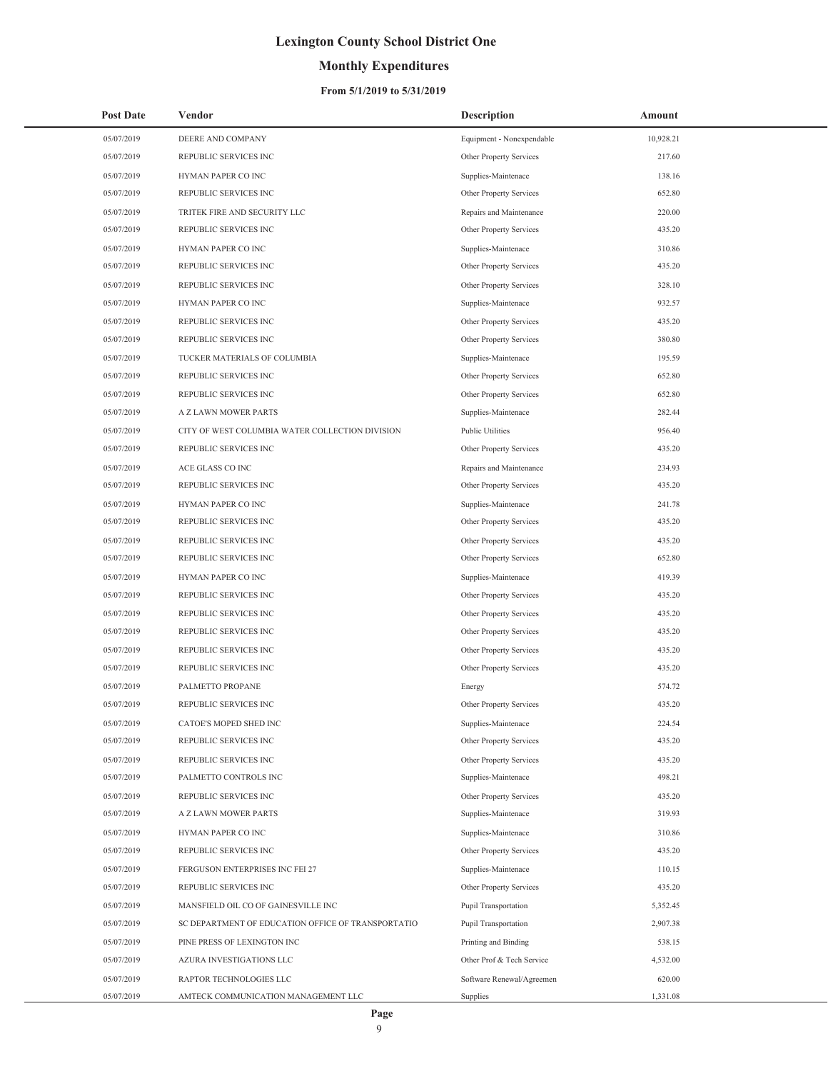# Lexington County School District One

## Monthly Expenditures

### From 5/1/2019 to 5/31/2019

| Post Date | Vendor | Description | Amount |
|---|---|---|---|
| 05/07/2019 | DEERE AND COMPANY | Equipment - Nonexpendable | 10,928.21 |
| 05/07/2019 | REPUBLIC SERVICES INC | Other Property Services | 217.60 |
| 05/07/2019 | HYMAN PAPER CO INC | Supplies-Maintenace | 138.16 |
| 05/07/2019 | REPUBLIC SERVICES INC | Other Property Services | 652.80 |
| 05/07/2019 | TRITEK FIRE AND SECURITY LLC | Repairs and Maintenance | 220.00 |
| 05/07/2019 | REPUBLIC SERVICES INC | Other Property Services | 435.20 |
| 05/07/2019 | HYMAN PAPER CO INC | Supplies-Maintenace | 310.86 |
| 05/07/2019 | REPUBLIC SERVICES INC | Other Property Services | 435.20 |
| 05/07/2019 | REPUBLIC SERVICES INC | Other Property Services | 328.10 |
| 05/07/2019 | HYMAN PAPER CO INC | Supplies-Maintenace | 932.57 |
| 05/07/2019 | REPUBLIC SERVICES INC | Other Property Services | 435.20 |
| 05/07/2019 | REPUBLIC SERVICES INC | Other Property Services | 380.80 |
| 05/07/2019 | TUCKER MATERIALS OF COLUMBIA | Supplies-Maintenace | 195.59 |
| 05/07/2019 | REPUBLIC SERVICES INC | Other Property Services | 652.80 |
| 05/07/2019 | REPUBLIC SERVICES INC | Other Property Services | 652.80 |
| 05/07/2019 | A Z LAWN MOWER PARTS | Supplies-Maintenace | 282.44 |
| 05/07/2019 | CITY OF WEST COLUMBIA WATER COLLECTION DIVISION | Public Utilities | 956.40 |
| 05/07/2019 | REPUBLIC SERVICES INC | Other Property Services | 435.20 |
| 05/07/2019 | ACE GLASS CO INC | Repairs and Maintenance | 234.93 |
| 05/07/2019 | REPUBLIC SERVICES INC | Other Property Services | 435.20 |
| 05/07/2019 | HYMAN PAPER CO INC | Supplies-Maintenace | 241.78 |
| 05/07/2019 | REPUBLIC SERVICES INC | Other Property Services | 435.20 |
| 05/07/2019 | REPUBLIC SERVICES INC | Other Property Services | 435.20 |
| 05/07/2019 | REPUBLIC SERVICES INC | Other Property Services | 652.80 |
| 05/07/2019 | HYMAN PAPER CO INC | Supplies-Maintenace | 419.39 |
| 05/07/2019 | REPUBLIC SERVICES INC | Other Property Services | 435.20 |
| 05/07/2019 | REPUBLIC SERVICES INC | Other Property Services | 435.20 |
| 05/07/2019 | REPUBLIC SERVICES INC | Other Property Services | 435.20 |
| 05/07/2019 | REPUBLIC SERVICES INC | Other Property Services | 435.20 |
| 05/07/2019 | REPUBLIC SERVICES INC | Other Property Services | 435.20 |
| 05/07/2019 | PALMETTO PROPANE | Energy | 574.72 |
| 05/07/2019 | REPUBLIC SERVICES INC | Other Property Services | 435.20 |
| 05/07/2019 | CATOE'S MOPED SHED INC | Supplies-Maintenace | 224.54 |
| 05/07/2019 | REPUBLIC SERVICES INC | Other Property Services | 435.20 |
| 05/07/2019 | REPUBLIC SERVICES INC | Other Property Services | 435.20 |
| 05/07/2019 | PALMETTO CONTROLS INC | Supplies-Maintenace | 498.21 |
| 05/07/2019 | REPUBLIC SERVICES INC | Other Property Services | 435.20 |
| 05/07/2019 | A Z LAWN MOWER PARTS | Supplies-Maintenace | 319.93 |
| 05/07/2019 | HYMAN PAPER CO INC | Supplies-Maintenace | 310.86 |
| 05/07/2019 | REPUBLIC SERVICES INC | Other Property Services | 435.20 |
| 05/07/2019 | FERGUSON ENTERPRISES INC FEI 27 | Supplies-Maintenace | 110.15 |
| 05/07/2019 | REPUBLIC SERVICES INC | Other Property Services | 435.20 |
| 05/07/2019 | MANSFIELD OIL CO OF GAINESVILLE INC | Pupil Transportation | 5,352.45 |
| 05/07/2019 | SC DEPARTMENT OF EDUCATION OFFICE OF TRANSPORTATIO | Pupil Transportation | 2,907.38 |
| 05/07/2019 | PINE PRESS OF LEXINGTON INC | Printing and Binding | 538.15 |
| 05/07/2019 | AZURA INVESTIGATIONS LLC | Other Prof & Tech Service | 4,532.00 |
| 05/07/2019 | RAPTOR TECHNOLOGIES LLC | Software Renewal/Agreemen | 620.00 |
| 05/07/2019 | AMTECK COMMUNICATION MANAGEMENT LLC | Supplies | 1,331.08 |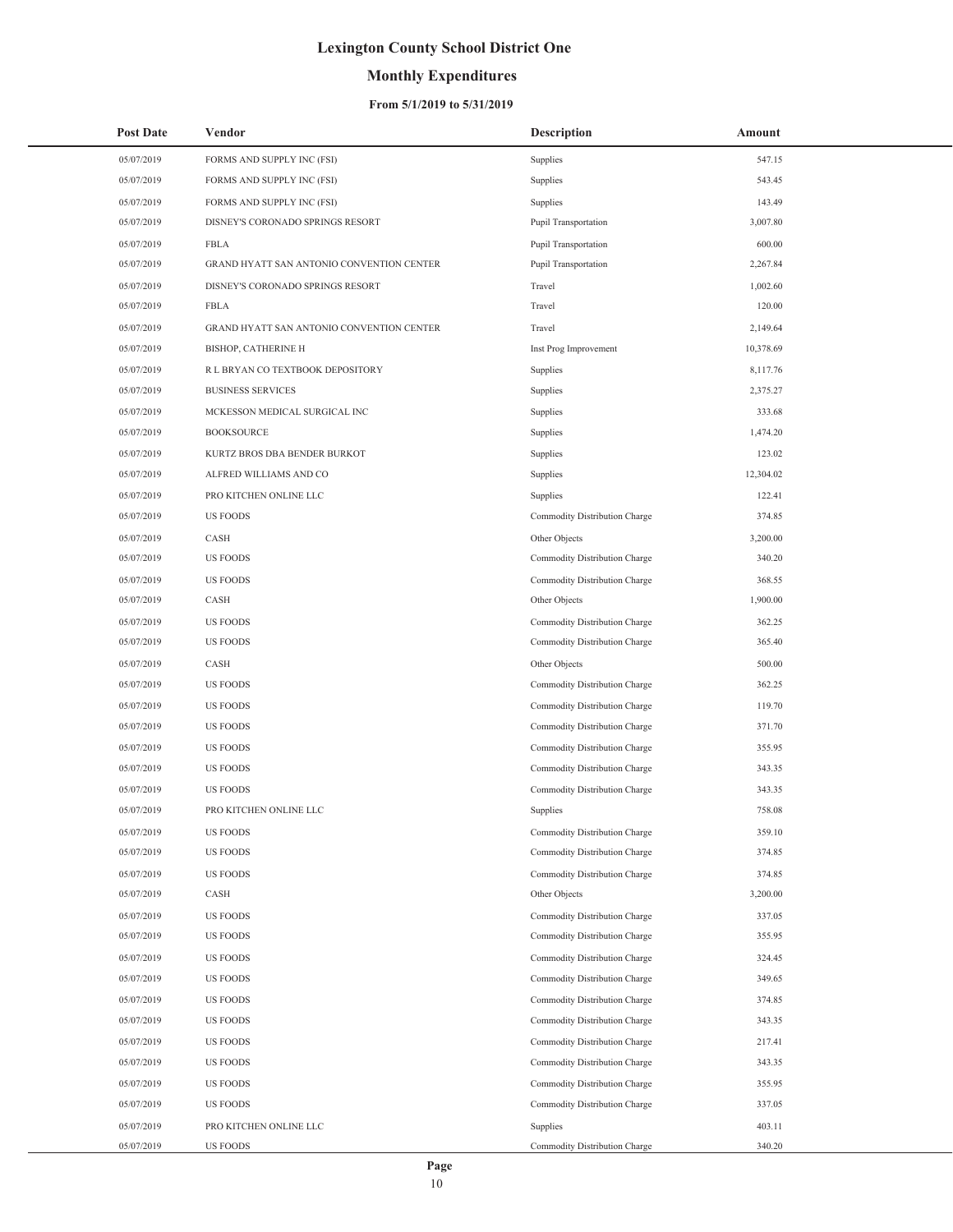# Lexington County School District One

## Monthly Expenditures

### From 5/1/2019 to 5/31/2019

| Post Date | Vendor | Description | Amount |
|---|---|---|---|
| 05/07/2019 | FORMS AND SUPPLY INC (FSI) | Supplies | 547.15 |
| 05/07/2019 | FORMS AND SUPPLY INC (FSI) | Supplies | 543.45 |
| 05/07/2019 | FORMS AND SUPPLY INC (FSI) | Supplies | 143.49 |
| 05/07/2019 | DISNEY'S CORONADO SPRINGS RESORT | Pupil Transportation | 3,007.80 |
| 05/07/2019 | FBLA | Pupil Transportation | 600.00 |
| 05/07/2019 | GRAND HYATT SAN ANTONIO CONVENTION CENTER | Pupil Transportation | 2,267.84 |
| 05/07/2019 | DISNEY'S CORONADO SPRINGS RESORT | Travel | 1,002.60 |
| 05/07/2019 | FBLA | Travel | 120.00 |
| 05/07/2019 | GRAND HYATT SAN ANTONIO CONVENTION CENTER | Travel | 2,149.64 |
| 05/07/2019 | BISHOP, CATHERINE H | Inst Prog Improvement | 10,378.69 |
| 05/07/2019 | R L BRYAN CO TEXTBOOK DEPOSITORY | Supplies | 8,117.76 |
| 05/07/2019 | BUSINESS SERVICES | Supplies | 2,375.27 |
| 05/07/2019 | MCKESSON MEDICAL SURGICAL INC | Supplies | 333.68 |
| 05/07/2019 | BOOKSOURCE | Supplies | 1,474.20 |
| 05/07/2019 | KURTZ BROS DBA BENDER BURKOT | Supplies | 123.02 |
| 05/07/2019 | ALFRED WILLIAMS AND CO | Supplies | 12,304.02 |
| 05/07/2019 | PRO KITCHEN ONLINE LLC | Supplies | 122.41 |
| 05/07/2019 | US FOODS | Commodity Distribution Charge | 374.85 |
| 05/07/2019 | CASH | Other Objects | 3,200.00 |
| 05/07/2019 | US FOODS | Commodity Distribution Charge | 340.20 |
| 05/07/2019 | US FOODS | Commodity Distribution Charge | 368.55 |
| 05/07/2019 | CASH | Other Objects | 1,900.00 |
| 05/07/2019 | US FOODS | Commodity Distribution Charge | 362.25 |
| 05/07/2019 | US FOODS | Commodity Distribution Charge | 365.40 |
| 05/07/2019 | CASH | Other Objects | 500.00 |
| 05/07/2019 | US FOODS | Commodity Distribution Charge | 362.25 |
| 05/07/2019 | US FOODS | Commodity Distribution Charge | 119.70 |
| 05/07/2019 | US FOODS | Commodity Distribution Charge | 371.70 |
| 05/07/2019 | US FOODS | Commodity Distribution Charge | 355.95 |
| 05/07/2019 | US FOODS | Commodity Distribution Charge | 343.35 |
| 05/07/2019 | US FOODS | Commodity Distribution Charge | 343.35 |
| 05/07/2019 | PRO KITCHEN ONLINE LLC | Supplies | 758.08 |
| 05/07/2019 | US FOODS | Commodity Distribution Charge | 359.10 |
| 05/07/2019 | US FOODS | Commodity Distribution Charge | 374.85 |
| 05/07/2019 | US FOODS | Commodity Distribution Charge | 374.85 |
| 05/07/2019 | CASH | Other Objects | 3,200.00 |
| 05/07/2019 | US FOODS | Commodity Distribution Charge | 337.05 |
| 05/07/2019 | US FOODS | Commodity Distribution Charge | 355.95 |
| 05/07/2019 | US FOODS | Commodity Distribution Charge | 324.45 |
| 05/07/2019 | US FOODS | Commodity Distribution Charge | 349.65 |
| 05/07/2019 | US FOODS | Commodity Distribution Charge | 374.85 |
| 05/07/2019 | US FOODS | Commodity Distribution Charge | 343.35 |
| 05/07/2019 | US FOODS | Commodity Distribution Charge | 217.41 |
| 05/07/2019 | US FOODS | Commodity Distribution Charge | 343.35 |
| 05/07/2019 | US FOODS | Commodity Distribution Charge | 355.95 |
| 05/07/2019 | US FOODS | Commodity Distribution Charge | 337.05 |
| 05/07/2019 | PRO KITCHEN ONLINE LLC | Supplies | 403.11 |
| 05/07/2019 | US FOODS | Commodity Distribution Charge | 340.20 |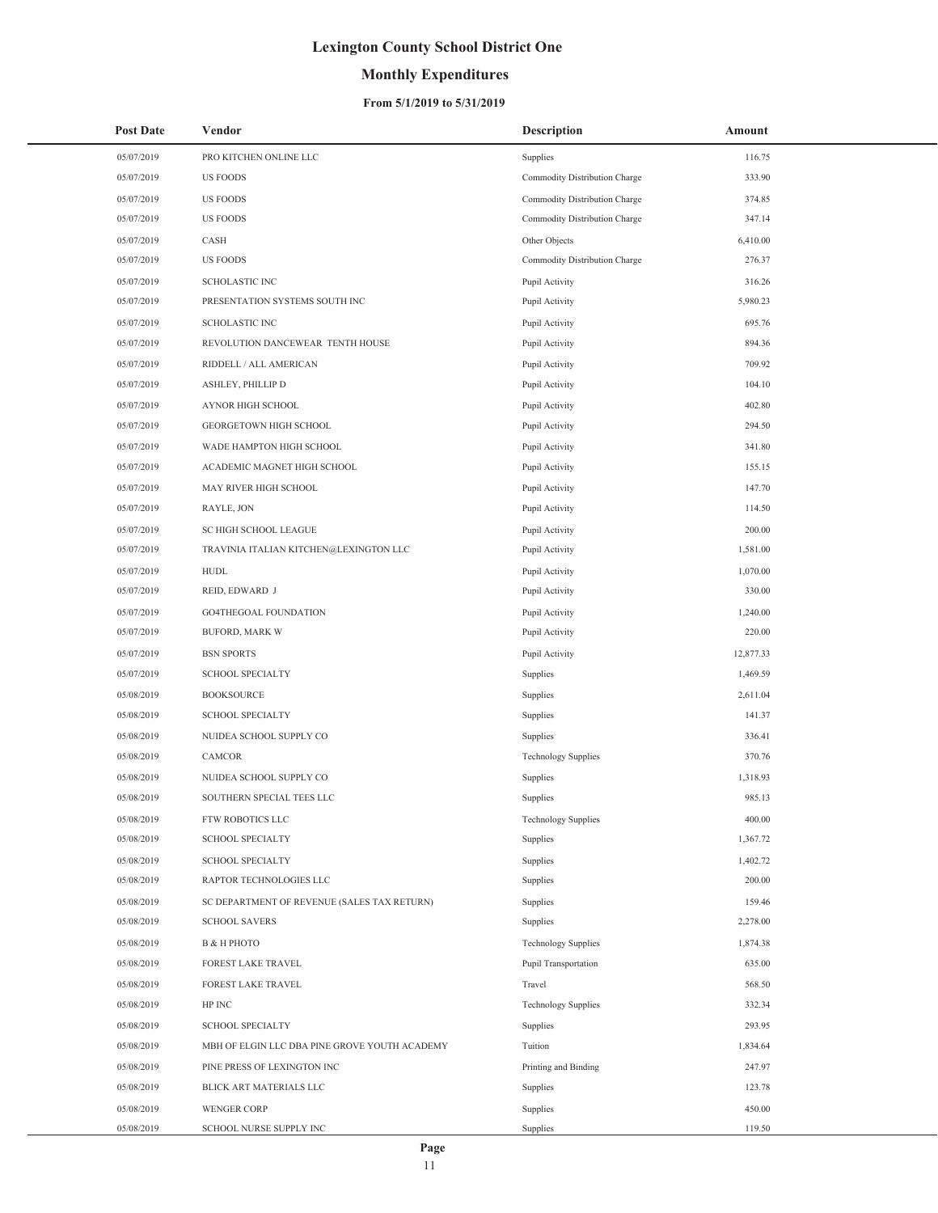# Lexington County School District One

## Monthly Expenditures

### From 5/1/2019 to 5/31/2019

| Post Date | Vendor | Description | Amount |
|---|---|---|---|
| 05/07/2019 | PRO KITCHEN ONLINE LLC | Supplies | 116.75 |
| 05/07/2019 | US FOODS | Commodity Distribution Charge | 333.90 |
| 05/07/2019 | US FOODS | Commodity Distribution Charge | 374.85 |
| 05/07/2019 | US FOODS | Commodity Distribution Charge | 347.14 |
| 05/07/2019 | CASH | Other Objects | 6,410.00 |
| 05/07/2019 | US FOODS | Commodity Distribution Charge | 276.37 |
| 05/07/2019 | SCHOLASTIC INC | Pupil Activity | 316.26 |
| 05/07/2019 | PRESENTATION SYSTEMS SOUTH INC | Pupil Activity | 5,980.23 |
| 05/07/2019 | SCHOLASTIC INC | Pupil Activity | 695.76 |
| 05/07/2019 | REVOLUTION DANCEWEAR TENTH HOUSE | Pupil Activity | 894.36 |
| 05/07/2019 | RIDDELL / ALL AMERICAN | Pupil Activity | 709.92 |
| 05/07/2019 | ASHLEY, PHILLIP D | Pupil Activity | 104.10 |
| 05/07/2019 | AYNOR HIGH SCHOOL | Pupil Activity | 402.80 |
| 05/07/2019 | GEORGETOWN HIGH SCHOOL | Pupil Activity | 294.50 |
| 05/07/2019 | WADE HAMPTON HIGH SCHOOL | Pupil Activity | 341.80 |
| 05/07/2019 | ACADEMIC MAGNET HIGH SCHOOL | Pupil Activity | 155.15 |
| 05/07/2019 | MAY RIVER HIGH SCHOOL | Pupil Activity | 147.70 |
| 05/07/2019 | RAYLE, JON | Pupil Activity | 114.50 |
| 05/07/2019 | SC HIGH SCHOOL LEAGUE | Pupil Activity | 200.00 |
| 05/07/2019 | TRAVINIA ITALIAN KITCHEN@LEXINGTON LLC | Pupil Activity | 1,581.00 |
| 05/07/2019 | HUDL | Pupil Activity | 1,070.00 |
| 05/07/2019 | REID, EDWARD J | Pupil Activity | 330.00 |
| 05/07/2019 | GO4THEGOAL FOUNDATION | Pupil Activity | 1,240.00 |
| 05/07/2019 | BUFORD, MARK W | Pupil Activity | 220.00 |
| 05/07/2019 | BSN SPORTS | Pupil Activity | 12,877.33 |
| 05/07/2019 | SCHOOL SPECIALTY | Supplies | 1,469.59 |
| 05/08/2019 | BOOKSOURCE | Supplies | 2,611.04 |
| 05/08/2019 | SCHOOL SPECIALTY | Supplies | 141.37 |
| 05/08/2019 | NUIDEA SCHOOL SUPPLY CO | Supplies | 336.41 |
| 05/08/2019 | CAMCOR | Technology Supplies | 370.76 |
| 05/08/2019 | NUIDEA SCHOOL SUPPLY CO | Supplies | 1,318.93 |
| 05/08/2019 | SOUTHERN SPECIAL TEES LLC | Supplies | 985.13 |
| 05/08/2019 | FTW ROBOTICS LLC | Technology Supplies | 400.00 |
| 05/08/2019 | SCHOOL SPECIALTY | Supplies | 1,367.72 |
| 05/08/2019 | SCHOOL SPECIALTY | Supplies | 1,402.72 |
| 05/08/2019 | RAPTOR TECHNOLOGIES LLC | Supplies | 200.00 |
| 05/08/2019 | SC DEPARTMENT OF REVENUE (SALES TAX RETURN) | Supplies | 159.46 |
| 05/08/2019 | SCHOOL SAVERS | Supplies | 2,278.00 |
| 05/08/2019 | B & H PHOTO | Technology Supplies | 1,874.38 |
| 05/08/2019 | FOREST LAKE TRAVEL | Pupil Transportation | 635.00 |
| 05/08/2019 | FOREST LAKE TRAVEL | Travel | 568.50 |
| 05/08/2019 | HP INC | Technology Supplies | 332.34 |
| 05/08/2019 | SCHOOL SPECIALTY | Supplies | 293.95 |
| 05/08/2019 | MBH OF ELGIN LLC DBA PINE GROVE YOUTH ACADEMY | Tuition | 1,834.64 |
| 05/08/2019 | PINE PRESS OF LEXINGTON INC | Printing and Binding | 247.97 |
| 05/08/2019 | BLICK ART MATERIALS LLC | Supplies | 123.78 |
| 05/08/2019 | WENGER CORP | Supplies | 450.00 |
| 05/08/2019 | SCHOOL NURSE SUPPLY INC | Supplies | 119.50 |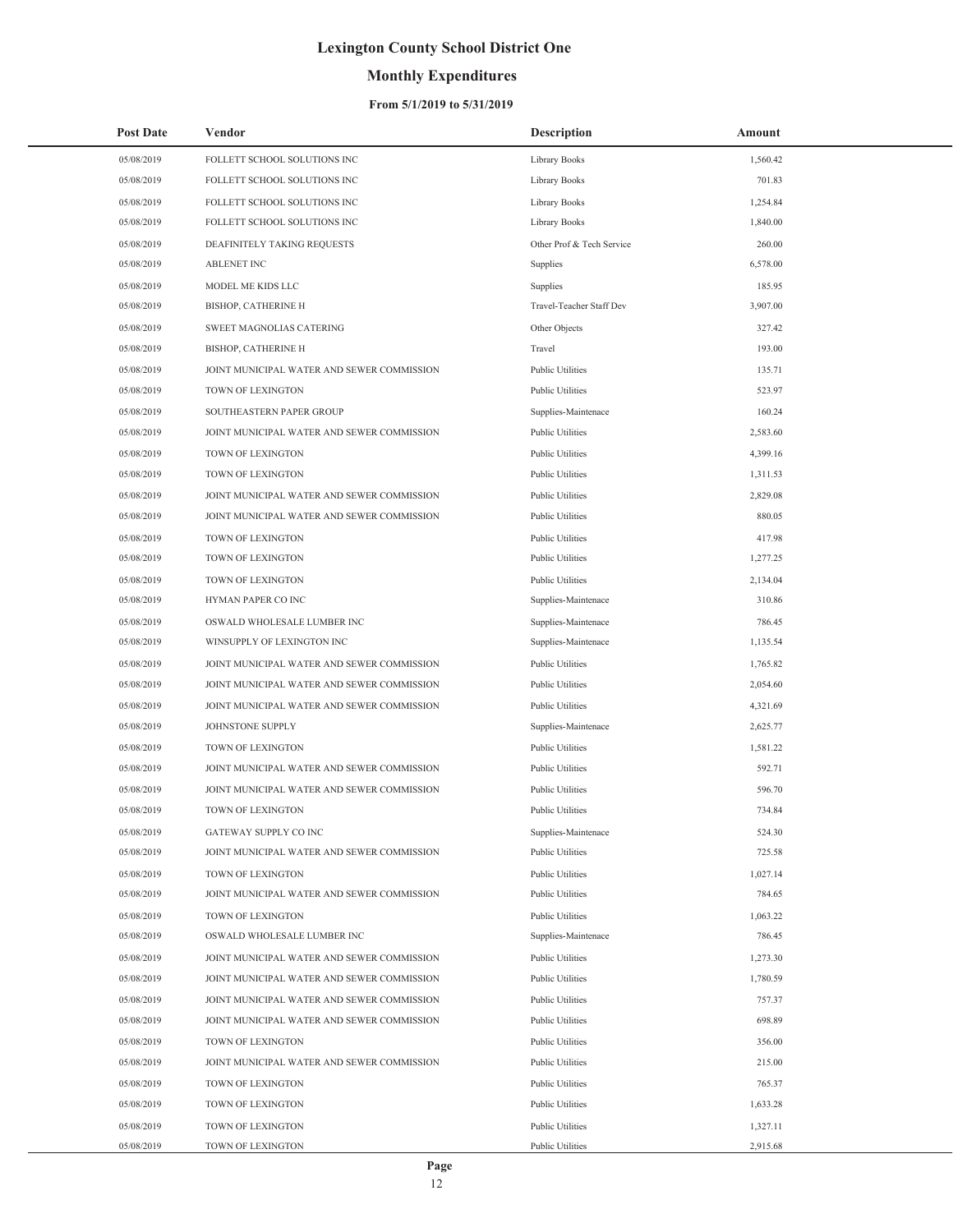# Lexington County School District One

## Monthly Expenditures

### From 5/1/2019 to 5/31/2019

| Post Date | Vendor | Description | Amount |
|---|---|---|---|
| 05/08/2019 | FOLLETT SCHOOL SOLUTIONS INC | Library Books | 1,560.42 |
| 05/08/2019 | FOLLETT SCHOOL SOLUTIONS INC | Library Books | 701.83 |
| 05/08/2019 | FOLLETT SCHOOL SOLUTIONS INC | Library Books | 1,254.84 |
| 05/08/2019 | FOLLETT SCHOOL SOLUTIONS INC | Library Books | 1,840.00 |
| 05/08/2019 | DEAFINITELY TAKING REQUESTS | Other Prof & Tech Service | 260.00 |
| 05/08/2019 | ABLENET INC | Supplies | 6,578.00 |
| 05/08/2019 | MODEL ME KIDS LLC | Supplies | 185.95 |
| 05/08/2019 | BISHOP, CATHERINE H | Travel-Teacher Staff Dev | 3,907.00 |
| 05/08/2019 | SWEET MAGNOLIAS CATERING | Other Objects | 327.42 |
| 05/08/2019 | BISHOP, CATHERINE H | Travel | 193.00 |
| 05/08/2019 | JOINT MUNICIPAL WATER AND SEWER COMMISSION | Public Utilities | 135.71 |
| 05/08/2019 | TOWN OF LEXINGTON | Public Utilities | 523.97 |
| 05/08/2019 | SOUTHEASTERN PAPER GROUP | Supplies-Maintenace | 160.24 |
| 05/08/2019 | JOINT MUNICIPAL WATER AND SEWER COMMISSION | Public Utilities | 2,583.60 |
| 05/08/2019 | TOWN OF LEXINGTON | Public Utilities | 4,399.16 |
| 05/08/2019 | TOWN OF LEXINGTON | Public Utilities | 1,311.53 |
| 05/08/2019 | JOINT MUNICIPAL WATER AND SEWER COMMISSION | Public Utilities | 2,829.08 |
| 05/08/2019 | JOINT MUNICIPAL WATER AND SEWER COMMISSION | Public Utilities | 880.05 |
| 05/08/2019 | TOWN OF LEXINGTON | Public Utilities | 417.98 |
| 05/08/2019 | TOWN OF LEXINGTON | Public Utilities | 1,277.25 |
| 05/08/2019 | TOWN OF LEXINGTON | Public Utilities | 2,134.04 |
| 05/08/2019 | HYMAN PAPER CO INC | Supplies-Maintenace | 310.86 |
| 05/08/2019 | OSWALD WHOLESALE LUMBER INC | Supplies-Maintenace | 786.45 |
| 05/08/2019 | WINSUPPLY OF LEXINGTON INC | Supplies-Maintenace | 1,135.54 |
| 05/08/2019 | JOINT MUNICIPAL WATER AND SEWER COMMISSION | Public Utilities | 1,765.82 |
| 05/08/2019 | JOINT MUNICIPAL WATER AND SEWER COMMISSION | Public Utilities | 2,054.60 |
| 05/08/2019 | JOINT MUNICIPAL WATER AND SEWER COMMISSION | Public Utilities | 4,321.69 |
| 05/08/2019 | JOHNSTONE SUPPLY | Supplies-Maintenace | 2,625.77 |
| 05/08/2019 | TOWN OF LEXINGTON | Public Utilities | 1,581.22 |
| 05/08/2019 | JOINT MUNICIPAL WATER AND SEWER COMMISSION | Public Utilities | 592.71 |
| 05/08/2019 | JOINT MUNICIPAL WATER AND SEWER COMMISSION | Public Utilities | 596.70 |
| 05/08/2019 | TOWN OF LEXINGTON | Public Utilities | 734.84 |
| 05/08/2019 | GATEWAY SUPPLY CO INC | Supplies-Maintenace | 524.30 |
| 05/08/2019 | JOINT MUNICIPAL WATER AND SEWER COMMISSION | Public Utilities | 725.58 |
| 05/08/2019 | TOWN OF LEXINGTON | Public Utilities | 1,027.14 |
| 05/08/2019 | JOINT MUNICIPAL WATER AND SEWER COMMISSION | Public Utilities | 784.65 |
| 05/08/2019 | TOWN OF LEXINGTON | Public Utilities | 1,063.22 |
| 05/08/2019 | OSWALD WHOLESALE LUMBER INC | Supplies-Maintenace | 786.45 |
| 05/08/2019 | JOINT MUNICIPAL WATER AND SEWER COMMISSION | Public Utilities | 1,273.30 |
| 05/08/2019 | JOINT MUNICIPAL WATER AND SEWER COMMISSION | Public Utilities | 1,780.59 |
| 05/08/2019 | JOINT MUNICIPAL WATER AND SEWER COMMISSION | Public Utilities | 757.37 |
| 05/08/2019 | JOINT MUNICIPAL WATER AND SEWER COMMISSION | Public Utilities | 698.89 |
| 05/08/2019 | TOWN OF LEXINGTON | Public Utilities | 356.00 |
| 05/08/2019 | JOINT MUNICIPAL WATER AND SEWER COMMISSION | Public Utilities | 215.00 |
| 05/08/2019 | TOWN OF LEXINGTON | Public Utilities | 765.37 |
| 05/08/2019 | TOWN OF LEXINGTON | Public Utilities | 1,633.28 |
| 05/08/2019 | TOWN OF LEXINGTON | Public Utilities | 1,327.11 |
| 05/08/2019 | TOWN OF LEXINGTON | Public Utilities | 2,915.68 |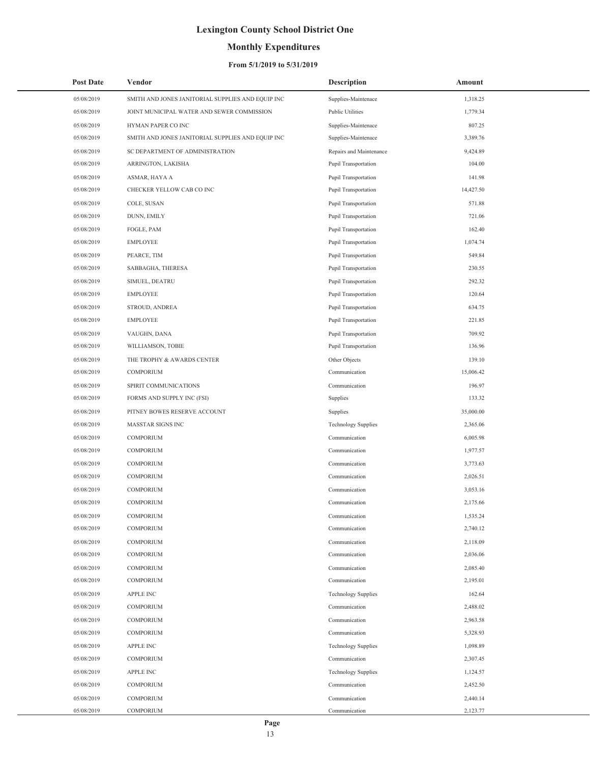# Lexington County School District One

## Monthly Expenditures

### From 5/1/2019 to 5/31/2019

| Post Date | Vendor | Description | Amount |
|---|---|---|---|
| 05/08/2019 | SMITH AND JONES JANITORIAL SUPPLIES AND EQUIP INC | Supplies-Maintenace | 1,318.25 |
| 05/08/2019 | JOINT MUNICIPAL WATER AND SEWER COMMISSION | Public Utilities | 1,779.34 |
| 05/08/2019 | HYMAN PAPER CO INC | Supplies-Maintenace | 807.25 |
| 05/08/2019 | SMITH AND JONES JANITORIAL SUPPLIES AND EQUIP INC | Supplies-Maintenace | 3,389.76 |
| 05/08/2019 | SC DEPARTMENT OF ADMINISTRATION | Repairs and Maintenance | 9,424.89 |
| 05/08/2019 | ARRINGTON, LAKISHA | Pupil Transportation | 104.00 |
| 05/08/2019 | ASMAR, HAYA A | Pupil Transportation | 141.98 |
| 05/08/2019 | CHECKER YELLOW CAB CO INC | Pupil Transportation | 14,427.50 |
| 05/08/2019 | COLE, SUSAN | Pupil Transportation | 571.88 |
| 05/08/2019 | DUNN, EMILY | Pupil Transportation | 721.06 |
| 05/08/2019 | FOGLE, PAM | Pupil Transportation | 162.40 |
| 05/08/2019 | EMPLOYEE | Pupil Transportation | 1,074.74 |
| 05/08/2019 | PEARCE, TIM | Pupil Transportation | 549.84 |
| 05/08/2019 | SABBAGHA, THERESA | Pupil Transportation | 230.55 |
| 05/08/2019 | SIMUEL, DEATRU | Pupil Transportation | 292.32 |
| 05/08/2019 | EMPLOYEE | Pupil Transportation | 120.64 |
| 05/08/2019 | STROUD, ANDREA | Pupil Transportation | 634.75 |
| 05/08/2019 | EMPLOYEE | Pupil Transportation | 221.85 |
| 05/08/2019 | VAUGHN, DANA | Pupil Transportation | 709.92 |
| 05/08/2019 | WILLIAMSON, TOBIE | Pupil Transportation | 136.96 |
| 05/08/2019 | THE TROPHY & AWARDS CENTER | Other Objects | 139.10 |
| 05/08/2019 | COMPORIUM | Communication | 15,006.42 |
| 05/08/2019 | SPIRIT COMMUNICATIONS | Communication | 196.97 |
| 05/08/2019 | FORMS AND SUPPLY INC (FSI) | Supplies | 133.32 |
| 05/08/2019 | PITNEY BOWES RESERVE ACCOUNT | Supplies | 35,000.00 |
| 05/08/2019 | MASSTAR SIGNS INC | Technology Supplies | 2,365.06 |
| 05/08/2019 | COMPORIUM | Communication | 6,005.98 |
| 05/08/2019 | COMPORIUM | Communication | 1,977.57 |
| 05/08/2019 | COMPORIUM | Communication | 3,773.63 |
| 05/08/2019 | COMPORIUM | Communication | 2,026.51 |
| 05/08/2019 | COMPORIUM | Communication | 3,053.16 |
| 05/08/2019 | COMPORIUM | Communication | 2,175.66 |
| 05/08/2019 | COMPORIUM | Communication | 1,535.24 |
| 05/08/2019 | COMPORIUM | Communication | 2,740.12 |
| 05/08/2019 | COMPORIUM | Communication | 2,118.09 |
| 05/08/2019 | COMPORIUM | Communication | 2,036.06 |
| 05/08/2019 | COMPORIUM | Communication | 2,085.40 |
| 05/08/2019 | COMPORIUM | Communication | 2,195.01 |
| 05/08/2019 | APPLE INC | Technology Supplies | 162.64 |
| 05/08/2019 | COMPORIUM | Communication | 2,488.02 |
| 05/08/2019 | COMPORIUM | Communication | 2,963.58 |
| 05/08/2019 | COMPORIUM | Communication | 5,328.93 |
| 05/08/2019 | APPLE INC | Technology Supplies | 1,098.89 |
| 05/08/2019 | COMPORIUM | Communication | 2,307.45 |
| 05/08/2019 | APPLE INC | Technology Supplies | 1,124.57 |
| 05/08/2019 | COMPORIUM | Communication | 2,452.50 |
| 05/08/2019 | COMPORIUM | Communication | 2,440.14 |
| 05/08/2019 | COMPORIUM | Communication | 2,123.77 |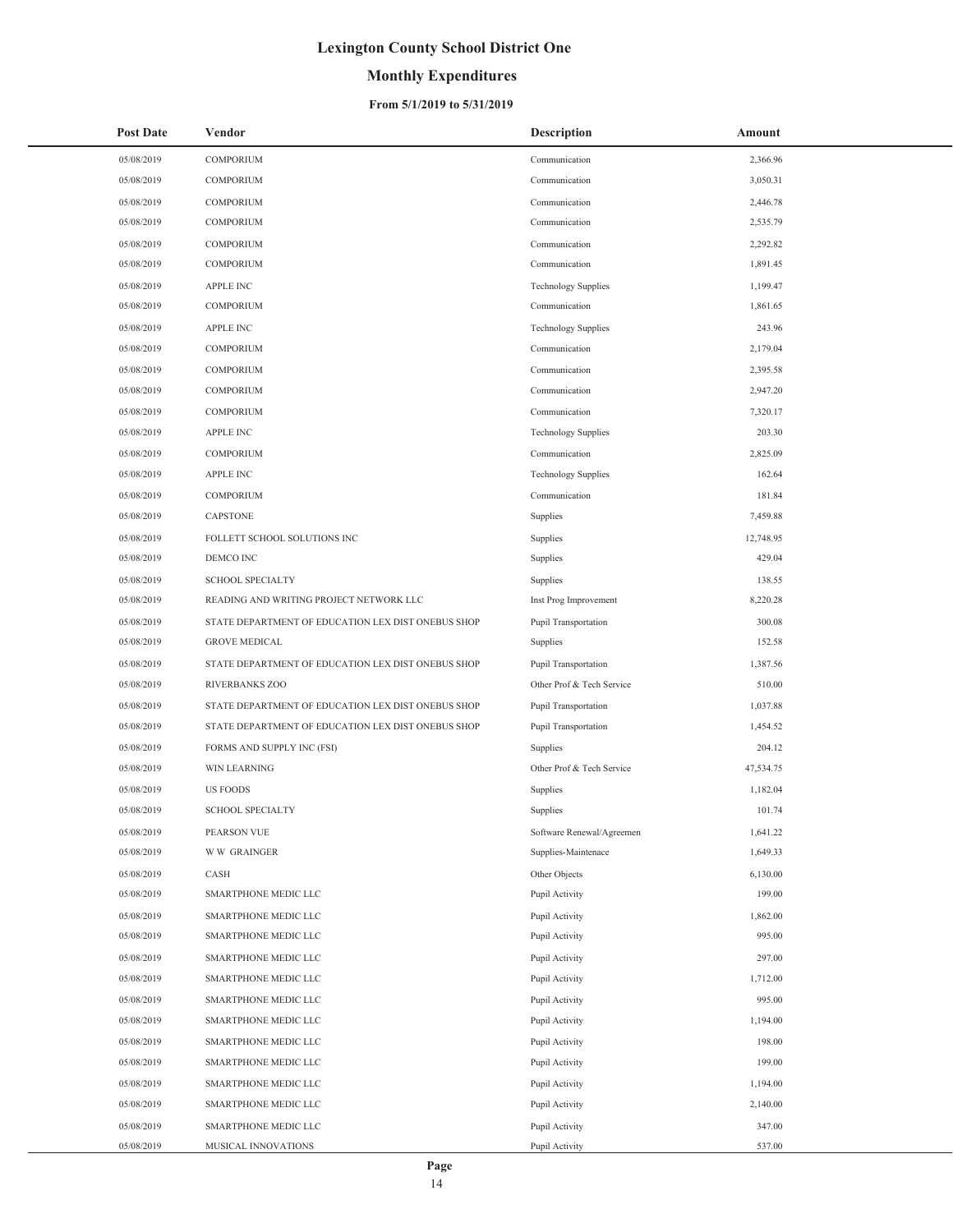# Lexington County School District One

## Monthly Expenditures

### From 5/1/2019 to 5/31/2019

| Post Date | Vendor | Description | Amount |
|---|---|---|---|
| 05/08/2019 | COMPORIUM | Communication | 2,366.96 |
| 05/08/2019 | COMPORIUM | Communication | 3,050.31 |
| 05/08/2019 | COMPORIUM | Communication | 2,446.78 |
| 05/08/2019 | COMPORIUM | Communication | 2,535.79 |
| 05/08/2019 | COMPORIUM | Communication | 2,292.82 |
| 05/08/2019 | COMPORIUM | Communication | 1,891.45 |
| 05/08/2019 | APPLE INC | Technology Supplies | 1,199.47 |
| 05/08/2019 | COMPORIUM | Communication | 1,861.65 |
| 05/08/2019 | APPLE INC | Technology Supplies | 243.96 |
| 05/08/2019 | COMPORIUM | Communication | 2,179.04 |
| 05/08/2019 | COMPORIUM | Communication | 2,395.58 |
| 05/08/2019 | COMPORIUM | Communication | 2,947.20 |
| 05/08/2019 | COMPORIUM | Communication | 7,320.17 |
| 05/08/2019 | APPLE INC | Technology Supplies | 203.30 |
| 05/08/2019 | COMPORIUM | Communication | 2,825.09 |
| 05/08/2019 | APPLE INC | Technology Supplies | 162.64 |
| 05/08/2019 | COMPORIUM | Communication | 181.84 |
| 05/08/2019 | CAPSTONE | Supplies | 7,459.88 |
| 05/08/2019 | FOLLETT SCHOOL SOLUTIONS INC | Supplies | 12,748.95 |
| 05/08/2019 | DEMCO INC | Supplies | 429.04 |
| 05/08/2019 | SCHOOL SPECIALTY | Supplies | 138.55 |
| 05/08/2019 | READING AND WRITING PROJECT NETWORK LLC | Inst Prog Improvement | 8,220.28 |
| 05/08/2019 | STATE DEPARTMENT OF EDUCATION LEX DIST ONEBUS SHOP | Pupil Transportation | 300.08 |
| 05/08/2019 | GROVE MEDICAL | Supplies | 152.58 |
| 05/08/2019 | STATE DEPARTMENT OF EDUCATION LEX DIST ONEBUS SHOP | Pupil Transportation | 1,387.56 |
| 05/08/2019 | RIVERBANKS ZOO | Other Prof & Tech Service | 510.00 |
| 05/08/2019 | STATE DEPARTMENT OF EDUCATION LEX DIST ONEBUS SHOP | Pupil Transportation | 1,037.88 |
| 05/08/2019 | STATE DEPARTMENT OF EDUCATION LEX DIST ONEBUS SHOP | Pupil Transportation | 1,454.52 |
| 05/08/2019 | FORMS AND SUPPLY INC (FSI) | Supplies | 204.12 |
| 05/08/2019 | WIN LEARNING | Other Prof & Tech Service | 47,534.75 |
| 05/08/2019 | US FOODS | Supplies | 1,182.04 |
| 05/08/2019 | SCHOOL SPECIALTY | Supplies | 101.74 |
| 05/08/2019 | PEARSON VUE | Software Renewal/Agreemen | 1,641.22 |
| 05/08/2019 | W W GRAINGER | Supplies-Maintenace | 1,649.33 |
| 05/08/2019 | CASH | Other Objects | 6,130.00 |
| 05/08/2019 | SMARTPHONE MEDIC LLC | Pupil Activity | 199.00 |
| 05/08/2019 | SMARTPHONE MEDIC LLC | Pupil Activity | 1,862.00 |
| 05/08/2019 | SMARTPHONE MEDIC LLC | Pupil Activity | 995.00 |
| 05/08/2019 | SMARTPHONE MEDIC LLC | Pupil Activity | 297.00 |
| 05/08/2019 | SMARTPHONE MEDIC LLC | Pupil Activity | 1,712.00 |
| 05/08/2019 | SMARTPHONE MEDIC LLC | Pupil Activity | 995.00 |
| 05/08/2019 | SMARTPHONE MEDIC LLC | Pupil Activity | 1,194.00 |
| 05/08/2019 | SMARTPHONE MEDIC LLC | Pupil Activity | 198.00 |
| 05/08/2019 | SMARTPHONE MEDIC LLC | Pupil Activity | 199.00 |
| 05/08/2019 | SMARTPHONE MEDIC LLC | Pupil Activity | 1,194.00 |
| 05/08/2019 | SMARTPHONE MEDIC LLC | Pupil Activity | 2,140.00 |
| 05/08/2019 | SMARTPHONE MEDIC LLC | Pupil Activity | 347.00 |
| 05/08/2019 | MUSICAL INNOVATIONS | Pupil Activity | 537.00 |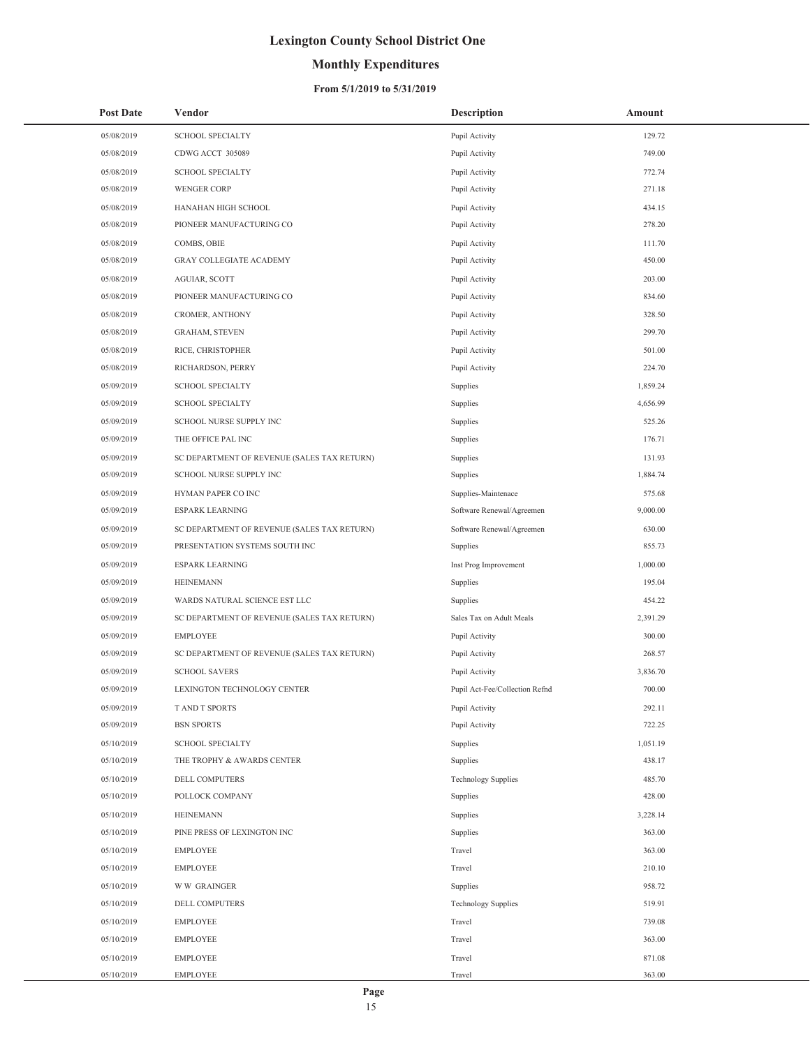# Lexington County School District One

## Monthly Expenditures

### From 5/1/2019 to 5/31/2019

| Post Date | Vendor | Description | Amount |
|---|---|---|---|
| 05/08/2019 | SCHOOL SPECIALTY | Pupil Activity | 129.72 |
| 05/08/2019 | CDWG ACCT 305089 | Pupil Activity | 749.00 |
| 05/08/2019 | SCHOOL SPECIALTY | Pupil Activity | 772.74 |
| 05/08/2019 | WENGER CORP | Pupil Activity | 271.18 |
| 05/08/2019 | HANAHAN HIGH SCHOOL | Pupil Activity | 434.15 |
| 05/08/2019 | PIONEER MANUFACTURING CO | Pupil Activity | 278.20 |
| 05/08/2019 | COMBS, OBIE | Pupil Activity | 111.70 |
| 05/08/2019 | GRAY COLLEGIATE ACADEMY | Pupil Activity | 450.00 |
| 05/08/2019 | AGUIAR, SCOTT | Pupil Activity | 203.00 |
| 05/08/2019 | PIONEER MANUFACTURING CO | Pupil Activity | 834.60 |
| 05/08/2019 | CROMER, ANTHONY | Pupil Activity | 328.50 |
| 05/08/2019 | GRAHAM, STEVEN | Pupil Activity | 299.70 |
| 05/08/2019 | RICE, CHRISTOPHER | Pupil Activity | 501.00 |
| 05/08/2019 | RICHARDSON, PERRY | Pupil Activity | 224.70 |
| 05/09/2019 | SCHOOL SPECIALTY | Supplies | 1,859.24 |
| 05/09/2019 | SCHOOL SPECIALTY | Supplies | 4,656.99 |
| 05/09/2019 | SCHOOL NURSE SUPPLY INC | Supplies | 525.26 |
| 05/09/2019 | THE OFFICE PAL INC | Supplies | 176.71 |
| 05/09/2019 | SC DEPARTMENT OF REVENUE (SALES TAX RETURN) | Supplies | 131.93 |
| 05/09/2019 | SCHOOL NURSE SUPPLY INC | Supplies | 1,884.74 |
| 05/09/2019 | HYMAN PAPER CO INC | Supplies-Maintenace | 575.68 |
| 05/09/2019 | ESPARK LEARNING | Software Renewal/Agreemen | 9,000.00 |
| 05/09/2019 | SC DEPARTMENT OF REVENUE (SALES TAX RETURN) | Software Renewal/Agreemen | 630.00 |
| 05/09/2019 | PRESENTATION SYSTEMS SOUTH INC | Supplies | 855.73 |
| 05/09/2019 | ESPARK LEARNING | Inst Prog Improvement | 1,000.00 |
| 05/09/2019 | HEINEMANN | Supplies | 195.04 |
| 05/09/2019 | WARDS NATURAL SCIENCE EST LLC | Supplies | 454.22 |
| 05/09/2019 | SC DEPARTMENT OF REVENUE (SALES TAX RETURN) | Sales Tax on Adult Meals | 2,391.29 |
| 05/09/2019 | EMPLOYEE | Pupil Activity | 300.00 |
| 05/09/2019 | SC DEPARTMENT OF REVENUE (SALES TAX RETURN) | Pupil Activity | 268.57 |
| 05/09/2019 | SCHOOL SAVERS | Pupil Activity | 3,836.70 |
| 05/09/2019 | LEXINGTON TECHNOLOGY CENTER | Pupil Act-Fee/Collection Refnd | 700.00 |
| 05/09/2019 | T AND T SPORTS | Pupil Activity | 292.11 |
| 05/09/2019 | BSN SPORTS | Pupil Activity | 722.25 |
| 05/10/2019 | SCHOOL SPECIALTY | Supplies | 1,051.19 |
| 05/10/2019 | THE TROPHY & AWARDS CENTER | Supplies | 438.17 |
| 05/10/2019 | DELL COMPUTERS | Technology Supplies | 485.70 |
| 05/10/2019 | POLLOCK COMPANY | Supplies | 428.00 |
| 05/10/2019 | HEINEMANN | Supplies | 3,228.14 |
| 05/10/2019 | PINE PRESS OF LEXINGTON INC | Supplies | 363.00 |
| 05/10/2019 | EMPLOYEE | Travel | 363.00 |
| 05/10/2019 | EMPLOYEE | Travel | 210.10 |
| 05/10/2019 | W W GRAINGER | Supplies | 958.72 |
| 05/10/2019 | DELL COMPUTERS | Technology Supplies | 519.91 |
| 05/10/2019 | EMPLOYEE | Travel | 739.08 |
| 05/10/2019 | EMPLOYEE | Travel | 363.00 |
| 05/10/2019 | EMPLOYEE | Travel | 871.08 |
| 05/10/2019 | EMPLOYEE | Travel | 363.00 |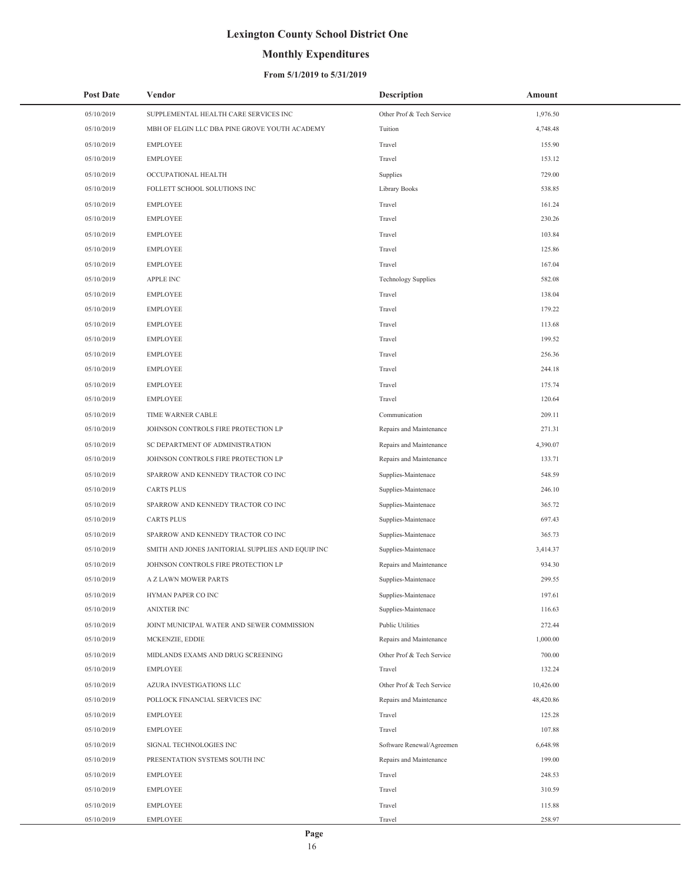# Lexington County School District One

## Monthly Expenditures

### From 5/1/2019 to 5/31/2019

| Post Date | Vendor | Description | Amount |
|---|---|---|---|
| 05/10/2019 | SUPPLEMENTAL HEALTH CARE SERVICES INC | Other Prof & Tech Service | 1,976.50 |
| 05/10/2019 | MBH OF ELGIN LLC DBA PINE GROVE YOUTH ACADEMY | Tuition | 4,748.48 |
| 05/10/2019 | EMPLOYEE | Travel | 155.90 |
| 05/10/2019 | EMPLOYEE | Travel | 153.12 |
| 05/10/2019 | OCCUPATIONAL HEALTH | Supplies | 729.00 |
| 05/10/2019 | FOLLETT SCHOOL SOLUTIONS INC | Library Books | 538.85 |
| 05/10/2019 | EMPLOYEE | Travel | 161.24 |
| 05/10/2019 | EMPLOYEE | Travel | 230.26 |
| 05/10/2019 | EMPLOYEE | Travel | 103.84 |
| 05/10/2019 | EMPLOYEE | Travel | 125.86 |
| 05/10/2019 | EMPLOYEE | Travel | 167.04 |
| 05/10/2019 | APPLE INC | Technology Supplies | 582.08 |
| 05/10/2019 | EMPLOYEE | Travel | 138.04 |
| 05/10/2019 | EMPLOYEE | Travel | 179.22 |
| 05/10/2019 | EMPLOYEE | Travel | 113.68 |
| 05/10/2019 | EMPLOYEE | Travel | 199.52 |
| 05/10/2019 | EMPLOYEE | Travel | 256.36 |
| 05/10/2019 | EMPLOYEE | Travel | 244.18 |
| 05/10/2019 | EMPLOYEE | Travel | 175.74 |
| 05/10/2019 | EMPLOYEE | Travel | 120.64 |
| 05/10/2019 | TIME WARNER CABLE | Communication | 209.11 |
| 05/10/2019 | JOHNSON CONTROLS FIRE PROTECTION LP | Repairs and Maintenance | 271.31 |
| 05/10/2019 | SC DEPARTMENT OF ADMINISTRATION | Repairs and Maintenance | 4,390.07 |
| 05/10/2019 | JOHNSON CONTROLS FIRE PROTECTION LP | Repairs and Maintenance | 133.71 |
| 05/10/2019 | SPARROW AND KENNEDY TRACTOR CO INC | Supplies-Maintenace | 548.59 |
| 05/10/2019 | CARTS PLUS | Supplies-Maintenace | 246.10 |
| 05/10/2019 | SPARROW AND KENNEDY TRACTOR CO INC | Supplies-Maintenace | 365.72 |
| 05/10/2019 | CARTS PLUS | Supplies-Maintenace | 697.43 |
| 05/10/2019 | SPARROW AND KENNEDY TRACTOR CO INC | Supplies-Maintenace | 365.73 |
| 05/10/2019 | SMITH AND JONES JANITORIAL SUPPLIES AND EQUIP INC | Supplies-Maintenace | 3,414.37 |
| 05/10/2019 | JOHNSON CONTROLS FIRE PROTECTION LP | Repairs and Maintenance | 934.30 |
| 05/10/2019 | A Z LAWN MOWER PARTS | Supplies-Maintenace | 299.55 |
| 05/10/2019 | HYMAN PAPER CO INC | Supplies-Maintenace | 197.61 |
| 05/10/2019 | ANIXTER INC | Supplies-Maintenace | 116.63 |
| 05/10/2019 | JOINT MUNICIPAL WATER AND SEWER COMMISSION | Public Utilities | 272.44 |
| 05/10/2019 | MCKENZIE, EDDIE | Repairs and Maintenance | 1,000.00 |
| 05/10/2019 | MIDLANDS EXAMS AND DRUG SCREENING | Other Prof & Tech Service | 700.00 |
| 05/10/2019 | EMPLOYEE | Travel | 132.24 |
| 05/10/2019 | AZURA INVESTIGATIONS LLC | Other Prof & Tech Service | 10,426.00 |
| 05/10/2019 | POLLOCK FINANCIAL SERVICES INC | Repairs and Maintenance | 48,420.86 |
| 05/10/2019 | EMPLOYEE | Travel | 125.28 |
| 05/10/2019 | EMPLOYEE | Travel | 107.88 |
| 05/10/2019 | SIGNAL TECHNOLOGIES INC | Software Renewal/Agreemen | 6,648.98 |
| 05/10/2019 | PRESENTATION SYSTEMS SOUTH INC | Repairs and Maintenance | 199.00 |
| 05/10/2019 | EMPLOYEE | Travel | 248.53 |
| 05/10/2019 | EMPLOYEE | Travel | 310.59 |
| 05/10/2019 | EMPLOYEE | Travel | 115.88 |
| 05/10/2019 | EMPLOYEE | Travel | 258.97 |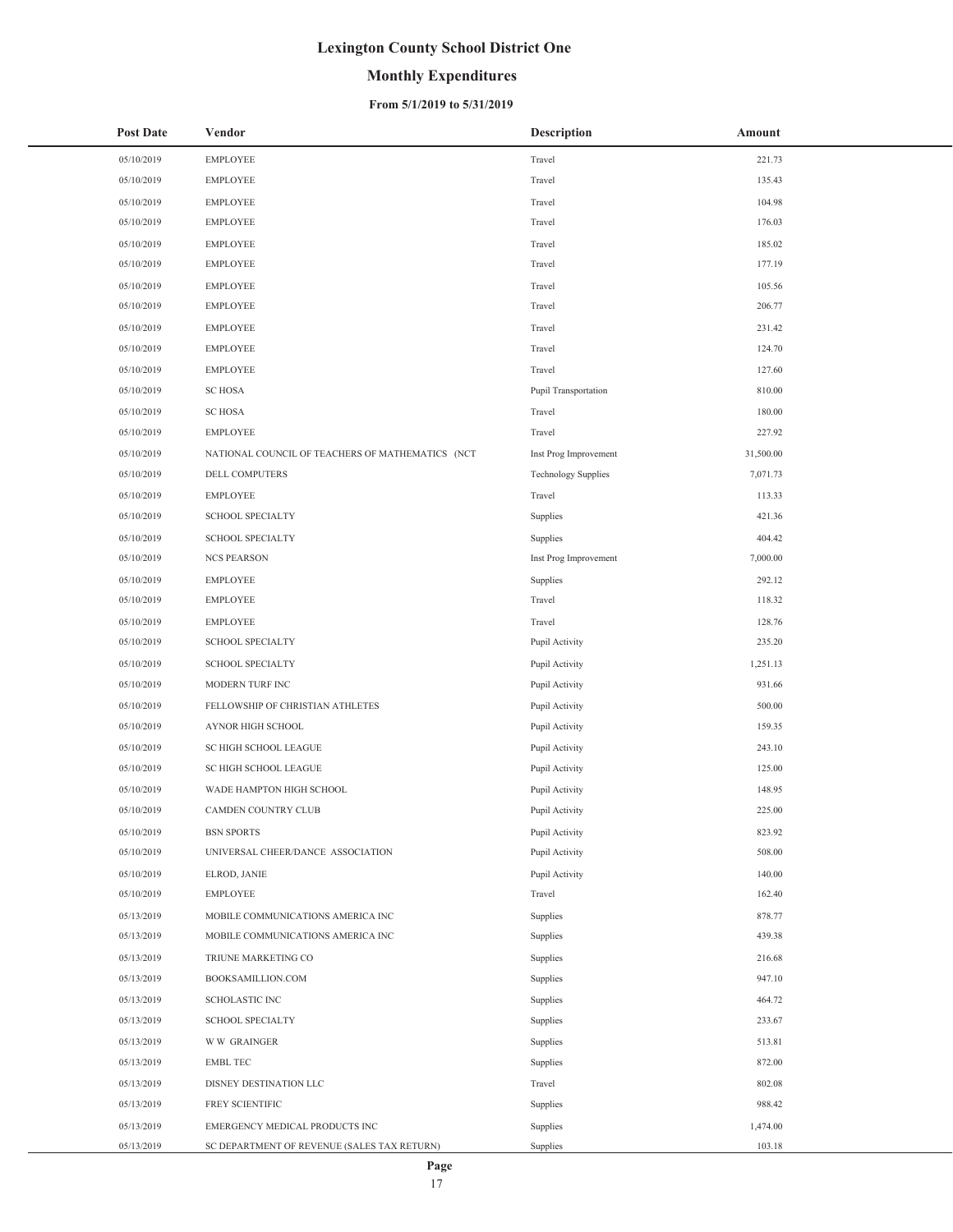# Lexington County School District One

## Monthly Expenditures

### From 5/1/2019 to 5/31/2019

| Post Date | Vendor | Description | Amount |
|---|---|---|---|
| 05/10/2019 | EMPLOYEE | Travel | 221.73 |
| 05/10/2019 | EMPLOYEE | Travel | 135.43 |
| 05/10/2019 | EMPLOYEE | Travel | 104.98 |
| 05/10/2019 | EMPLOYEE | Travel | 176.03 |
| 05/10/2019 | EMPLOYEE | Travel | 185.02 |
| 05/10/2019 | EMPLOYEE | Travel | 177.19 |
| 05/10/2019 | EMPLOYEE | Travel | 105.56 |
| 05/10/2019 | EMPLOYEE | Travel | 206.77 |
| 05/10/2019 | EMPLOYEE | Travel | 231.42 |
| 05/10/2019 | EMPLOYEE | Travel | 124.70 |
| 05/10/2019 | EMPLOYEE | Travel | 127.60 |
| 05/10/2019 | SC HOSA | Pupil Transportation | 810.00 |
| 05/10/2019 | SC HOSA | Travel | 180.00 |
| 05/10/2019 | EMPLOYEE | Travel | 227.92 |
| 05/10/2019 | NATIONAL COUNCIL OF TEACHERS OF MATHEMATICS (NCT | Inst Prog Improvement | 31,500.00 |
| 05/10/2019 | DELL COMPUTERS | Technology Supplies | 7,071.73 |
| 05/10/2019 | EMPLOYEE | Travel | 113.33 |
| 05/10/2019 | SCHOOL SPECIALTY | Supplies | 421.36 |
| 05/10/2019 | SCHOOL SPECIALTY | Supplies | 404.42 |
| 05/10/2019 | NCS PEARSON | Inst Prog Improvement | 7,000.00 |
| 05/10/2019 | EMPLOYEE | Supplies | 292.12 |
| 05/10/2019 | EMPLOYEE | Travel | 118.32 |
| 05/10/2019 | EMPLOYEE | Travel | 128.76 |
| 05/10/2019 | SCHOOL SPECIALTY | Pupil Activity | 235.20 |
| 05/10/2019 | SCHOOL SPECIALTY | Pupil Activity | 1,251.13 |
| 05/10/2019 | MODERN TURF INC | Pupil Activity | 931.66 |
| 05/10/2019 | FELLOWSHIP OF CHRISTIAN ATHLETES | Pupil Activity | 500.00 |
| 05/10/2019 | AYNOR HIGH SCHOOL | Pupil Activity | 159.35 |
| 05/10/2019 | SC HIGH SCHOOL LEAGUE | Pupil Activity | 243.10 |
| 05/10/2019 | SC HIGH SCHOOL LEAGUE | Pupil Activity | 125.00 |
| 05/10/2019 | WADE HAMPTON HIGH SCHOOL | Pupil Activity | 148.95 |
| 05/10/2019 | CAMDEN COUNTRY CLUB | Pupil Activity | 225.00 |
| 05/10/2019 | BSN SPORTS | Pupil Activity | 823.92 |
| 05/10/2019 | UNIVERSAL CHEER/DANCE ASSOCIATION | Pupil Activity | 508.00 |
| 05/10/2019 | ELROD, JANIE | Pupil Activity | 140.00 |
| 05/10/2019 | EMPLOYEE | Travel | 162.40 |
| 05/13/2019 | MOBILE COMMUNICATIONS AMERICA INC | Supplies | 878.77 |
| 05/13/2019 | MOBILE COMMUNICATIONS AMERICA INC | Supplies | 439.38 |
| 05/13/2019 | TRIUNE MARKETING CO | Supplies | 216.68 |
| 05/13/2019 | BOOKSAMILLION.COM | Supplies | 947.10 |
| 05/13/2019 | SCHOLASTIC INC | Supplies | 464.72 |
| 05/13/2019 | SCHOOL SPECIALTY | Supplies | 233.67 |
| 05/13/2019 | W W GRAINGER | Supplies | 513.81 |
| 05/13/2019 | EMBL TEC | Supplies | 872.00 |
| 05/13/2019 | DISNEY DESTINATION LLC | Travel | 802.08 |
| 05/13/2019 | FREY SCIENTIFIC | Supplies | 988.42 |
| 05/13/2019 | EMERGENCY MEDICAL PRODUCTS INC | Supplies | 1,474.00 |
| 05/13/2019 | SC DEPARTMENT OF REVENUE (SALES TAX RETURN) | Supplies | 103.18 |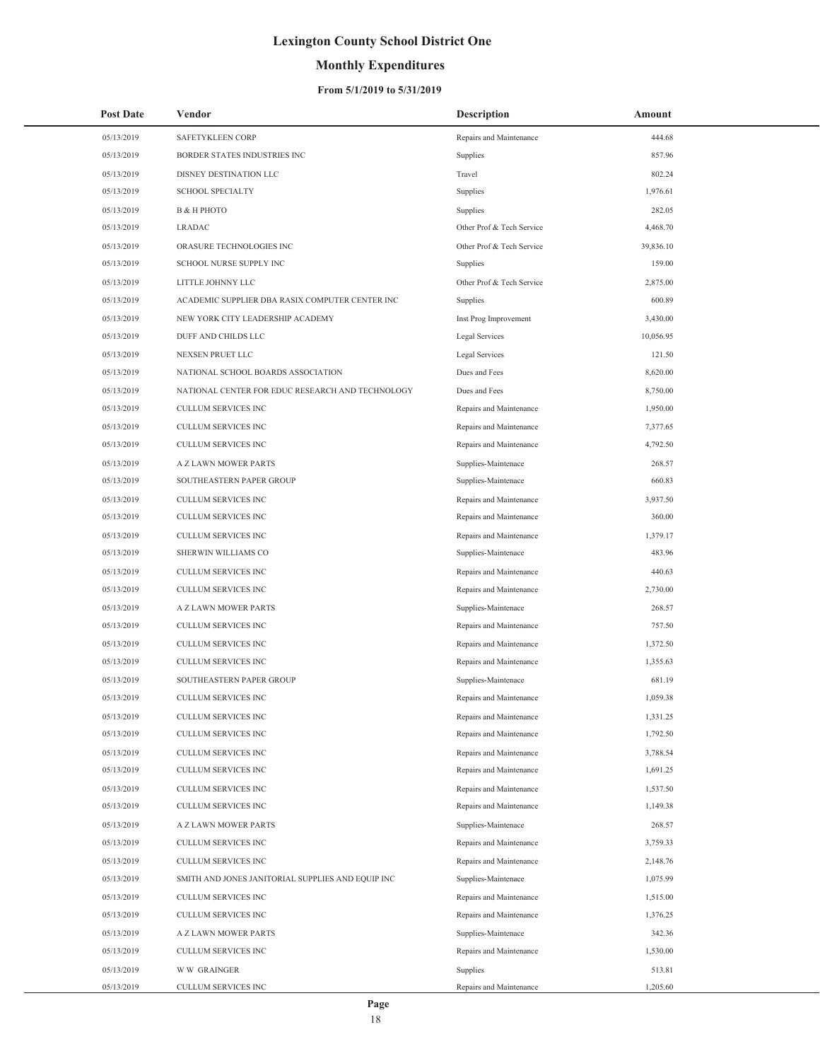# Lexington County School District One

## Monthly Expenditures

### From 5/1/2019 to 5/31/2019

| Post Date | Vendor | Description | Amount |
|---|---|---|---|
| 05/13/2019 | SAFETYKLEEN CORP | Repairs and Maintenance | 444.68 |
| 05/13/2019 | BORDER STATES INDUSTRIES INC | Supplies | 857.96 |
| 05/13/2019 | DISNEY DESTINATION LLC | Travel | 802.24 |
| 05/13/2019 | SCHOOL SPECIALTY | Supplies | 1,976.61 |
| 05/13/2019 | B & H PHOTO | Supplies | 282.05 |
| 05/13/2019 | LRADAC | Other Prof & Tech Service | 4,468.70 |
| 05/13/2019 | ORASURE TECHNOLOGIES INC | Other Prof & Tech Service | 39,836.10 |
| 05/13/2019 | SCHOOL NURSE SUPPLY INC | Supplies | 159.00 |
| 05/13/2019 | LITTLE JOHNNY LLC | Other Prof & Tech Service | 2,875.00 |
| 05/13/2019 | ACADEMIC SUPPLIER DBA RASIX COMPUTER CENTER INC | Supplies | 600.89 |
| 05/13/2019 | NEW YORK CITY LEADERSHIP ACADEMY | Inst Prog Improvement | 3,430.00 |
| 05/13/2019 | DUFF AND CHILDS LLC | Legal Services | 10,056.95 |
| 05/13/2019 | NEXSEN PRUET LLC | Legal Services | 121.50 |
| 05/13/2019 | NATIONAL SCHOOL BOARDS ASSOCIATION | Dues and Fees | 8,620.00 |
| 05/13/2019 | NATIONAL CENTER FOR EDUC RESEARCH AND TECHNOLOGY | Dues and Fees | 8,750.00 |
| 05/13/2019 | CULLUM SERVICES INC | Repairs and Maintenance | 1,950.00 |
| 05/13/2019 | CULLUM SERVICES INC | Repairs and Maintenance | 7,377.65 |
| 05/13/2019 | CULLUM SERVICES INC | Repairs and Maintenance | 4,792.50 |
| 05/13/2019 | A Z LAWN MOWER PARTS | Supplies-Maintenace | 268.57 |
| 05/13/2019 | SOUTHEASTERN PAPER GROUP | Supplies-Maintenace | 660.83 |
| 05/13/2019 | CULLUM SERVICES INC | Repairs and Maintenance | 3,937.50 |
| 05/13/2019 | CULLUM SERVICES INC | Repairs and Maintenance | 360.00 |
| 05/13/2019 | CULLUM SERVICES INC | Repairs and Maintenance | 1,379.17 |
| 05/13/2019 | SHERWIN WILLIAMS CO | Supplies-Maintenace | 483.96 |
| 05/13/2019 | CULLUM SERVICES INC | Repairs and Maintenance | 440.63 |
| 05/13/2019 | CULLUM SERVICES INC | Repairs and Maintenance | 2,730.00 |
| 05/13/2019 | A Z LAWN MOWER PARTS | Supplies-Maintenace | 268.57 |
| 05/13/2019 | CULLUM SERVICES INC | Repairs and Maintenance | 757.50 |
| 05/13/2019 | CULLUM SERVICES INC | Repairs and Maintenance | 1,372.50 |
| 05/13/2019 | CULLUM SERVICES INC | Repairs and Maintenance | 1,355.63 |
| 05/13/2019 | SOUTHEASTERN PAPER GROUP | Supplies-Maintenace | 681.19 |
| 05/13/2019 | CULLUM SERVICES INC | Repairs and Maintenance | 1,059.38 |
| 05/13/2019 | CULLUM SERVICES INC | Repairs and Maintenance | 1,331.25 |
| 05/13/2019 | CULLUM SERVICES INC | Repairs and Maintenance | 1,792.50 |
| 05/13/2019 | CULLUM SERVICES INC | Repairs and Maintenance | 3,788.54 |
| 05/13/2019 | CULLUM SERVICES INC | Repairs and Maintenance | 1,691.25 |
| 05/13/2019 | CULLUM SERVICES INC | Repairs and Maintenance | 1,537.50 |
| 05/13/2019 | CULLUM SERVICES INC | Repairs and Maintenance | 1,149.38 |
| 05/13/2019 | A Z LAWN MOWER PARTS | Supplies-Maintenace | 268.57 |
| 05/13/2019 | CULLUM SERVICES INC | Repairs and Maintenance | 3,759.33 |
| 05/13/2019 | CULLUM SERVICES INC | Repairs and Maintenance | 2,148.76 |
| 05/13/2019 | SMITH AND JONES JANITORIAL SUPPLIES AND EQUIP INC | Supplies-Maintenace | 1,075.99 |
| 05/13/2019 | CULLUM SERVICES INC | Repairs and Maintenance | 1,515.00 |
| 05/13/2019 | CULLUM SERVICES INC | Repairs and Maintenance | 1,376.25 |
| 05/13/2019 | A Z LAWN MOWER PARTS | Supplies-Maintenace | 342.36 |
| 05/13/2019 | CULLUM SERVICES INC | Repairs and Maintenance | 1,530.00 |
| 05/13/2019 | W W GRAINGER | Supplies | 513.81 |
| 05/13/2019 | CULLUM SERVICES INC | Repairs and Maintenance | 1,205.60 |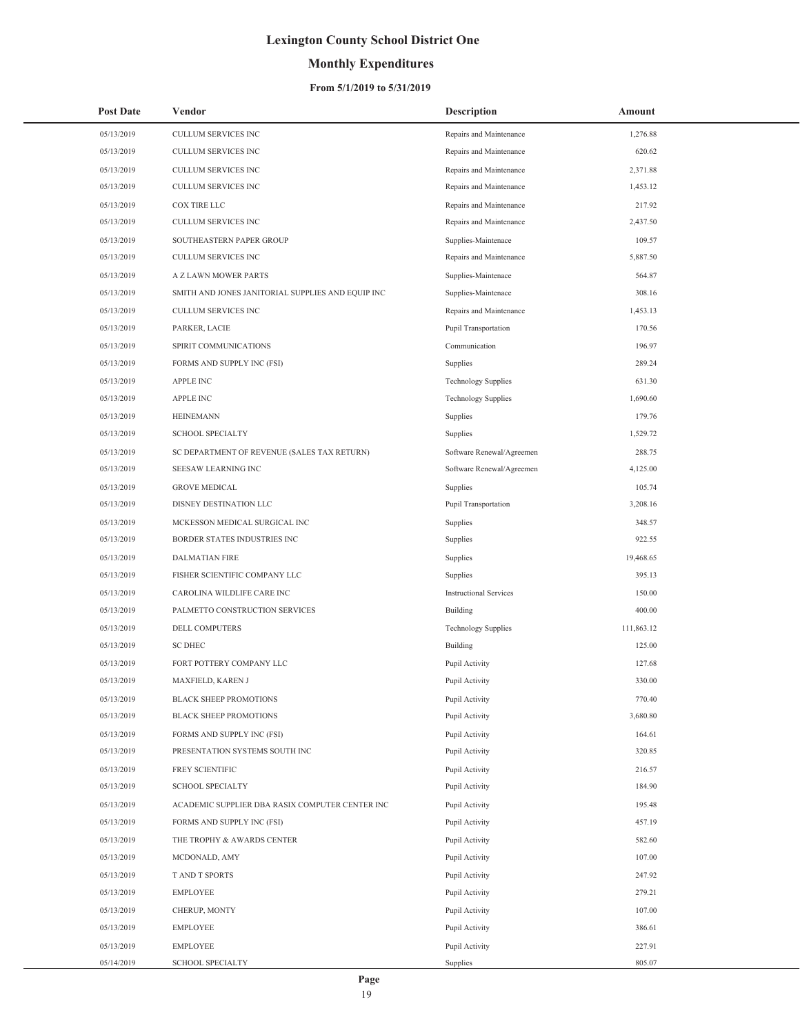# Lexington County School District One

## Monthly Expenditures

### From 5/1/2019 to 5/31/2019

| Post Date | Vendor | Description | Amount |
|---|---|---|---|
| 05/13/2019 | CULLUM SERVICES INC | Repairs and Maintenance | 1,276.88 |
| 05/13/2019 | CULLUM SERVICES INC | Repairs and Maintenance | 620.62 |
| 05/13/2019 | CULLUM SERVICES INC | Repairs and Maintenance | 2,371.88 |
| 05/13/2019 | CULLUM SERVICES INC | Repairs and Maintenance | 1,453.12 |
| 05/13/2019 | COX TIRE LLC | Repairs and Maintenance | 217.92 |
| 05/13/2019 | CULLUM SERVICES INC | Repairs and Maintenance | 2,437.50 |
| 05/13/2019 | SOUTHEASTERN PAPER GROUP | Supplies-Maintenace | 109.57 |
| 05/13/2019 | CULLUM SERVICES INC | Repairs and Maintenance | 5,887.50 |
| 05/13/2019 | A Z LAWN MOWER PARTS | Supplies-Maintenace | 564.87 |
| 05/13/2019 | SMITH AND JONES JANITORIAL SUPPLIES AND EQUIP INC | Supplies-Maintenace | 308.16 |
| 05/13/2019 | CULLUM SERVICES INC | Repairs and Maintenance | 1,453.13 |
| 05/13/2019 | PARKER, LACIE | Pupil Transportation | 170.56 |
| 05/13/2019 | SPIRIT COMMUNICATIONS | Communication | 196.97 |
| 05/13/2019 | FORMS AND SUPPLY INC (FSI) | Supplies | 289.24 |
| 05/13/2019 | APPLE INC | Technology Supplies | 631.30 |
| 05/13/2019 | APPLE INC | Technology Supplies | 1,690.60 |
| 05/13/2019 | HEINEMANN | Supplies | 179.76 |
| 05/13/2019 | SCHOOL SPECIALTY | Supplies | 1,529.72 |
| 05/13/2019 | SC DEPARTMENT OF REVENUE (SALES TAX RETURN) | Software Renewal/Agreemen | 288.75 |
| 05/13/2019 | SEESAW LEARNING INC | Software Renewal/Agreemen | 4,125.00 |
| 05/13/2019 | GROVE MEDICAL | Supplies | 105.74 |
| 05/13/2019 | DISNEY DESTINATION LLC | Pupil Transportation | 3,208.16 |
| 05/13/2019 | MCKESSON MEDICAL SURGICAL INC | Supplies | 348.57 |
| 05/13/2019 | BORDER STATES INDUSTRIES INC | Supplies | 922.55 |
| 05/13/2019 | DALMATIAN FIRE | Supplies | 19,468.65 |
| 05/13/2019 | FISHER SCIENTIFIC COMPANY LLC | Supplies | 395.13 |
| 05/13/2019 | CAROLINA WILDLIFE CARE INC | Instructional Services | 150.00 |
| 05/13/2019 | PALMETTO CONSTRUCTION SERVICES | Building | 400.00 |
| 05/13/2019 | DELL COMPUTERS | Technology Supplies | 111,863.12 |
| 05/13/2019 | SC DHEC | Building | 125.00 |
| 05/13/2019 | FORT POTTERY COMPANY LLC | Pupil Activity | 127.68 |
| 05/13/2019 | MAXFIELD, KAREN J | Pupil Activity | 330.00 |
| 05/13/2019 | BLACK SHEEP PROMOTIONS | Pupil Activity | 770.40 |
| 05/13/2019 | BLACK SHEEP PROMOTIONS | Pupil Activity | 3,680.80 |
| 05/13/2019 | FORMS AND SUPPLY INC (FSI) | Pupil Activity | 164.61 |
| 05/13/2019 | PRESENTATION SYSTEMS SOUTH INC | Pupil Activity | 320.85 |
| 05/13/2019 | FREY SCIENTIFIC | Pupil Activity | 216.57 |
| 05/13/2019 | SCHOOL SPECIALTY | Pupil Activity | 184.90 |
| 05/13/2019 | ACADEMIC SUPPLIER DBA RASIX COMPUTER CENTER INC | Pupil Activity | 195.48 |
| 05/13/2019 | FORMS AND SUPPLY INC (FSI) | Pupil Activity | 457.19 |
| 05/13/2019 | THE TROPHY & AWARDS CENTER | Pupil Activity | 582.60 |
| 05/13/2019 | MCDONALD, AMY | Pupil Activity | 107.00 |
| 05/13/2019 | T AND T SPORTS | Pupil Activity | 247.92 |
| 05/13/2019 | EMPLOYEE | Pupil Activity | 279.21 |
| 05/13/2019 | CHERUP, MONTY | Pupil Activity | 107.00 |
| 05/13/2019 | EMPLOYEE | Pupil Activity | 386.61 |
| 05/13/2019 | EMPLOYEE | Pupil Activity | 227.91 |
| 05/14/2019 | SCHOOL SPECIALTY | Supplies | 805.07 |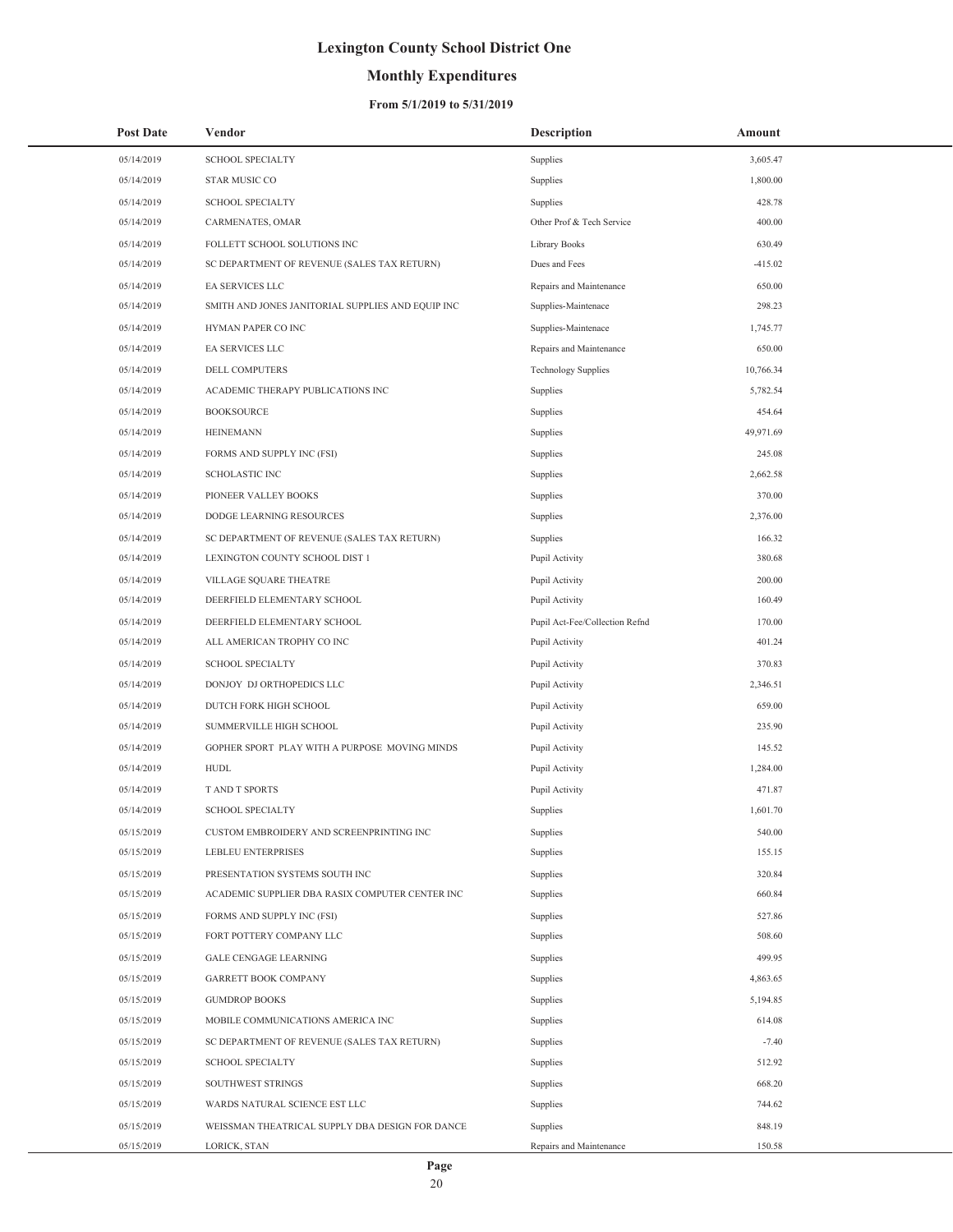# Lexington County School District One

## Monthly Expenditures

### From 5/1/2019 to 5/31/2019

| Post Date | Vendor | Description | Amount |
|---|---|---|---|
| 05/14/2019 | SCHOOL SPECIALTY | Supplies | 3,605.47 |
| 05/14/2019 | STAR MUSIC CO | Supplies | 1,800.00 |
| 05/14/2019 | SCHOOL SPECIALTY | Supplies | 428.78 |
| 05/14/2019 | CARMENATES, OMAR | Other Prof & Tech Service | 400.00 |
| 05/14/2019 | FOLLETT SCHOOL SOLUTIONS INC | Library Books | 630.49 |
| 05/14/2019 | SC DEPARTMENT OF REVENUE (SALES TAX RETURN) | Dues and Fees | -415.02 |
| 05/14/2019 | EA SERVICES LLC | Repairs and Maintenance | 650.00 |
| 05/14/2019 | SMITH AND JONES JANITORIAL SUPPLIES AND EQUIP INC | Supplies-Maintenace | 298.23 |
| 05/14/2019 | HYMAN PAPER CO INC | Supplies-Maintenace | 1,745.77 |
| 05/14/2019 | EA SERVICES LLC | Repairs and Maintenance | 650.00 |
| 05/14/2019 | DELL COMPUTERS | Technology Supplies | 10,766.34 |
| 05/14/2019 | ACADEMIC THERAPY PUBLICATIONS INC | Supplies | 5,782.54 |
| 05/14/2019 | BOOKSOURCE | Supplies | 454.64 |
| 05/14/2019 | HEINEMANN | Supplies | 49,971.69 |
| 05/14/2019 | FORMS AND SUPPLY INC (FSI) | Supplies | 245.08 |
| 05/14/2019 | SCHOLASTIC INC | Supplies | 2,662.58 |
| 05/14/2019 | PIONEER VALLEY BOOKS | Supplies | 370.00 |
| 05/14/2019 | DODGE LEARNING RESOURCES | Supplies | 2,376.00 |
| 05/14/2019 | SC DEPARTMENT OF REVENUE (SALES TAX RETURN) | Supplies | 166.32 |
| 05/14/2019 | LEXINGTON COUNTY SCHOOL DIST 1 | Pupil Activity | 380.68 |
| 05/14/2019 | VILLAGE SQUARE THEATRE | Pupil Activity | 200.00 |
| 05/14/2019 | DEERFIELD ELEMENTARY SCHOOL | Pupil Activity | 160.49 |
| 05/14/2019 | DEERFIELD ELEMENTARY SCHOOL | Pupil Act-Fee/Collection Refnd | 170.00 |
| 05/14/2019 | ALL AMERICAN TROPHY CO INC | Pupil Activity | 401.24 |
| 05/14/2019 | SCHOOL SPECIALTY | Pupil Activity | 370.83 |
| 05/14/2019 | DONJOY DJ ORTHOPEDICS LLC | Pupil Activity | 2,346.51 |
| 05/14/2019 | DUTCH FORK HIGH SCHOOL | Pupil Activity | 659.00 |
| 05/14/2019 | SUMMERVILLE HIGH SCHOOL | Pupil Activity | 235.90 |
| 05/14/2019 | GOPHER SPORT PLAY WITH A PURPOSE MOVING MINDS | Pupil Activity | 145.52 |
| 05/14/2019 | HUDL | Pupil Activity | 1,284.00 |
| 05/14/2019 | T AND T SPORTS | Pupil Activity | 471.87 |
| 05/14/2019 | SCHOOL SPECIALTY | Supplies | 1,601.70 |
| 05/15/2019 | CUSTOM EMBROIDERY AND SCREENPRINTING INC | Supplies | 540.00 |
| 05/15/2019 | LEBLEU ENTERPRISES | Supplies | 155.15 |
| 05/15/2019 | PRESENTATION SYSTEMS SOUTH INC | Supplies | 320.84 |
| 05/15/2019 | ACADEMIC SUPPLIER DBA RASIX COMPUTER CENTER INC | Supplies | 660.84 |
| 05/15/2019 | FORMS AND SUPPLY INC (FSI) | Supplies | 527.86 |
| 05/15/2019 | FORT POTTERY COMPANY LLC | Supplies | 508.60 |
| 05/15/2019 | GALE CENGAGE LEARNING | Supplies | 499.95 |
| 05/15/2019 | GARRETT BOOK COMPANY | Supplies | 4,863.65 |
| 05/15/2019 | GUMDROP BOOKS | Supplies | 5,194.85 |
| 05/15/2019 | MOBILE COMMUNICATIONS AMERICA INC | Supplies | 614.08 |
| 05/15/2019 | SC DEPARTMENT OF REVENUE (SALES TAX RETURN) | Supplies | -7.40 |
| 05/15/2019 | SCHOOL SPECIALTY | Supplies | 512.92 |
| 05/15/2019 | SOUTHWEST STRINGS | Supplies | 668.20 |
| 05/15/2019 | WARDS NATURAL SCIENCE EST LLC | Supplies | 744.62 |
| 05/15/2019 | WEISSMAN THEATRICAL SUPPLY DBA DESIGN FOR DANCE | Supplies | 848.19 |
| 05/15/2019 | LORICK, STAN | Repairs and Maintenance | 150.58 |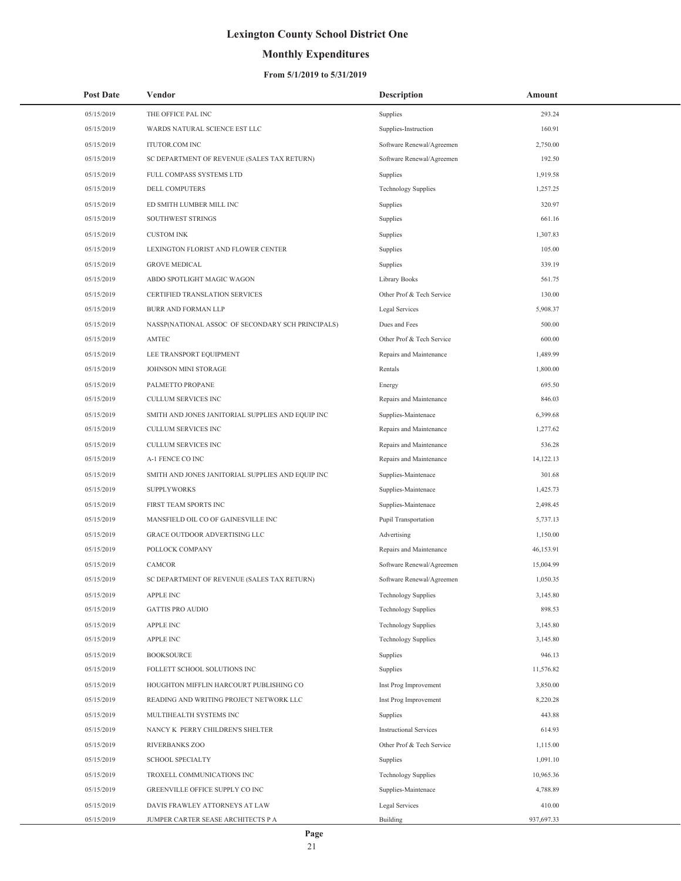# Lexington County School District One

## Monthly Expenditures

### From 5/1/2019 to 5/31/2019

| Post Date | Vendor | Description | Amount |
|---|---|---|---|
| 05/15/2019 | THE OFFICE PAL INC | Supplies | 293.24 |
| 05/15/2019 | WARDS NATURAL SCIENCE EST LLC | Supplies-Instruction | 160.91 |
| 05/15/2019 | ITUTOR.COM INC | Software Renewal/Agreemen | 2,750.00 |
| 05/15/2019 | SC DEPARTMENT OF REVENUE (SALES TAX RETURN) | Software Renewal/Agreemen | 192.50 |
| 05/15/2019 | FULL COMPASS SYSTEMS LTD | Supplies | 1,919.58 |
| 05/15/2019 | DELL COMPUTERS | Technology Supplies | 1,257.25 |
| 05/15/2019 | ED SMITH LUMBER MILL INC | Supplies | 320.97 |
| 05/15/2019 | SOUTHWEST STRINGS | Supplies | 661.16 |
| 05/15/2019 | CUSTOM INK | Supplies | 1,307.83 |
| 05/15/2019 | LEXINGTON FLORIST AND FLOWER CENTER | Supplies | 105.00 |
| 05/15/2019 | GROVE MEDICAL | Supplies | 339.19 |
| 05/15/2019 | ABDO SPOTLIGHT MAGIC WAGON | Library Books | 561.75 |
| 05/15/2019 | CERTIFIED TRANSLATION SERVICES | Other Prof & Tech Service | 130.00 |
| 05/15/2019 | BURR AND FORMAN LLP | Legal Services | 5,908.37 |
| 05/15/2019 | NASSP(NATIONAL ASSOC OF SECONDARY SCH PRINCIPALS) | Dues and Fees | 500.00 |
| 05/15/2019 | AMTEC | Other Prof & Tech Service | 600.00 |
| 05/15/2019 | LEE TRANSPORT EQUIPMENT | Repairs and Maintenance | 1,489.99 |
| 05/15/2019 | JOHNSON MINI STORAGE | Rentals | 1,800.00 |
| 05/15/2019 | PALMETTO PROPANE | Energy | 695.50 |
| 05/15/2019 | CULLUM SERVICES INC | Repairs and Maintenance | 846.03 |
| 05/15/2019 | SMITH AND JONES JANITORIAL SUPPLIES AND EQUIP INC | Supplies-Maintenace | 6,399.68 |
| 05/15/2019 | CULLUM SERVICES INC | Repairs and Maintenance | 1,277.62 |
| 05/15/2019 | CULLUM SERVICES INC | Repairs and Maintenance | 536.28 |
| 05/15/2019 | A-1 FENCE CO INC | Repairs and Maintenance | 14,122.13 |
| 05/15/2019 | SMITH AND JONES JANITORIAL SUPPLIES AND EQUIP INC | Supplies-Maintenace | 301.68 |
| 05/15/2019 | SUPPLYWORKS | Supplies-Maintenace | 1,425.73 |
| 05/15/2019 | FIRST TEAM SPORTS INC | Supplies-Maintenace | 2,498.45 |
| 05/15/2019 | MANSFIELD OIL CO OF GAINESVILLE INC | Pupil Transportation | 5,737.13 |
| 05/15/2019 | GRACE OUTDOOR ADVERTISING LLC | Advertising | 1,150.00 |
| 05/15/2019 | POLLOCK COMPANY | Repairs and Maintenance | 46,153.91 |
| 05/15/2019 | CAMCOR | Software Renewal/Agreemen | 15,004.99 |
| 05/15/2019 | SC DEPARTMENT OF REVENUE (SALES TAX RETURN) | Software Renewal/Agreemen | 1,050.35 |
| 05/15/2019 | APPLE INC | Technology Supplies | 3,145.80 |
| 05/15/2019 | GATTIS PRO AUDIO | Technology Supplies | 898.53 |
| 05/15/2019 | APPLE INC | Technology Supplies | 3,145.80 |
| 05/15/2019 | APPLE INC | Technology Supplies | 3,145.80 |
| 05/15/2019 | BOOKSOURCE | Supplies | 946.13 |
| 05/15/2019 | FOLLETT SCHOOL SOLUTIONS INC | Supplies | 11,576.82 |
| 05/15/2019 | HOUGHTON MIFFLIN HARCOURT PUBLISHING CO | Inst Prog Improvement | 3,850.00 |
| 05/15/2019 | READING AND WRITING PROJECT NETWORK LLC | Inst Prog Improvement | 8,220.28 |
| 05/15/2019 | MULTIHEALTH SYSTEMS INC | Supplies | 443.88 |
| 05/15/2019 | NANCY K PERRY CHILDREN'S SHELTER | Instructional Services | 614.93 |
| 05/15/2019 | RIVERBANKS ZOO | Other Prof & Tech Service | 1,115.00 |
| 05/15/2019 | SCHOOL SPECIALTY | Supplies | 1,091.10 |
| 05/15/2019 | TROXELL COMMUNICATIONS INC | Technology Supplies | 10,965.36 |
| 05/15/2019 | GREENVILLE OFFICE SUPPLY CO INC | Supplies-Maintenace | 4,788.89 |
| 05/15/2019 | DAVIS FRAWLEY ATTORNEYS AT LAW | Legal Services | 410.00 |
| 05/15/2019 | JUMPER CARTER SEASE ARCHITECTS P A | Building | 937,697.33 |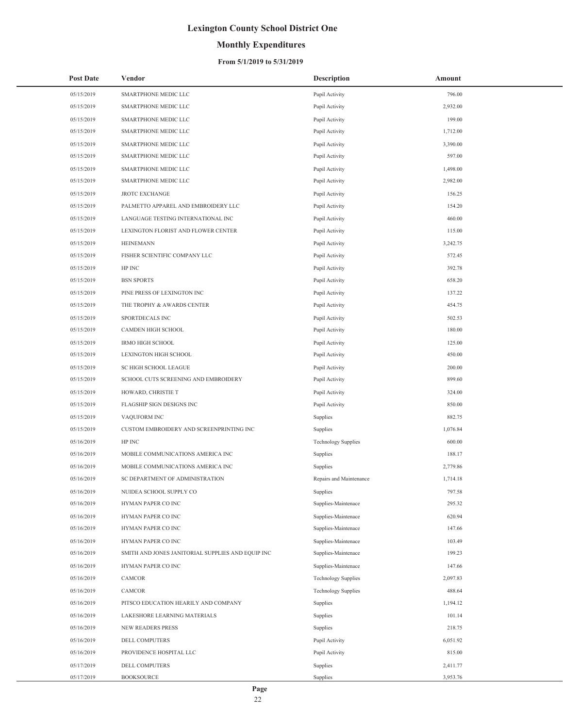# Lexington County School District One

## Monthly Expenditures

### From 5/1/2019 to 5/31/2019

| Post Date | Vendor | Description | Amount |
|---|---|---|---|
| 05/15/2019 | SMARTPHONE MEDIC LLC | Pupil Activity | 796.00 |
| 05/15/2019 | SMARTPHONE MEDIC LLC | Pupil Activity | 2,932.00 |
| 05/15/2019 | SMARTPHONE MEDIC LLC | Pupil Activity | 199.00 |
| 05/15/2019 | SMARTPHONE MEDIC LLC | Pupil Activity | 1,712.00 |
| 05/15/2019 | SMARTPHONE MEDIC LLC | Pupil Activity | 3,390.00 |
| 05/15/2019 | SMARTPHONE MEDIC LLC | Pupil Activity | 597.00 |
| 05/15/2019 | SMARTPHONE MEDIC LLC | Pupil Activity | 1,498.00 |
| 05/15/2019 | SMARTPHONE MEDIC LLC | Pupil Activity | 2,982.00 |
| 05/15/2019 | JROTC EXCHANGE | Pupil Activity | 156.25 |
| 05/15/2019 | PALMETTO APPAREL AND EMBROIDERY LLC | Pupil Activity | 154.20 |
| 05/15/2019 | LANGUAGE TESTING INTERNATIONAL INC | Pupil Activity | 460.00 |
| 05/15/2019 | LEXINGTON FLORIST AND FLOWER CENTER | Pupil Activity | 115.00 |
| 05/15/2019 | HEINEMANN | Pupil Activity | 3,242.75 |
| 05/15/2019 | FISHER SCIENTIFIC COMPANY LLC | Pupil Activity | 572.45 |
| 05/15/2019 | HP INC | Pupil Activity | 392.78 |
| 05/15/2019 | BSN SPORTS | Pupil Activity | 658.20 |
| 05/15/2019 | PINE PRESS OF LEXINGTON INC | Pupil Activity | 137.22 |
| 05/15/2019 | THE TROPHY & AWARDS CENTER | Pupil Activity | 454.75 |
| 05/15/2019 | SPORTDECALS INC | Pupil Activity | 502.53 |
| 05/15/2019 | CAMDEN HIGH SCHOOL | Pupil Activity | 180.00 |
| 05/15/2019 | IRMO HIGH SCHOOL | Pupil Activity | 125.00 |
| 05/15/2019 | LEXINGTON HIGH SCHOOL | Pupil Activity | 450.00 |
| 05/15/2019 | SC HIGH SCHOOL LEAGUE | Pupil Activity | 200.00 |
| 05/15/2019 | SCHOOL CUTS SCREENING AND EMBROIDERY | Pupil Activity | 899.60 |
| 05/15/2019 | HOWARD, CHRISTIE T | Pupil Activity | 324.00 |
| 05/15/2019 | FLAGSHIP SIGN DESIGNS INC | Pupil Activity | 850.00 |
| 05/15/2019 | VAQUFORM INC | Supplies | 882.75 |
| 05/15/2019 | CUSTOM EMBROIDERY AND SCREENPRINTING INC | Supplies | 1,076.84 |
| 05/16/2019 | HP INC | Technology Supplies | 600.00 |
| 05/16/2019 | MOBILE COMMUNICATIONS AMERICA INC | Supplies | 188.17 |
| 05/16/2019 | MOBILE COMMUNICATIONS AMERICA INC | Supplies | 2,779.86 |
| 05/16/2019 | SC DEPARTMENT OF ADMINISTRATION | Repairs and Maintenance | 1,714.18 |
| 05/16/2019 | NUIDEA SCHOOL SUPPLY CO | Supplies | 797.58 |
| 05/16/2019 | HYMAN PAPER CO INC | Supplies-Maintenace | 295.32 |
| 05/16/2019 | HYMAN PAPER CO INC | Supplies-Maintenace | 620.94 |
| 05/16/2019 | HYMAN PAPER CO INC | Supplies-Maintenace | 147.66 |
| 05/16/2019 | HYMAN PAPER CO INC | Supplies-Maintenace | 103.49 |
| 05/16/2019 | SMITH AND JONES JANITORIAL SUPPLIES AND EQUIP INC | Supplies-Maintenace | 199.23 |
| 05/16/2019 | HYMAN PAPER CO INC | Supplies-Maintenace | 147.66 |
| 05/16/2019 | CAMCOR | Technology Supplies | 2,097.83 |
| 05/16/2019 | CAMCOR | Technology Supplies | 488.64 |
| 05/16/2019 | PITSCO EDUCATION HEARILY AND COMPANY | Supplies | 1,194.12 |
| 05/16/2019 | LAKESHORE LEARNING MATERIALS | Supplies | 101.14 |
| 05/16/2019 | NEW READERS PRESS | Supplies | 218.75 |
| 05/16/2019 | DELL COMPUTERS | Pupil Activity | 6,051.92 |
| 05/16/2019 | PROVIDENCE HOSPITAL LLC | Pupil Activity | 815.00 |
| 05/17/2019 | DELL COMPUTERS | Supplies | 2,411.77 |
| 05/17/2019 | BOOKSOURCE | Supplies | 3,953.76 |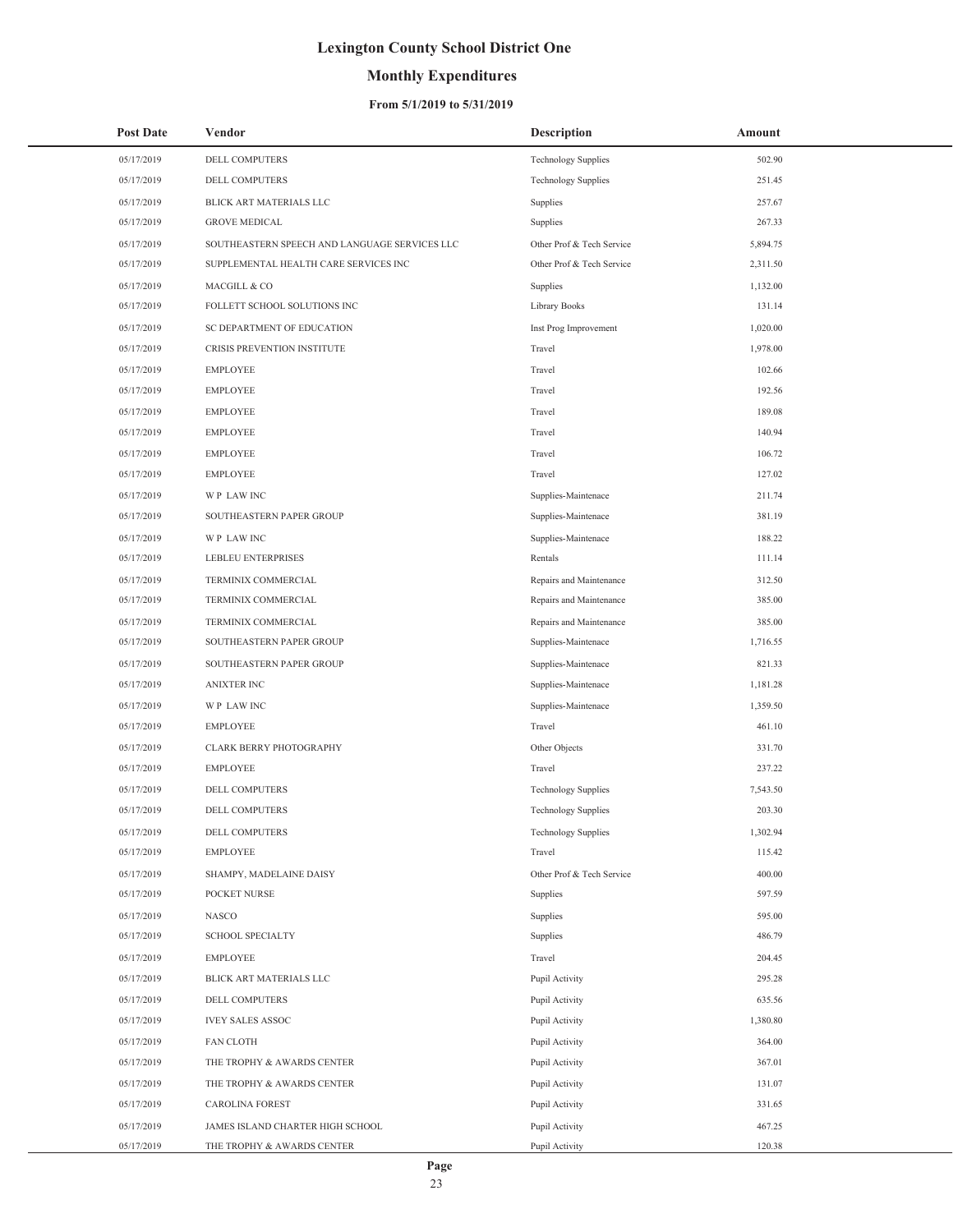# Lexington County School District One

## Monthly Expenditures

### From 5/1/2019 to 5/31/2019

| Post Date | Vendor | Description | Amount |
|---|---|---|---|
| 05/17/2019 | DELL COMPUTERS | Technology Supplies | 502.90 |
| 05/17/2019 | DELL COMPUTERS | Technology Supplies | 251.45 |
| 05/17/2019 | BLICK ART MATERIALS LLC | Supplies | 257.67 |
| 05/17/2019 | GROVE MEDICAL | Supplies | 267.33 |
| 05/17/2019 | SOUTHEASTERN SPEECH AND LANGUAGE SERVICES LLC | Other Prof & Tech Service | 5,894.75 |
| 05/17/2019 | SUPPLEMENTAL HEALTH CARE SERVICES INC | Other Prof & Tech Service | 2,311.50 |
| 05/17/2019 | MACGILL & CO | Supplies | 1,132.00 |
| 05/17/2019 | FOLLETT SCHOOL SOLUTIONS INC | Library Books | 131.14 |
| 05/17/2019 | SC DEPARTMENT OF EDUCATION | Inst Prog Improvement | 1,020.00 |
| 05/17/2019 | CRISIS PREVENTION INSTITUTE | Travel | 1,978.00 |
| 05/17/2019 | EMPLOYEE | Travel | 102.66 |
| 05/17/2019 | EMPLOYEE | Travel | 192.56 |
| 05/17/2019 | EMPLOYEE | Travel | 189.08 |
| 05/17/2019 | EMPLOYEE | Travel | 140.94 |
| 05/17/2019 | EMPLOYEE | Travel | 106.72 |
| 05/17/2019 | EMPLOYEE | Travel | 127.02 |
| 05/17/2019 | W P LAW INC | Supplies-Maintenace | 211.74 |
| 05/17/2019 | SOUTHEASTERN PAPER GROUP | Supplies-Maintenace | 381.19 |
| 05/17/2019 | W P LAW INC | Supplies-Maintenace | 188.22 |
| 05/17/2019 | LEBLEU ENTERPRISES | Rentals | 111.14 |
| 05/17/2019 | TERMINIX COMMERCIAL | Repairs and Maintenance | 312.50 |
| 05/17/2019 | TERMINIX COMMERCIAL | Repairs and Maintenance | 385.00 |
| 05/17/2019 | TERMINIX COMMERCIAL | Repairs and Maintenance | 385.00 |
| 05/17/2019 | SOUTHEASTERN PAPER GROUP | Supplies-Maintenace | 1,716.55 |
| 05/17/2019 | SOUTHEASTERN PAPER GROUP | Supplies-Maintenace | 821.33 |
| 05/17/2019 | ANIXTER INC | Supplies-Maintenace | 1,181.28 |
| 05/17/2019 | W P LAW INC | Supplies-Maintenace | 1,359.50 |
| 05/17/2019 | EMPLOYEE | Travel | 461.10 |
| 05/17/2019 | CLARK BERRY PHOTOGRAPHY | Other Objects | 331.70 |
| 05/17/2019 | EMPLOYEE | Travel | 237.22 |
| 05/17/2019 | DELL COMPUTERS | Technology Supplies | 7,543.50 |
| 05/17/2019 | DELL COMPUTERS | Technology Supplies | 203.30 |
| 05/17/2019 | DELL COMPUTERS | Technology Supplies | 1,302.94 |
| 05/17/2019 | EMPLOYEE | Travel | 115.42 |
| 05/17/2019 | SHAMPY, MADELAINE DAISY | Other Prof & Tech Service | 400.00 |
| 05/17/2019 | POCKET NURSE | Supplies | 597.59 |
| 05/17/2019 | NASCO | Supplies | 595.00 |
| 05/17/2019 | SCHOOL SPECIALTY | Supplies | 486.79 |
| 05/17/2019 | EMPLOYEE | Travel | 204.45 |
| 05/17/2019 | BLICK ART MATERIALS LLC | Pupil Activity | 295.28 |
| 05/17/2019 | DELL COMPUTERS | Pupil Activity | 635.56 |
| 05/17/2019 | IVEY SALES ASSOC | Pupil Activity | 1,380.80 |
| 05/17/2019 | FAN CLOTH | Pupil Activity | 364.00 |
| 05/17/2019 | THE TROPHY & AWARDS CENTER | Pupil Activity | 367.01 |
| 05/17/2019 | THE TROPHY & AWARDS CENTER | Pupil Activity | 131.07 |
| 05/17/2019 | CAROLINA FOREST | Pupil Activity | 331.65 |
| 05/17/2019 | JAMES ISLAND CHARTER HIGH SCHOOL | Pupil Activity | 467.25 |
| 05/17/2019 | THE TROPHY & AWARDS CENTER | Pupil Activity | 120.38 |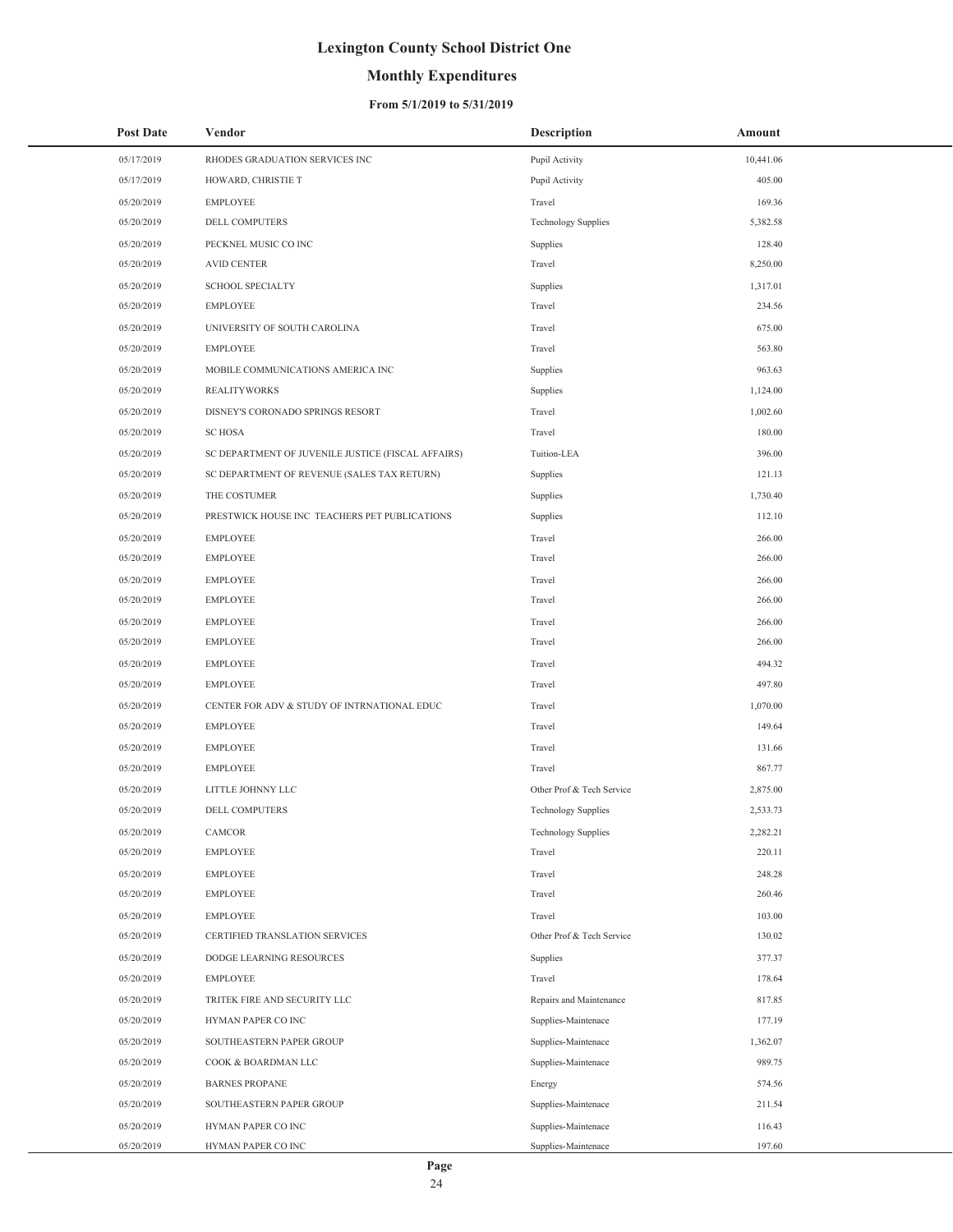# Lexington County School District One

## Monthly Expenditures

### From 5/1/2019 to 5/31/2019

| Post Date | Vendor | Description | Amount |
|---|---|---|---|
| 05/17/2019 | RHODES GRADUATION SERVICES INC | Pupil Activity | 10,441.06 |
| 05/17/2019 | HOWARD, CHRISTIE T | Pupil Activity | 405.00 |
| 05/20/2019 | EMPLOYEE | Travel | 169.36 |
| 05/20/2019 | DELL COMPUTERS | Technology Supplies | 5,382.58 |
| 05/20/2019 | PECKNEL MUSIC CO INC | Supplies | 128.40 |
| 05/20/2019 | AVID CENTER | Travel | 8,250.00 |
| 05/20/2019 | SCHOOL SPECIALTY | Supplies | 1,317.01 |
| 05/20/2019 | EMPLOYEE | Travel | 234.56 |
| 05/20/2019 | UNIVERSITY OF SOUTH CAROLINA | Travel | 675.00 |
| 05/20/2019 | EMPLOYEE | Travel | 563.80 |
| 05/20/2019 | MOBILE COMMUNICATIONS AMERICA INC | Supplies | 963.63 |
| 05/20/2019 | REALITYWORKS | Supplies | 1,124.00 |
| 05/20/2019 | DISNEY'S CORONADO SPRINGS RESORT | Travel | 1,002.60 |
| 05/20/2019 | SC HOSA | Travel | 180.00 |
| 05/20/2019 | SC DEPARTMENT OF JUVENILE JUSTICE (FISCAL AFFAIRS) | Tuition-LEA | 396.00 |
| 05/20/2019 | SC DEPARTMENT OF REVENUE (SALES TAX RETURN) | Supplies | 121.13 |
| 05/20/2019 | THE COSTUMER | Supplies | 1,730.40 |
| 05/20/2019 | PRESTWICK HOUSE INC TEACHERS PET PUBLICATIONS | Supplies | 112.10 |
| 05/20/2019 | EMPLOYEE | Travel | 266.00 |
| 05/20/2019 | EMPLOYEE | Travel | 266.00 |
| 05/20/2019 | EMPLOYEE | Travel | 266.00 |
| 05/20/2019 | EMPLOYEE | Travel | 266.00 |
| 05/20/2019 | EMPLOYEE | Travel | 266.00 |
| 05/20/2019 | EMPLOYEE | Travel | 266.00 |
| 05/20/2019 | EMPLOYEE | Travel | 494.32 |
| 05/20/2019 | EMPLOYEE | Travel | 497.80 |
| 05/20/2019 | CENTER FOR ADV & STUDY OF INTRNATIONAL EDUC | Travel | 1,070.00 |
| 05/20/2019 | EMPLOYEE | Travel | 149.64 |
| 05/20/2019 | EMPLOYEE | Travel | 131.66 |
| 05/20/2019 | EMPLOYEE | Travel | 867.77 |
| 05/20/2019 | LITTLE JOHNNY LLC | Other Prof & Tech Service | 2,875.00 |
| 05/20/2019 | DELL COMPUTERS | Technology Supplies | 2,533.73 |
| 05/20/2019 | CAMCOR | Technology Supplies | 2,282.21 |
| 05/20/2019 | EMPLOYEE | Travel | 220.11 |
| 05/20/2019 | EMPLOYEE | Travel | 248.28 |
| 05/20/2019 | EMPLOYEE | Travel | 260.46 |
| 05/20/2019 | EMPLOYEE | Travel | 103.00 |
| 05/20/2019 | CERTIFIED TRANSLATION SERVICES | Other Prof & Tech Service | 130.02 |
| 05/20/2019 | DODGE LEARNING RESOURCES | Supplies | 377.37 |
| 05/20/2019 | EMPLOYEE | Travel | 178.64 |
| 05/20/2019 | TRITEK FIRE AND SECURITY LLC | Repairs and Maintenance | 817.85 |
| 05/20/2019 | HYMAN PAPER CO INC | Supplies-Maintenace | 177.19 |
| 05/20/2019 | SOUTHEASTERN PAPER GROUP | Supplies-Maintenace | 1,362.07 |
| 05/20/2019 | COOK & BOARDMAN LLC | Supplies-Maintenace | 989.75 |
| 05/20/2019 | BARNES PROPANE | Energy | 574.56 |
| 05/20/2019 | SOUTHEASTERN PAPER GROUP | Supplies-Maintenace | 211.54 |
| 05/20/2019 | HYMAN PAPER CO INC | Supplies-Maintenace | 116.43 |
| 05/20/2019 | HYMAN PAPER CO INC | Supplies-Maintenace | 197.60 |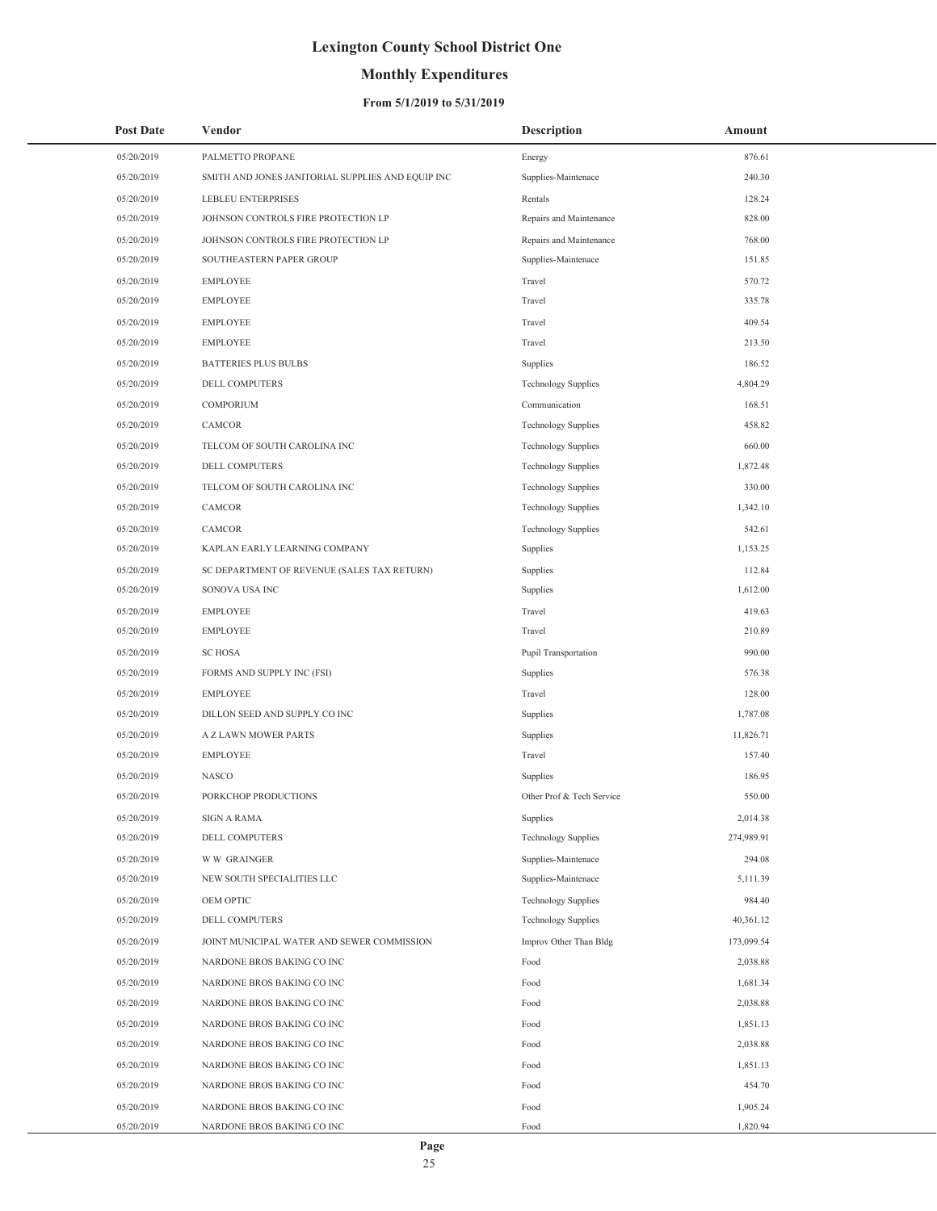# Lexington County School District One

## Monthly Expenditures

### From 5/1/2019 to 5/31/2019

| Post Date | Vendor | Description | Amount |
|---|---|---|---|
| 05/20/2019 | PALMETTO PROPANE | Energy | 876.61 |
| 05/20/2019 | SMITH AND JONES JANITORIAL SUPPLIES AND EQUIP INC | Supplies-Maintenace | 240.30 |
| 05/20/2019 | LEBLEU ENTERPRISES | Rentals | 128.24 |
| 05/20/2019 | JOHNSON CONTROLS FIRE PROTECTION LP | Repairs and Maintenance | 828.00 |
| 05/20/2019 | JOHNSON CONTROLS FIRE PROTECTION LP | Repairs and Maintenance | 768.00 |
| 05/20/2019 | SOUTHEASTERN PAPER GROUP | Supplies-Maintenace | 151.85 |
| 05/20/2019 | EMPLOYEE | Travel | 570.72 |
| 05/20/2019 | EMPLOYEE | Travel | 335.78 |
| 05/20/2019 | EMPLOYEE | Travel | 409.54 |
| 05/20/2019 | EMPLOYEE | Travel | 213.50 |
| 05/20/2019 | BATTERIES PLUS BULBS | Supplies | 186.52 |
| 05/20/2019 | DELL COMPUTERS | Technology Supplies | 4,804.29 |
| 05/20/2019 | COMPORIUM | Communication | 168.51 |
| 05/20/2019 | CAMCOR | Technology Supplies | 458.82 |
| 05/20/2019 | TELCOM OF SOUTH CAROLINA INC | Technology Supplies | 660.00 |
| 05/20/2019 | DELL COMPUTERS | Technology Supplies | 1,872.48 |
| 05/20/2019 | TELCOM OF SOUTH CAROLINA INC | Technology Supplies | 330.00 |
| 05/20/2019 | CAMCOR | Technology Supplies | 1,342.10 |
| 05/20/2019 | CAMCOR | Technology Supplies | 542.61 |
| 05/20/2019 | KAPLAN EARLY LEARNING COMPANY | Supplies | 1,153.25 |
| 05/20/2019 | SC DEPARTMENT OF REVENUE (SALES TAX RETURN) | Supplies | 112.84 |
| 05/20/2019 | SONOVA USA INC | Supplies | 1,612.00 |
| 05/20/2019 | EMPLOYEE | Travel | 419.63 |
| 05/20/2019 | EMPLOYEE | Travel | 210.89 |
| 05/20/2019 | SC HOSA | Pupil Transportation | 990.00 |
| 05/20/2019 | FORMS AND SUPPLY INC (FSI) | Supplies | 576.38 |
| 05/20/2019 | EMPLOYEE | Travel | 128.00 |
| 05/20/2019 | DILLON SEED AND SUPPLY CO INC | Supplies | 1,787.08 |
| 05/20/2019 | A Z LAWN MOWER PARTS | Supplies | 11,826.71 |
| 05/20/2019 | EMPLOYEE | Travel | 157.40 |
| 05/20/2019 | NASCO | Supplies | 186.95 |
| 05/20/2019 | PORKCHOP PRODUCTIONS | Other Prof & Tech Service | 550.00 |
| 05/20/2019 | SIGN A RAMA | Supplies | 2,014.38 |
| 05/20/2019 | DELL COMPUTERS | Technology Supplies | 274,989.91 |
| 05/20/2019 | W W GRAINGER | Supplies-Maintenace | 294.08 |
| 05/20/2019 | NEW SOUTH SPECIALITIES LLC | Supplies-Maintenace | 5,111.39 |
| 05/20/2019 | OEM OPTIC | Technology Supplies | 984.40 |
| 05/20/2019 | DELL COMPUTERS | Technology Supplies | 40,361.12 |
| 05/20/2019 | JOINT MUNICIPAL WATER AND SEWER COMMISSION | Improv Other Than Bldg | 173,099.54 |
| 05/20/2019 | NARDONE BROS BAKING CO INC | Food | 2,038.88 |
| 05/20/2019 | NARDONE BROS BAKING CO INC | Food | 1,681.34 |
| 05/20/2019 | NARDONE BROS BAKING CO INC | Food | 2,038.88 |
| 05/20/2019 | NARDONE BROS BAKING CO INC | Food | 1,851.13 |
| 05/20/2019 | NARDONE BROS BAKING CO INC | Food | 2,038.88 |
| 05/20/2019 | NARDONE BROS BAKING CO INC | Food | 1,851.13 |
| 05/20/2019 | NARDONE BROS BAKING CO INC | Food | 454.70 |
| 05/20/2019 | NARDONE BROS BAKING CO INC | Food | 1,905.24 |
| 05/20/2019 | NARDONE BROS BAKING CO INC | Food | 1,820.94 |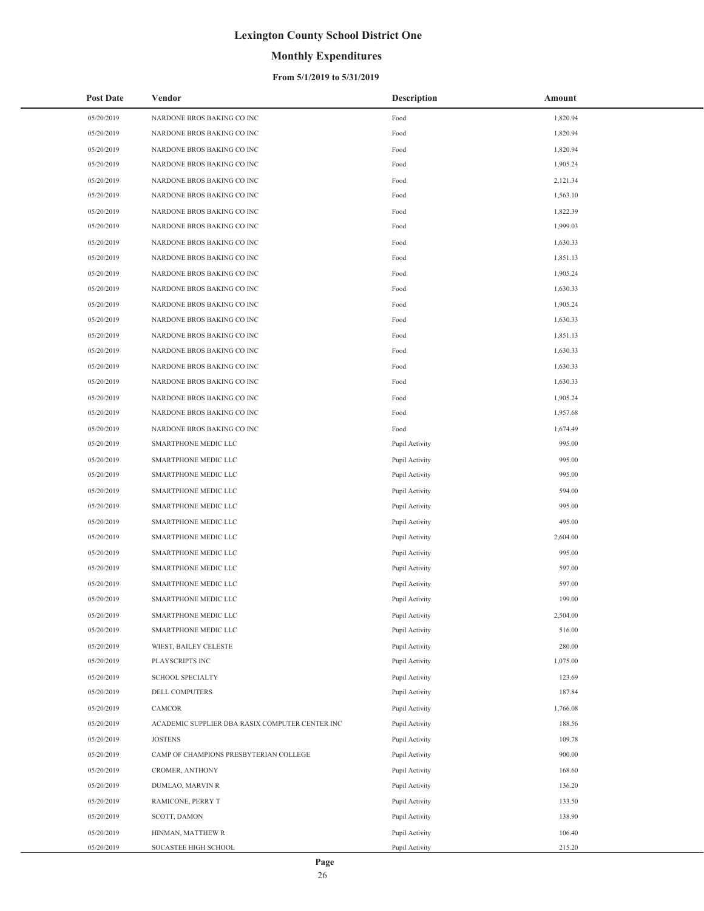# Lexington County School District One

## Monthly Expenditures

### From 5/1/2019 to 5/31/2019

| Post Date | Vendor | Description | Amount |
|---|---|---|---|
| 05/20/2019 | NARDONE BROS BAKING CO INC | Food | 1,820.94 |
| 05/20/2019 | NARDONE BROS BAKING CO INC | Food | 1,820.94 |
| 05/20/2019 | NARDONE BROS BAKING CO INC | Food | 1,820.94 |
| 05/20/2019 | NARDONE BROS BAKING CO INC | Food | 1,905.24 |
| 05/20/2019 | NARDONE BROS BAKING CO INC | Food | 2,121.34 |
| 05/20/2019 | NARDONE BROS BAKING CO INC | Food | 1,563.10 |
| 05/20/2019 | NARDONE BROS BAKING CO INC | Food | 1,822.39 |
| 05/20/2019 | NARDONE BROS BAKING CO INC | Food | 1,999.03 |
| 05/20/2019 | NARDONE BROS BAKING CO INC | Food | 1,630.33 |
| 05/20/2019 | NARDONE BROS BAKING CO INC | Food | 1,851.13 |
| 05/20/2019 | NARDONE BROS BAKING CO INC | Food | 1,905.24 |
| 05/20/2019 | NARDONE BROS BAKING CO INC | Food | 1,630.33 |
| 05/20/2019 | NARDONE BROS BAKING CO INC | Food | 1,905.24 |
| 05/20/2019 | NARDONE BROS BAKING CO INC | Food | 1,630.33 |
| 05/20/2019 | NARDONE BROS BAKING CO INC | Food | 1,851.13 |
| 05/20/2019 | NARDONE BROS BAKING CO INC | Food | 1,630.33 |
| 05/20/2019 | NARDONE BROS BAKING CO INC | Food | 1,630.33 |
| 05/20/2019 | NARDONE BROS BAKING CO INC | Food | 1,630.33 |
| 05/20/2019 | NARDONE BROS BAKING CO INC | Food | 1,905.24 |
| 05/20/2019 | NARDONE BROS BAKING CO INC | Food | 1,957.68 |
| 05/20/2019 | NARDONE BROS BAKING CO INC | Food | 1,674.49 |
| 05/20/2019 | SMARTPHONE MEDIC LLC | Pupil Activity | 995.00 |
| 05/20/2019 | SMARTPHONE MEDIC LLC | Pupil Activity | 995.00 |
| 05/20/2019 | SMARTPHONE MEDIC LLC | Pupil Activity | 995.00 |
| 05/20/2019 | SMARTPHONE MEDIC LLC | Pupil Activity | 594.00 |
| 05/20/2019 | SMARTPHONE MEDIC LLC | Pupil Activity | 995.00 |
| 05/20/2019 | SMARTPHONE MEDIC LLC | Pupil Activity | 495.00 |
| 05/20/2019 | SMARTPHONE MEDIC LLC | Pupil Activity | 2,604.00 |
| 05/20/2019 | SMARTPHONE MEDIC LLC | Pupil Activity | 995.00 |
| 05/20/2019 | SMARTPHONE MEDIC LLC | Pupil Activity | 597.00 |
| 05/20/2019 | SMARTPHONE MEDIC LLC | Pupil Activity | 597.00 |
| 05/20/2019 | SMARTPHONE MEDIC LLC | Pupil Activity | 199.00 |
| 05/20/2019 | SMARTPHONE MEDIC LLC | Pupil Activity | 2,504.00 |
| 05/20/2019 | SMARTPHONE MEDIC LLC | Pupil Activity | 516.00 |
| 05/20/2019 | WIEST, BAILEY CELESTE | Pupil Activity | 280.00 |
| 05/20/2019 | PLAYSCRIPTS INC | Pupil Activity | 1,075.00 |
| 05/20/2019 | SCHOOL SPECIALTY | Pupil Activity | 123.69 |
| 05/20/2019 | DELL COMPUTERS | Pupil Activity | 187.84 |
| 05/20/2019 | CAMCOR | Pupil Activity | 1,766.08 |
| 05/20/2019 | ACADEMIC SUPPLIER DBA RASIX COMPUTER CENTER INC | Pupil Activity | 188.56 |
| 05/20/2019 | JOSTENS | Pupil Activity | 109.78 |
| 05/20/2019 | CAMP OF CHAMPIONS PRESBYTERIAN COLLEGE | Pupil Activity | 900.00 |
| 05/20/2019 | CROMER, ANTHONY | Pupil Activity | 168.60 |
| 05/20/2019 | DUMLAO, MARVIN R | Pupil Activity | 136.20 |
| 05/20/2019 | RAMICONE, PERRY T | Pupil Activity | 133.50 |
| 05/20/2019 | SCOTT, DAMON | Pupil Activity | 138.90 |
| 05/20/2019 | HINMAN, MATTHEW R | Pupil Activity | 106.40 |
| 05/20/2019 | SOCASTEE HIGH SCHOOL | Pupil Activity | 215.20 |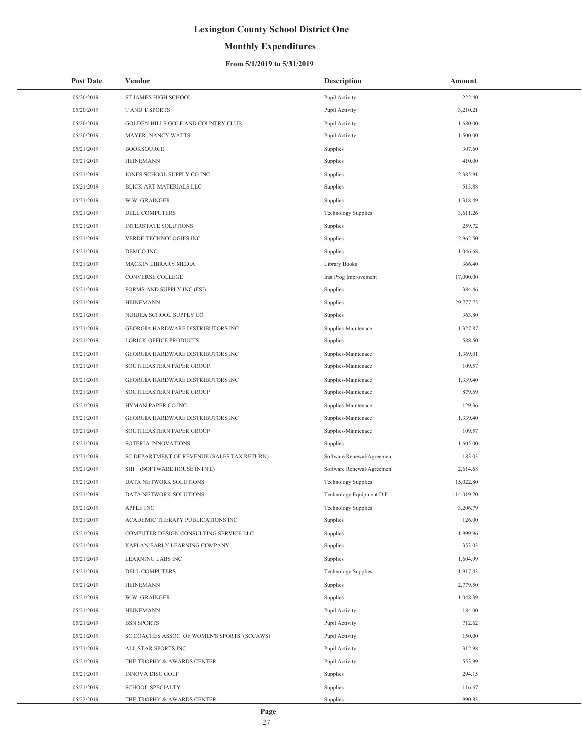# Lexington County School District One

## Monthly Expenditures

### From 5/1/2019 to 5/31/2019

| Post Date | Vendor | Description | Amount |
|---|---|---|---|
| 05/20/2019 | ST JAMES HIGH SCHOOL | Pupil Activity | 222.40 |
| 05/20/2019 | T AND T SPORTS | Pupil Activity | 3,210.21 |
| 05/20/2019 | GOLDEN HILLS GOLF AND COUNTRY CLUB | Pupil Activity | 1,680.00 |
| 05/20/2019 | MAYER, NANCY WATTS | Pupil Activity | 1,500.00 |
| 05/21/2019 | BOOKSOURCE | Supplies | 307.60 |
| 05/21/2019 | HEINEMANN | Supplies | 410.00 |
| 05/21/2019 | JONES SCHOOL SUPPLY CO INC | Supplies | 2,385.91 |
| 05/21/2019 | BLICK ART MATERIALS LLC | Supplies | 513.88 |
| 05/21/2019 | W W GRAINGER | Supplies | 1,318.49 |
| 05/21/2019 | DELL COMPUTERS | Technology Supplies | 3,611.26 |
| 05/21/2019 | INTERSTATE SOLUTIONS | Supplies | 259.72 |
| 05/21/2019 | VERDE TECHNOLOGIES INC | Supplies | 2,962.50 |
| 05/21/2019 | DEMCO INC | Supplies | 1,046.68 |
| 05/21/2019 | MACKIN LIBRARY MEDIA | Library Books | 366.40 |
| 05/21/2019 | CONVERSE COLLEGE | Inst Prog Improvement | 17,000.00 |
| 05/21/2019 | FORMS AND SUPPLY INC (FSI) | Supplies | 384.46 |
| 05/21/2019 | HEINEMANN | Supplies | 29,777.75 |
| 05/21/2019 | NUIDEA SCHOOL SUPPLY CO | Supplies | 363.80 |
| 05/21/2019 | GEORGIA HARDWARE DISTRIBUTORS INC | Supplies-Maintenace | 1,327.87 |
| 05/21/2019 | LORICK OFFICE PRODUCTS | Supplies | 588.50 |
| 05/21/2019 | GEORGIA HARDWARE DISTRIBUTORS INC | Supplies-Maintenace | 1,369.01 |
| 05/21/2019 | SOUTHEASTERN PAPER GROUP | Supplies-Maintenace | 109.57 |
| 05/21/2019 | GEORGIA HARDWARE DISTRIBUTORS INC | Supplies-Maintenace | 1,339.40 |
| 05/21/2019 | SOUTHEASTERN PAPER GROUP | Supplies-Maintenace | 879.69 |
| 05/21/2019 | HYMAN PAPER CO INC | Supplies-Maintenace | 129.36 |
| 05/21/2019 | GEORGIA HARDWARE DISTRIBUTORS INC | Supplies-Maintenace | 1,339.40 |
| 05/21/2019 | SOUTHEASTERN PAPER GROUP | Supplies-Maintenace | 109.57 |
| 05/21/2019 | SOTERIA INNOVATIONS | Supplies | 1,605.00 |
| 05/21/2019 | SC DEPARTMENT OF REVENUE (SALES TAX RETURN) | Software Renewal/Agreemen | 183.03 |
| 05/21/2019 | SHI (SOFTWARE HOUSE INTN'L) | Software Renewal/Agreemen | 2,614.68 |
| 05/21/2019 | DATA NETWORK SOLUTIONS | Technology Supplies | 15,022.80 |
| 05/21/2019 | DATA NETWORK SOLUTIONS | Technology Equipment D F | 114,019.20 |
| 05/21/2019 | APPLE INC | Technology Supplies | 3,206.79 |
| 05/21/2019 | ACADEMIC THERAPY PUBLICATIONS INC | Supplies | 126.00 |
| 05/21/2019 | COMPUTER DESIGN CONSULTING SERVICE LLC | Supplies | 1,999.96 |
| 05/21/2019 | KAPLAN EARLY LEARNING COMPANY | Supplies | 353.03 |
| 05/21/2019 | LEARNING LABS INC | Supplies | 1,604.99 |
| 05/21/2019 | DELL COMPUTERS | Technology Supplies | 1,917.43 |
| 05/21/2019 | HEINEMANN | Supplies | 2,779.50 |
| 05/21/2019 | W W GRAINGER | Supplies | 1,048.39 |
| 05/21/2019 | HEINEMANN | Pupil Activity | 184.00 |
| 05/21/2019 | BSN SPORTS | Pupil Activity | 712.62 |
| 05/21/2019 | SC COACHES ASSOC OF WOMEN'S SPORTS (SCCAWS) | Pupil Activity | 150.00 |
| 05/21/2019 | ALL STAR SPORTS INC | Pupil Activity | 312.98 |
| 05/21/2019 | THE TROPHY & AWARDS CENTER | Pupil Activity | 553.99 |
| 05/21/2019 | INNOVA DISC GOLF | Supplies | 294.15 |
| 05/21/2019 | SCHOOL SPECIALTY | Supplies | 116.67 |
| 05/22/2019 | THE TROPHY & AWARDS CENTER | Supplies | 990.83 |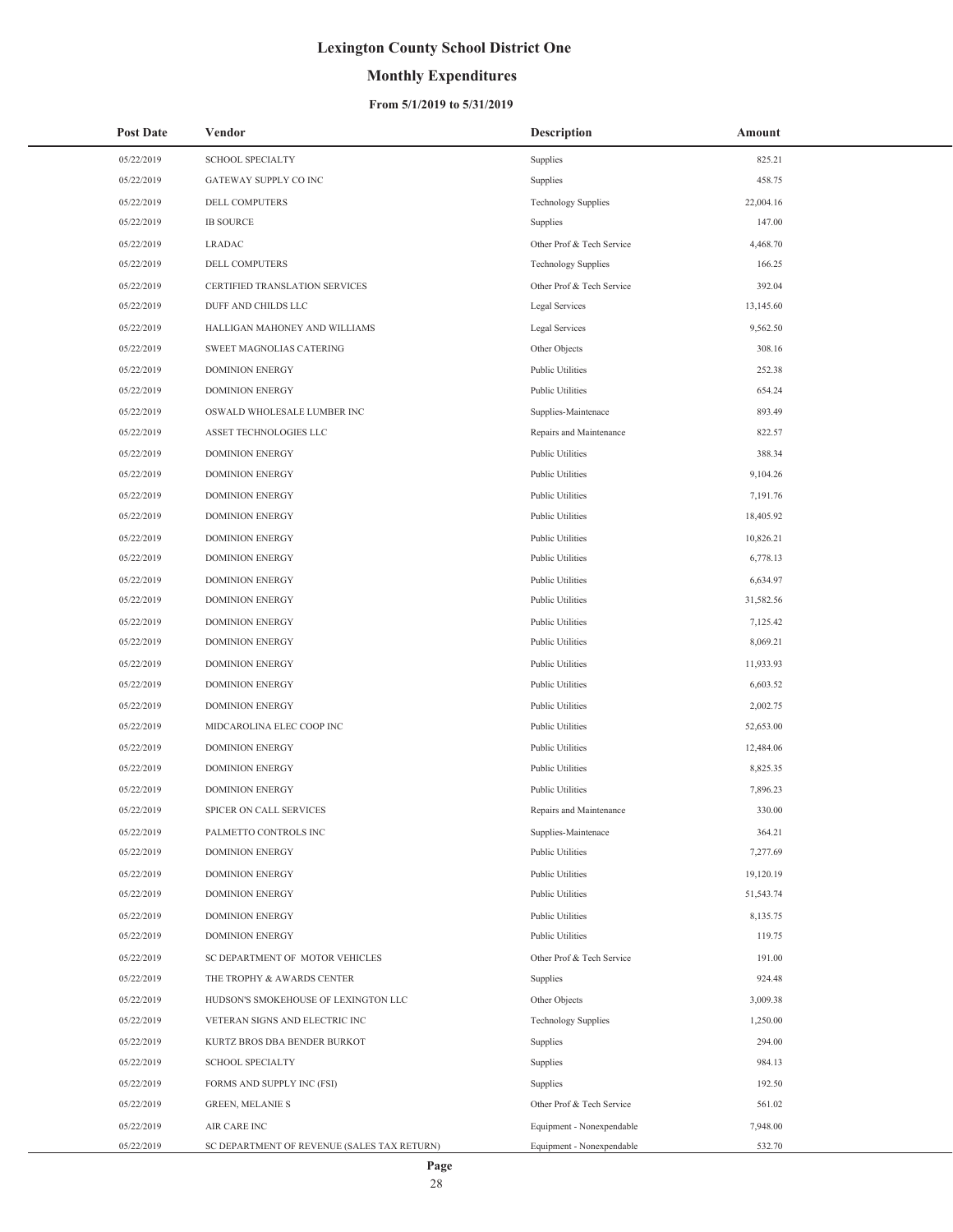# Lexington County School District One

## Monthly Expenditures

### From 5/1/2019 to 5/31/2019

| Post Date | Vendor | Description | Amount |
|---|---|---|---|
| 05/22/2019 | SCHOOL SPECIALTY | Supplies | 825.21 |
| 05/22/2019 | GATEWAY SUPPLY CO INC | Supplies | 458.75 |
| 05/22/2019 | DELL COMPUTERS | Technology Supplies | 22,004.16 |
| 05/22/2019 | IB SOURCE | Supplies | 147.00 |
| 05/22/2019 | LRADAC | Other Prof & Tech Service | 4,468.70 |
| 05/22/2019 | DELL COMPUTERS | Technology Supplies | 166.25 |
| 05/22/2019 | CERTIFIED TRANSLATION SERVICES | Other Prof & Tech Service | 392.04 |
| 05/22/2019 | DUFF AND CHILDS LLC | Legal Services | 13,145.60 |
| 05/22/2019 | HALLIGAN MAHONEY AND WILLIAMS | Legal Services | 9,562.50 |
| 05/22/2019 | SWEET MAGNOLIAS CATERING | Other Objects | 308.16 |
| 05/22/2019 | DOMINION ENERGY | Public Utilities | 252.38 |
| 05/22/2019 | DOMINION ENERGY | Public Utilities | 654.24 |
| 05/22/2019 | OSWALD WHOLESALE LUMBER INC | Supplies-Maintenace | 893.49 |
| 05/22/2019 | ASSET TECHNOLOGIES LLC | Repairs and Maintenance | 822.57 |
| 05/22/2019 | DOMINION ENERGY | Public Utilities | 388.34 |
| 05/22/2019 | DOMINION ENERGY | Public Utilities | 9,104.26 |
| 05/22/2019 | DOMINION ENERGY | Public Utilities | 7,191.76 |
| 05/22/2019 | DOMINION ENERGY | Public Utilities | 18,405.92 |
| 05/22/2019 | DOMINION ENERGY | Public Utilities | 10,826.21 |
| 05/22/2019 | DOMINION ENERGY | Public Utilities | 6,778.13 |
| 05/22/2019 | DOMINION ENERGY | Public Utilities | 6,634.97 |
| 05/22/2019 | DOMINION ENERGY | Public Utilities | 31,582.56 |
| 05/22/2019 | DOMINION ENERGY | Public Utilities | 7,125.42 |
| 05/22/2019 | DOMINION ENERGY | Public Utilities | 8,069.21 |
| 05/22/2019 | DOMINION ENERGY | Public Utilities | 11,933.93 |
| 05/22/2019 | DOMINION ENERGY | Public Utilities | 6,603.52 |
| 05/22/2019 | DOMINION ENERGY | Public Utilities | 2,002.75 |
| 05/22/2019 | MIDCAROLINA ELEC COOP INC | Public Utilities | 52,653.00 |
| 05/22/2019 | DOMINION ENERGY | Public Utilities | 12,484.06 |
| 05/22/2019 | DOMINION ENERGY | Public Utilities | 8,825.35 |
| 05/22/2019 | DOMINION ENERGY | Public Utilities | 7,896.23 |
| 05/22/2019 | SPICER ON CALL SERVICES | Repairs and Maintenance | 330.00 |
| 05/22/2019 | PALMETTO CONTROLS INC | Supplies-Maintenace | 364.21 |
| 05/22/2019 | DOMINION ENERGY | Public Utilities | 7,277.69 |
| 05/22/2019 | DOMINION ENERGY | Public Utilities | 19,120.19 |
| 05/22/2019 | DOMINION ENERGY | Public Utilities | 51,543.74 |
| 05/22/2019 | DOMINION ENERGY | Public Utilities | 8,135.75 |
| 05/22/2019 | DOMINION ENERGY | Public Utilities | 119.75 |
| 05/22/2019 | SC DEPARTMENT OF MOTOR VEHICLES | Other Prof & Tech Service | 191.00 |
| 05/22/2019 | THE TROPHY & AWARDS CENTER | Supplies | 924.48 |
| 05/22/2019 | HUDSON'S SMOKEHOUSE OF LEXINGTON LLC | Other Objects | 3,009.38 |
| 05/22/2019 | VETERAN SIGNS AND ELECTRIC INC | Technology Supplies | 1,250.00 |
| 05/22/2019 | KURTZ BROS DBA BENDER BURKOT | Supplies | 294.00 |
| 05/22/2019 | SCHOOL SPECIALTY | Supplies | 984.13 |
| 05/22/2019 | FORMS AND SUPPLY INC (FSI) | Supplies | 192.50 |
| 05/22/2019 | GREEN, MELANIE S | Other Prof & Tech Service | 561.02 |
| 05/22/2019 | AIR CARE INC | Equipment - Nonexpendable | 7,948.00 |
| 05/22/2019 | SC DEPARTMENT OF REVENUE (SALES TAX RETURN) | Equipment - Nonexpendable | 532.70 |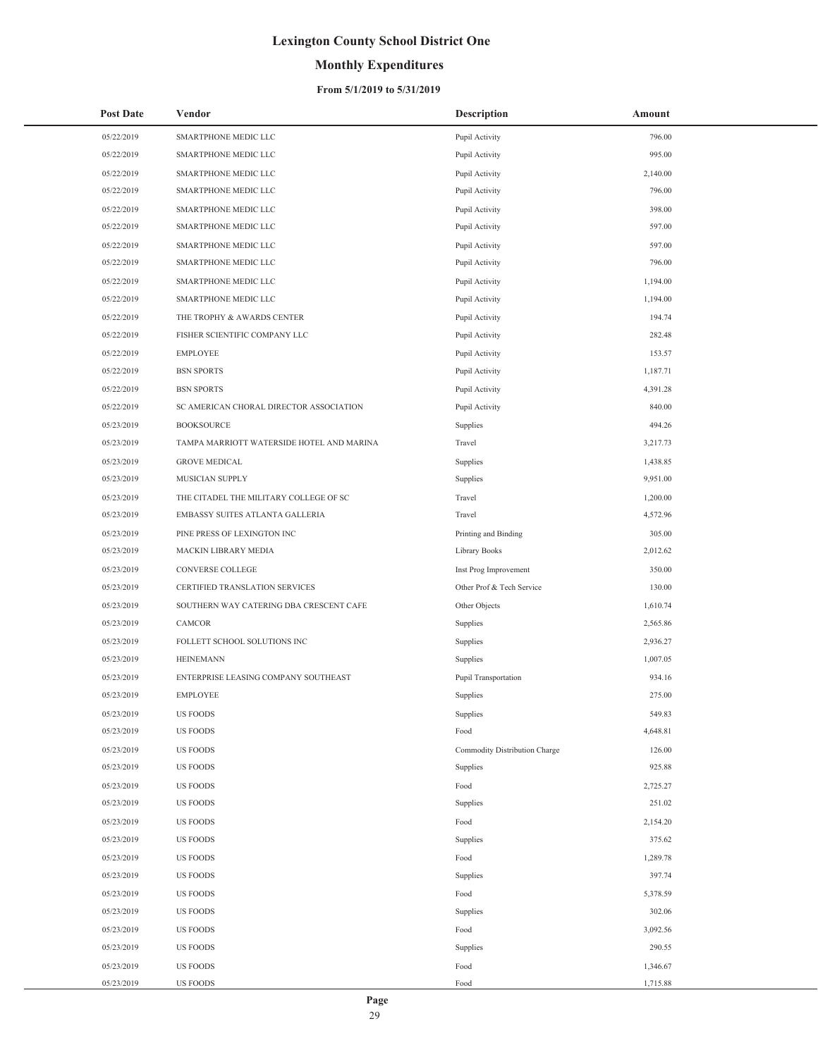# Lexington County School District One

## Monthly Expenditures

### From 5/1/2019 to 5/31/2019

| Post Date | Vendor | Description | Amount |
|---|---|---|---|
| 05/22/2019 | SMARTPHONE MEDIC LLC | Pupil Activity | 796.00 |
| 05/22/2019 | SMARTPHONE MEDIC LLC | Pupil Activity | 995.00 |
| 05/22/2019 | SMARTPHONE MEDIC LLC | Pupil Activity | 2,140.00 |
| 05/22/2019 | SMARTPHONE MEDIC LLC | Pupil Activity | 796.00 |
| 05/22/2019 | SMARTPHONE MEDIC LLC | Pupil Activity | 398.00 |
| 05/22/2019 | SMARTPHONE MEDIC LLC | Pupil Activity | 597.00 |
| 05/22/2019 | SMARTPHONE MEDIC LLC | Pupil Activity | 597.00 |
| 05/22/2019 | SMARTPHONE MEDIC LLC | Pupil Activity | 796.00 |
| 05/22/2019 | SMARTPHONE MEDIC LLC | Pupil Activity | 1,194.00 |
| 05/22/2019 | SMARTPHONE MEDIC LLC | Pupil Activity | 1,194.00 |
| 05/22/2019 | THE TROPHY & AWARDS CENTER | Pupil Activity | 194.74 |
| 05/22/2019 | FISHER SCIENTIFIC COMPANY LLC | Pupil Activity | 282.48 |
| 05/22/2019 | EMPLOYEE | Pupil Activity | 153.57 |
| 05/22/2019 | BSN SPORTS | Pupil Activity | 1,187.71 |
| 05/22/2019 | BSN SPORTS | Pupil Activity | 4,391.28 |
| 05/22/2019 | SC AMERICAN CHORAL DIRECTOR ASSOCIATION | Pupil Activity | 840.00 |
| 05/23/2019 | BOOKSOURCE | Supplies | 494.26 |
| 05/23/2019 | TAMPA MARRIOTT WATERSIDE HOTEL AND MARINA | Travel | 3,217.73 |
| 05/23/2019 | GROVE MEDICAL | Supplies | 1,438.85 |
| 05/23/2019 | MUSICIAN SUPPLY | Supplies | 9,951.00 |
| 05/23/2019 | THE CITADEL THE MILITARY COLLEGE OF SC | Travel | 1,200.00 |
| 05/23/2019 | EMBASSY SUITES ATLANTA GALLERIA | Travel | 4,572.96 |
| 05/23/2019 | PINE PRESS OF LEXINGTON INC | Printing and Binding | 305.00 |
| 05/23/2019 | MACKIN LIBRARY MEDIA | Library Books | 2,012.62 |
| 05/23/2019 | CONVERSE COLLEGE | Inst Prog Improvement | 350.00 |
| 05/23/2019 | CERTIFIED TRANSLATION SERVICES | Other Prof & Tech Service | 130.00 |
| 05/23/2019 | SOUTHERN WAY CATERING DBA CRESCENT CAFE | Other Objects | 1,610.74 |
| 05/23/2019 | CAMCOR | Supplies | 2,565.86 |
| 05/23/2019 | FOLLETT SCHOOL SOLUTIONS INC | Supplies | 2,936.27 |
| 05/23/2019 | HEINEMANN | Supplies | 1,007.05 |
| 05/23/2019 | ENTERPRISE LEASING COMPANY SOUTHEAST | Pupil Transportation | 934.16 |
| 05/23/2019 | EMPLOYEE | Supplies | 275.00 |
| 05/23/2019 | US FOODS | Supplies | 549.83 |
| 05/23/2019 | US FOODS | Food | 4,648.81 |
| 05/23/2019 | US FOODS | Commodity Distribution Charge | 126.00 |
| 05/23/2019 | US FOODS | Supplies | 925.88 |
| 05/23/2019 | US FOODS | Food | 2,725.27 |
| 05/23/2019 | US FOODS | Supplies | 251.02 |
| 05/23/2019 | US FOODS | Food | 2,154.20 |
| 05/23/2019 | US FOODS | Supplies | 375.62 |
| 05/23/2019 | US FOODS | Food | 1,289.78 |
| 05/23/2019 | US FOODS | Supplies | 397.74 |
| 05/23/2019 | US FOODS | Food | 5,378.59 |
| 05/23/2019 | US FOODS | Supplies | 302.06 |
| 05/23/2019 | US FOODS | Food | 3,092.56 |
| 05/23/2019 | US FOODS | Supplies | 290.55 |
| 05/23/2019 | US FOODS | Food | 1,346.67 |
| 05/23/2019 | US FOODS | Food | 1,715.88 |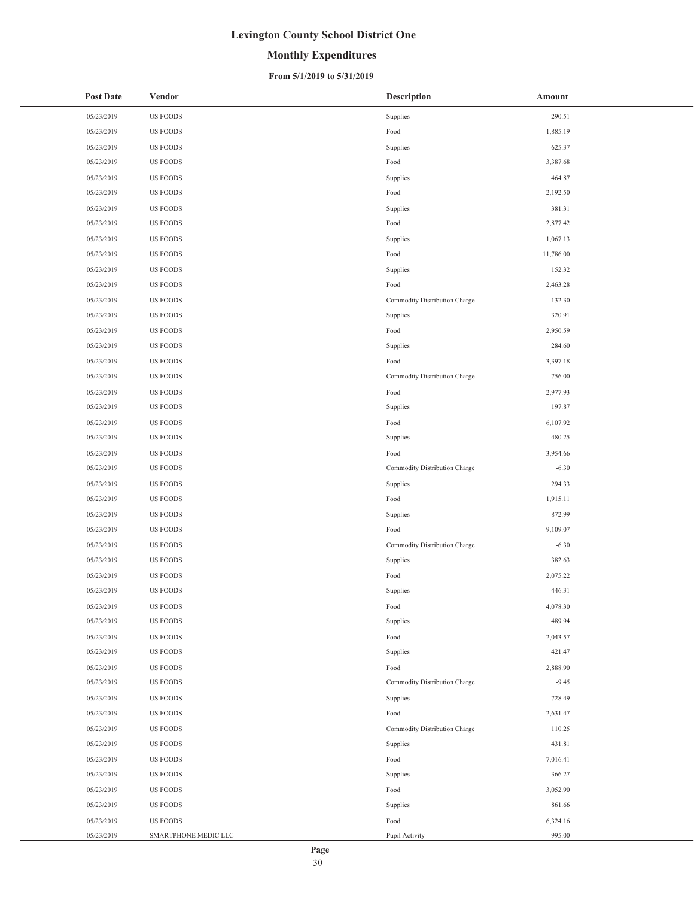# Lexington County School District One

## Monthly Expenditures

### From 5/1/2019 to 5/31/2019

| Post Date | Vendor | Description | Amount |
|---|---|---|---|
| 05/23/2019 | US FOODS | Supplies | 290.51 |
| 05/23/2019 | US FOODS | Food | 1,885.19 |
| 05/23/2019 | US FOODS | Supplies | 625.37 |
| 05/23/2019 | US FOODS | Food | 3,387.68 |
| 05/23/2019 | US FOODS | Supplies | 464.87 |
| 05/23/2019 | US FOODS | Food | 2,192.50 |
| 05/23/2019 | US FOODS | Supplies | 381.31 |
| 05/23/2019 | US FOODS | Food | 2,877.42 |
| 05/23/2019 | US FOODS | Supplies | 1,067.13 |
| 05/23/2019 | US FOODS | Food | 11,786.00 |
| 05/23/2019 | US FOODS | Supplies | 152.32 |
| 05/23/2019 | US FOODS | Food | 2,463.28 |
| 05/23/2019 | US FOODS | Commodity Distribution Charge | 132.30 |
| 05/23/2019 | US FOODS | Supplies | 320.91 |
| 05/23/2019 | US FOODS | Food | 2,950.59 |
| 05/23/2019 | US FOODS | Supplies | 284.60 |
| 05/23/2019 | US FOODS | Food | 3,397.18 |
| 05/23/2019 | US FOODS | Commodity Distribution Charge | 756.00 |
| 05/23/2019 | US FOODS | Food | 2,977.93 |
| 05/23/2019 | US FOODS | Supplies | 197.87 |
| 05/23/2019 | US FOODS | Food | 6,107.92 |
| 05/23/2019 | US FOODS | Supplies | 480.25 |
| 05/23/2019 | US FOODS | Food | 3,954.66 |
| 05/23/2019 | US FOODS | Commodity Distribution Charge | -6.30 |
| 05/23/2019 | US FOODS | Supplies | 294.33 |
| 05/23/2019 | US FOODS | Food | 1,915.11 |
| 05/23/2019 | US FOODS | Supplies | 872.99 |
| 05/23/2019 | US FOODS | Food | 9,109.07 |
| 05/23/2019 | US FOODS | Commodity Distribution Charge | -6.30 |
| 05/23/2019 | US FOODS | Supplies | 382.63 |
| 05/23/2019 | US FOODS | Food | 2,075.22 |
| 05/23/2019 | US FOODS | Supplies | 446.31 |
| 05/23/2019 | US FOODS | Food | 4,078.30 |
| 05/23/2019 | US FOODS | Supplies | 489.94 |
| 05/23/2019 | US FOODS | Food | 2,043.57 |
| 05/23/2019 | US FOODS | Supplies | 421.47 |
| 05/23/2019 | US FOODS | Food | 2,888.90 |
| 05/23/2019 | US FOODS | Commodity Distribution Charge | -9.45 |
| 05/23/2019 | US FOODS | Supplies | 728.49 |
| 05/23/2019 | US FOODS | Food | 2,631.47 |
| 05/23/2019 | US FOODS | Commodity Distribution Charge | 110.25 |
| 05/23/2019 | US FOODS | Supplies | 431.81 |
| 05/23/2019 | US FOODS | Food | 7,016.41 |
| 05/23/2019 | US FOODS | Supplies | 366.27 |
| 05/23/2019 | US FOODS | Food | 3,052.90 |
| 05/23/2019 | US FOODS | Supplies | 861.66 |
| 05/23/2019 | US FOODS | Food | 6,324.16 |
| 05/23/2019 | SMARTPHONE MEDIC LLC | Pupil Activity | 995.00 |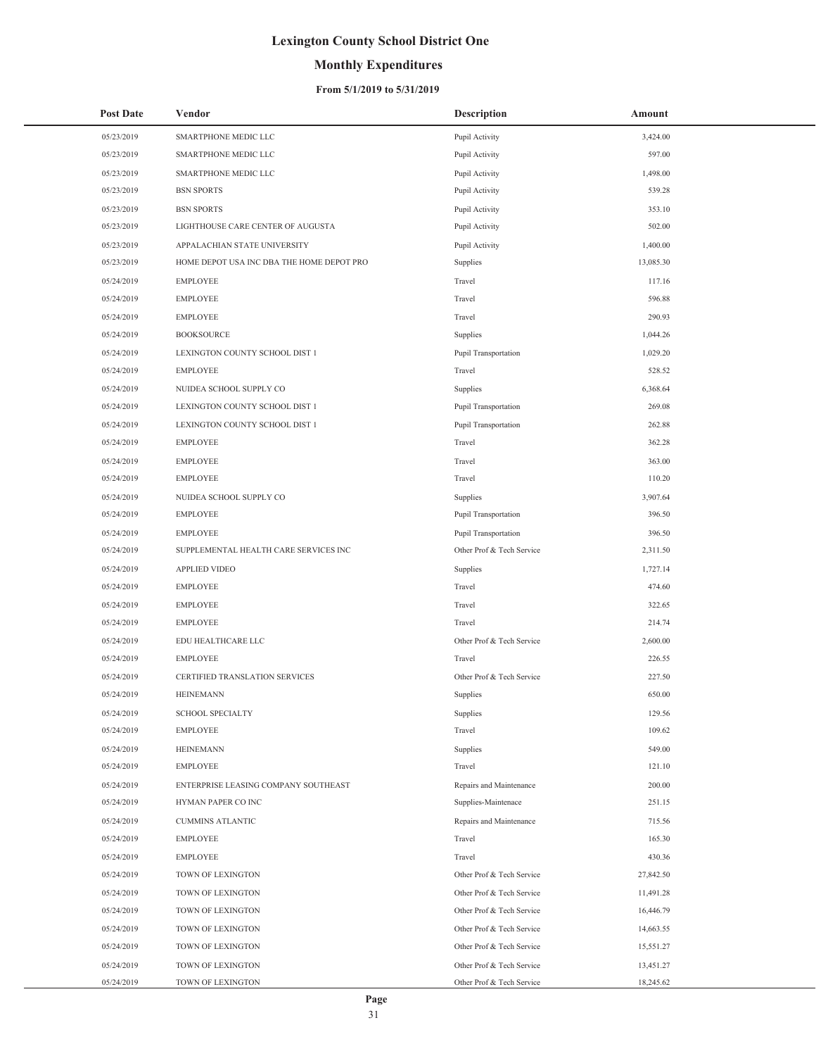# Lexington County School District One

## Monthly Expenditures

### From 5/1/2019 to 5/31/2019

| Post Date | Vendor | Description | Amount |
|---|---|---|---|
| 05/23/2019 | SMARTPHONE MEDIC LLC | Pupil Activity | 3,424.00 |
| 05/23/2019 | SMARTPHONE MEDIC LLC | Pupil Activity | 597.00 |
| 05/23/2019 | SMARTPHONE MEDIC LLC | Pupil Activity | 1,498.00 |
| 05/23/2019 | BSN SPORTS | Pupil Activity | 539.28 |
| 05/23/2019 | BSN SPORTS | Pupil Activity | 353.10 |
| 05/23/2019 | LIGHTHOUSE CARE CENTER OF AUGUSTA | Pupil Activity | 502.00 |
| 05/23/2019 | APPALACHIAN STATE UNIVERSITY | Pupil Activity | 1,400.00 |
| 05/23/2019 | HOME DEPOT USA INC DBA THE HOME DEPOT PRO | Supplies | 13,085.30 |
| 05/24/2019 | EMPLOYEE | Travel | 117.16 |
| 05/24/2019 | EMPLOYEE | Travel | 596.88 |
| 05/24/2019 | EMPLOYEE | Travel | 290.93 |
| 05/24/2019 | BOOKSOURCE | Supplies | 1,044.26 |
| 05/24/2019 | LEXINGTON COUNTY SCHOOL DIST 1 | Pupil Transportation | 1,029.20 |
| 05/24/2019 | EMPLOYEE | Travel | 528.52 |
| 05/24/2019 | NUIDEA SCHOOL SUPPLY CO | Supplies | 6,368.64 |
| 05/24/2019 | LEXINGTON COUNTY SCHOOL DIST 1 | Pupil Transportation | 269.08 |
| 05/24/2019 | LEXINGTON COUNTY SCHOOL DIST 1 | Pupil Transportation | 262.88 |
| 05/24/2019 | EMPLOYEE | Travel | 362.28 |
| 05/24/2019 | EMPLOYEE | Travel | 363.00 |
| 05/24/2019 | EMPLOYEE | Travel | 110.20 |
| 05/24/2019 | NUIDEA SCHOOL SUPPLY CO | Supplies | 3,907.64 |
| 05/24/2019 | EMPLOYEE | Pupil Transportation | 396.50 |
| 05/24/2019 | EMPLOYEE | Pupil Transportation | 396.50 |
| 05/24/2019 | SUPPLEMENTAL HEALTH CARE SERVICES INC | Other Prof & Tech Service | 2,311.50 |
| 05/24/2019 | APPLIED VIDEO | Supplies | 1,727.14 |
| 05/24/2019 | EMPLOYEE | Travel | 474.60 |
| 05/24/2019 | EMPLOYEE | Travel | 322.65 |
| 05/24/2019 | EMPLOYEE | Travel | 214.74 |
| 05/24/2019 | EDU HEALTHCARE LLC | Other Prof & Tech Service | 2,600.00 |
| 05/24/2019 | EMPLOYEE | Travel | 226.55 |
| 05/24/2019 | CERTIFIED TRANSLATION SERVICES | Other Prof & Tech Service | 227.50 |
| 05/24/2019 | HEINEMANN | Supplies | 650.00 |
| 05/24/2019 | SCHOOL SPECIALTY | Supplies | 129.56 |
| 05/24/2019 | EMPLOYEE | Travel | 109.62 |
| 05/24/2019 | HEINEMANN | Supplies | 549.00 |
| 05/24/2019 | EMPLOYEE | Travel | 121.10 |
| 05/24/2019 | ENTERPRISE LEASING COMPANY SOUTHEAST | Repairs and Maintenance | 200.00 |
| 05/24/2019 | HYMAN PAPER CO INC | Supplies-Maintenace | 251.15 |
| 05/24/2019 | CUMMINS ATLANTIC | Repairs and Maintenance | 715.56 |
| 05/24/2019 | EMPLOYEE | Travel | 165.30 |
| 05/24/2019 | EMPLOYEE | Travel | 430.36 |
| 05/24/2019 | TOWN OF LEXINGTON | Other Prof & Tech Service | 27,842.50 |
| 05/24/2019 | TOWN OF LEXINGTON | Other Prof & Tech Service | 11,491.28 |
| 05/24/2019 | TOWN OF LEXINGTON | Other Prof & Tech Service | 16,446.79 |
| 05/24/2019 | TOWN OF LEXINGTON | Other Prof & Tech Service | 14,663.55 |
| 05/24/2019 | TOWN OF LEXINGTON | Other Prof & Tech Service | 15,551.27 |
| 05/24/2019 | TOWN OF LEXINGTON | Other Prof & Tech Service | 13,451.27 |
| 05/24/2019 | TOWN OF LEXINGTON | Other Prof & Tech Service | 18,245.62 |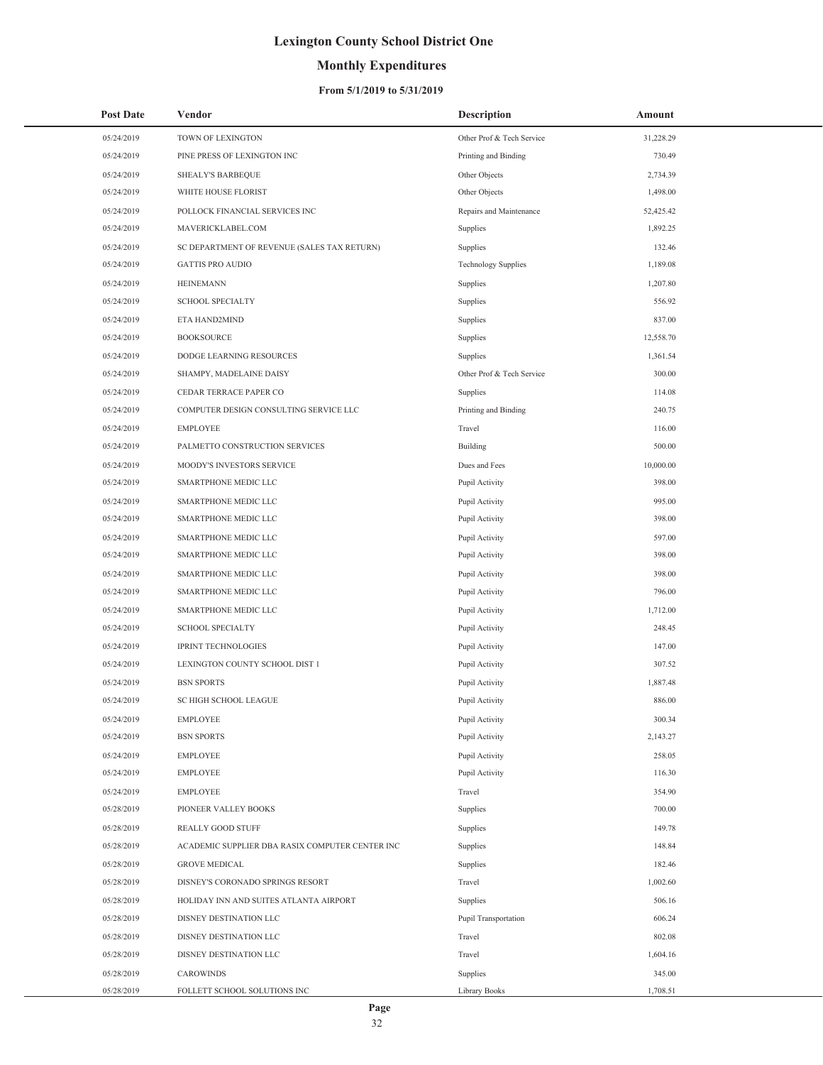# Lexington County School District One

## Monthly Expenditures

### From 5/1/2019 to 5/31/2019

| Post Date | Vendor | Description | Amount |
|---|---|---|---|
| 05/24/2019 | TOWN OF LEXINGTON | Other Prof & Tech Service | 31,228.29 |
| 05/24/2019 | PINE PRESS OF LEXINGTON INC | Printing and Binding | 730.49 |
| 05/24/2019 | SHEALY'S BARBEQUE | Other Objects | 2,734.39 |
| 05/24/2019 | WHITE HOUSE FLORIST | Other Objects | 1,498.00 |
| 05/24/2019 | POLLOCK FINANCIAL SERVICES INC | Repairs and Maintenance | 52,425.42 |
| 05/24/2019 | MAVERICKLABEL.COM | Supplies | 1,892.25 |
| 05/24/2019 | SC DEPARTMENT OF REVENUE (SALES TAX RETURN) | Supplies | 132.46 |
| 05/24/2019 | GATTIS PRO AUDIO | Technology Supplies | 1,189.08 |
| 05/24/2019 | HEINEMANN | Supplies | 1,207.80 |
| 05/24/2019 | SCHOOL SPECIALTY | Supplies | 556.92 |
| 05/24/2019 | ETA HAND2MIND | Supplies | 837.00 |
| 05/24/2019 | BOOKSOURCE | Supplies | 12,558.70 |
| 05/24/2019 | DODGE LEARNING RESOURCES | Supplies | 1,361.54 |
| 05/24/2019 | SHAMPY, MADELAINE DAISY | Other Prof & Tech Service | 300.00 |
| 05/24/2019 | CEDAR TERRACE PAPER CO | Supplies | 114.08 |
| 05/24/2019 | COMPUTER DESIGN CONSULTING SERVICE LLC | Printing and Binding | 240.75 |
| 05/24/2019 | EMPLOYEE | Travel | 116.00 |
| 05/24/2019 | PALMETTO CONSTRUCTION SERVICES | Building | 500.00 |
| 05/24/2019 | MOODY'S INVESTORS SERVICE | Dues and Fees | 10,000.00 |
| 05/24/2019 | SMARTPHONE MEDIC LLC | Pupil Activity | 398.00 |
| 05/24/2019 | SMARTPHONE MEDIC LLC | Pupil Activity | 995.00 |
| 05/24/2019 | SMARTPHONE MEDIC LLC | Pupil Activity | 398.00 |
| 05/24/2019 | SMARTPHONE MEDIC LLC | Pupil Activity | 597.00 |
| 05/24/2019 | SMARTPHONE MEDIC LLC | Pupil Activity | 398.00 |
| 05/24/2019 | SMARTPHONE MEDIC LLC | Pupil Activity | 398.00 |
| 05/24/2019 | SMARTPHONE MEDIC LLC | Pupil Activity | 796.00 |
| 05/24/2019 | SMARTPHONE MEDIC LLC | Pupil Activity | 1,712.00 |
| 05/24/2019 | SCHOOL SPECIALTY | Pupil Activity | 248.45 |
| 05/24/2019 | IPRINT TECHNOLOGIES | Pupil Activity | 147.00 |
| 05/24/2019 | LEXINGTON COUNTY SCHOOL DIST 1 | Pupil Activity | 307.52 |
| 05/24/2019 | BSN SPORTS | Pupil Activity | 1,887.48 |
| 05/24/2019 | SC HIGH SCHOOL LEAGUE | Pupil Activity | 886.00 |
| 05/24/2019 | EMPLOYEE | Pupil Activity | 300.34 |
| 05/24/2019 | BSN SPORTS | Pupil Activity | 2,143.27 |
| 05/24/2019 | EMPLOYEE | Pupil Activity | 258.05 |
| 05/24/2019 | EMPLOYEE | Pupil Activity | 116.30 |
| 05/24/2019 | EMPLOYEE | Travel | 354.90 |
| 05/28/2019 | PIONEER VALLEY BOOKS | Supplies | 700.00 |
| 05/28/2019 | REALLY GOOD STUFF | Supplies | 149.78 |
| 05/28/2019 | ACADEMIC SUPPLIER DBA RASIX COMPUTER CENTER INC | Supplies | 148.84 |
| 05/28/2019 | GROVE MEDICAL | Supplies | 182.46 |
| 05/28/2019 | DISNEY'S CORONADO SPRINGS RESORT | Travel | 1,002.60 |
| 05/28/2019 | HOLIDAY INN AND SUITES ATLANTA AIRPORT | Supplies | 506.16 |
| 05/28/2019 | DISNEY DESTINATION LLC | Pupil Transportation | 606.24 |
| 05/28/2019 | DISNEY DESTINATION LLC | Travel | 802.08 |
| 05/28/2019 | DISNEY DESTINATION LLC | Travel | 1,604.16 |
| 05/28/2019 | CAROWINDS | Supplies | 345.00 |
| 05/28/2019 | FOLLETT SCHOOL SOLUTIONS INC | Library Books | 1,708.51 |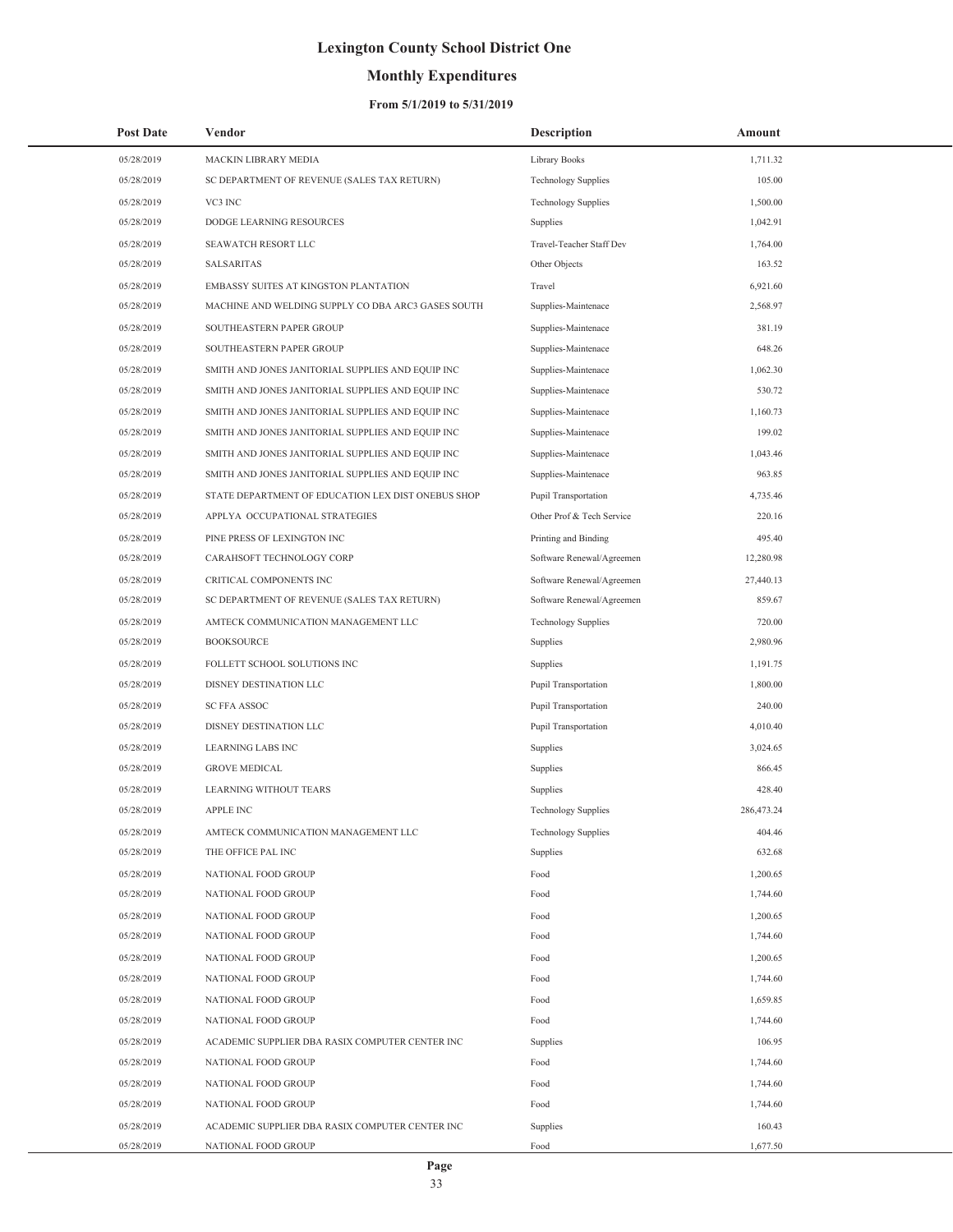# Lexington County School District One

## Monthly Expenditures

### From 5/1/2019 to 5/31/2019

| Post Date | Vendor | Description | Amount |
|---|---|---|---|
| 05/28/2019 | MACKIN LIBRARY MEDIA | Library Books | 1,711.32 |
| 05/28/2019 | SC DEPARTMENT OF REVENUE (SALES TAX RETURN) | Technology Supplies | 105.00 |
| 05/28/2019 | VC3 INC | Technology Supplies | 1,500.00 |
| 05/28/2019 | DODGE LEARNING RESOURCES | Supplies | 1,042.91 |
| 05/28/2019 | SEAWATCH RESORT LLC | Travel-Teacher Staff Dev | 1,764.00 |
| 05/28/2019 | SALSARITAS | Other Objects | 163.52 |
| 05/28/2019 | EMBASSY SUITES AT KINGSTON PLANTATION | Travel | 6,921.60 |
| 05/28/2019 | MACHINE AND WELDING SUPPLY CO DBA ARC3 GASES SOUTH | Supplies-Maintenace | 2,568.97 |
| 05/28/2019 | SOUTHEASTERN PAPER GROUP | Supplies-Maintenace | 381.19 |
| 05/28/2019 | SOUTHEASTERN PAPER GROUP | Supplies-Maintenace | 648.26 |
| 05/28/2019 | SMITH AND JONES JANITORIAL SUPPLIES AND EQUIP INC | Supplies-Maintenace | 1,062.30 |
| 05/28/2019 | SMITH AND JONES JANITORIAL SUPPLIES AND EQUIP INC | Supplies-Maintenace | 530.72 |
| 05/28/2019 | SMITH AND JONES JANITORIAL SUPPLIES AND EQUIP INC | Supplies-Maintenace | 1,160.73 |
| 05/28/2019 | SMITH AND JONES JANITORIAL SUPPLIES AND EQUIP INC | Supplies-Maintenace | 199.02 |
| 05/28/2019 | SMITH AND JONES JANITORIAL SUPPLIES AND EQUIP INC | Supplies-Maintenace | 1,043.46 |
| 05/28/2019 | SMITH AND JONES JANITORIAL SUPPLIES AND EQUIP INC | Supplies-Maintenace | 963.85 |
| 05/28/2019 | STATE DEPARTMENT OF EDUCATION LEX DIST ONEBUS SHOP | Pupil Transportation | 4,735.46 |
| 05/28/2019 | APPLYA OCCUPATIONAL STRATEGIES | Other Prof & Tech Service | 220.16 |
| 05/28/2019 | PINE PRESS OF LEXINGTON INC | Printing and Binding | 495.40 |
| 05/28/2019 | CARAHSOFT TECHNOLOGY CORP | Software Renewal/Agreemen | 12,280.98 |
| 05/28/2019 | CRITICAL COMPONENTS INC | Software Renewal/Agreemen | 27,440.13 |
| 05/28/2019 | SC DEPARTMENT OF REVENUE (SALES TAX RETURN) | Software Renewal/Agreemen | 859.67 |
| 05/28/2019 | AMTECK COMMUNICATION MANAGEMENT LLC | Technology Supplies | 720.00 |
| 05/28/2019 | BOOKSOURCE | Supplies | 2,980.96 |
| 05/28/2019 | FOLLETT SCHOOL SOLUTIONS INC | Supplies | 1,191.75 |
| 05/28/2019 | DISNEY DESTINATION LLC | Pupil Transportation | 1,800.00 |
| 05/28/2019 | SC FFA ASSOC | Pupil Transportation | 240.00 |
| 05/28/2019 | DISNEY DESTINATION LLC | Pupil Transportation | 4,010.40 |
| 05/28/2019 | LEARNING LABS INC | Supplies | 3,024.65 |
| 05/28/2019 | GROVE MEDICAL | Supplies | 866.45 |
| 05/28/2019 | LEARNING WITHOUT TEARS | Supplies | 428.40 |
| 05/28/2019 | APPLE INC | Technology Supplies | 286,473.24 |
| 05/28/2019 | AMTECK COMMUNICATION MANAGEMENT LLC | Technology Supplies | 404.46 |
| 05/28/2019 | THE OFFICE PAL INC | Supplies | 632.68 |
| 05/28/2019 | NATIONAL FOOD GROUP | Food | 1,200.65 |
| 05/28/2019 | NATIONAL FOOD GROUP | Food | 1,744.60 |
| 05/28/2019 | NATIONAL FOOD GROUP | Food | 1,200.65 |
| 05/28/2019 | NATIONAL FOOD GROUP | Food | 1,744.60 |
| 05/28/2019 | NATIONAL FOOD GROUP | Food | 1,200.65 |
| 05/28/2019 | NATIONAL FOOD GROUP | Food | 1,744.60 |
| 05/28/2019 | NATIONAL FOOD GROUP | Food | 1,659.85 |
| 05/28/2019 | NATIONAL FOOD GROUP | Food | 1,744.60 |
| 05/28/2019 | ACADEMIC SUPPLIER DBA RASIX COMPUTER CENTER INC | Supplies | 106.95 |
| 05/28/2019 | NATIONAL FOOD GROUP | Food | 1,744.60 |
| 05/28/2019 | NATIONAL FOOD GROUP | Food | 1,744.60 |
| 05/28/2019 | NATIONAL FOOD GROUP | Food | 1,744.60 |
| 05/28/2019 | ACADEMIC SUPPLIER DBA RASIX COMPUTER CENTER INC | Supplies | 160.43 |
| 05/28/2019 | NATIONAL FOOD GROUP | Food | 1,677.50 |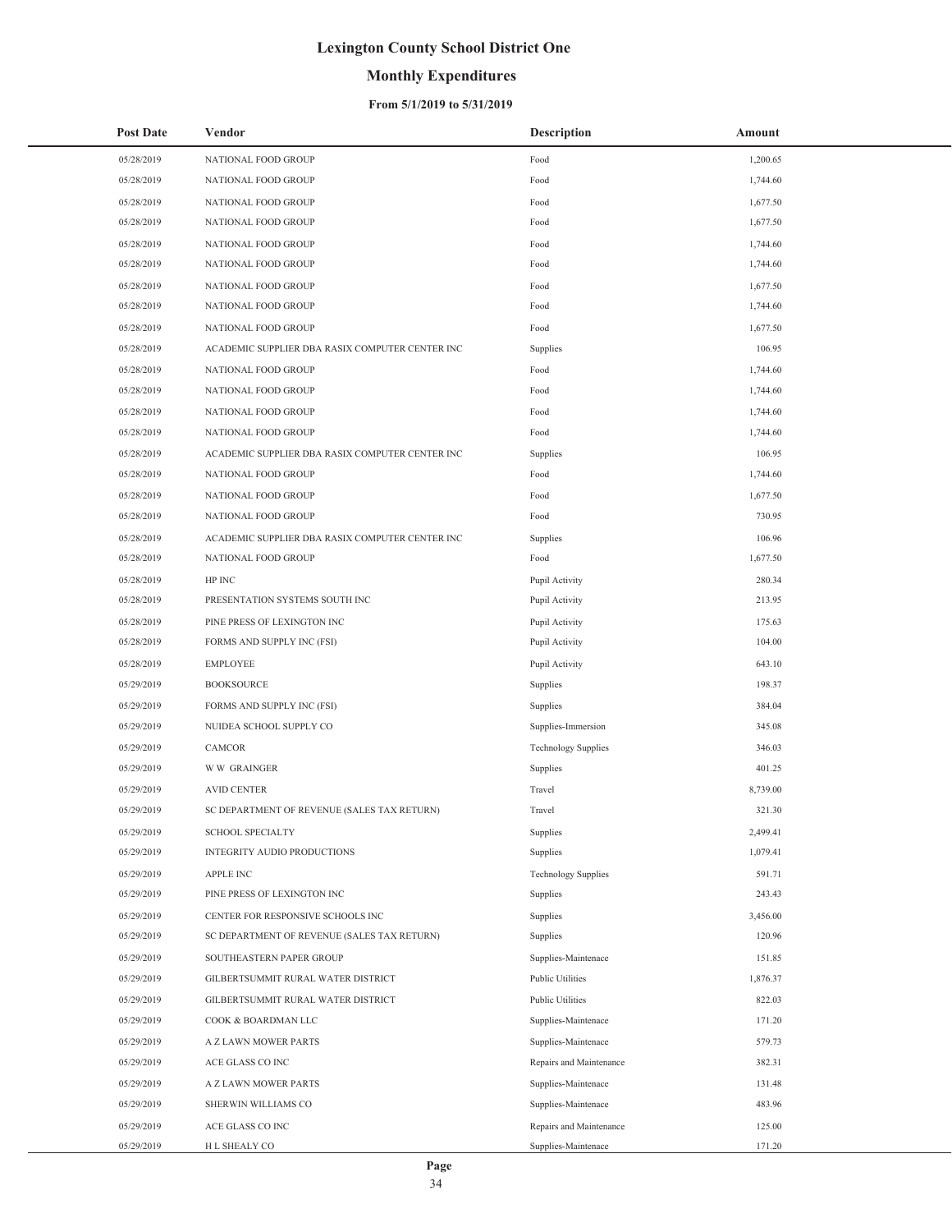# Lexington County School District One

## Monthly Expenditures

### From 5/1/2019 to 5/31/2019

| Post Date | Vendor | Description | Amount |
|---|---|---|---|
| 05/28/2019 | NATIONAL FOOD GROUP | Food | 1,200.65 |
| 05/28/2019 | NATIONAL FOOD GROUP | Food | 1,744.60 |
| 05/28/2019 | NATIONAL FOOD GROUP | Food | 1,677.50 |
| 05/28/2019 | NATIONAL FOOD GROUP | Food | 1,677.50 |
| 05/28/2019 | NATIONAL FOOD GROUP | Food | 1,744.60 |
| 05/28/2019 | NATIONAL FOOD GROUP | Food | 1,744.60 |
| 05/28/2019 | NATIONAL FOOD GROUP | Food | 1,677.50 |
| 05/28/2019 | NATIONAL FOOD GROUP | Food | 1,744.60 |
| 05/28/2019 | NATIONAL FOOD GROUP | Food | 1,677.50 |
| 05/28/2019 | ACADEMIC SUPPLIER DBA RASIX COMPUTER CENTER INC | Supplies | 106.95 |
| 05/28/2019 | NATIONAL FOOD GROUP | Food | 1,744.60 |
| 05/28/2019 | NATIONAL FOOD GROUP | Food | 1,744.60 |
| 05/28/2019 | NATIONAL FOOD GROUP | Food | 1,744.60 |
| 05/28/2019 | NATIONAL FOOD GROUP | Food | 1,744.60 |
| 05/28/2019 | ACADEMIC SUPPLIER DBA RASIX COMPUTER CENTER INC | Supplies | 106.95 |
| 05/28/2019 | NATIONAL FOOD GROUP | Food | 1,744.60 |
| 05/28/2019 | NATIONAL FOOD GROUP | Food | 1,677.50 |
| 05/28/2019 | NATIONAL FOOD GROUP | Food | 730.95 |
| 05/28/2019 | ACADEMIC SUPPLIER DBA RASIX COMPUTER CENTER INC | Supplies | 106.96 |
| 05/28/2019 | NATIONAL FOOD GROUP | Food | 1,677.50 |
| 05/28/2019 | HP INC | Pupil Activity | 280.34 |
| 05/28/2019 | PRESENTATION SYSTEMS SOUTH INC | Pupil Activity | 213.95 |
| 05/28/2019 | PINE PRESS OF LEXINGTON INC | Pupil Activity | 175.63 |
| 05/28/2019 | FORMS AND SUPPLY INC (FSI) | Pupil Activity | 104.00 |
| 05/28/2019 | EMPLOYEE | Pupil Activity | 643.10 |
| 05/29/2019 | BOOKSOURCE | Supplies | 198.37 |
| 05/29/2019 | FORMS AND SUPPLY INC (FSI) | Supplies | 384.04 |
| 05/29/2019 | NUIDEA SCHOOL SUPPLY CO | Supplies-Immersion | 345.08 |
| 05/29/2019 | CAMCOR | Technology Supplies | 346.03 |
| 05/29/2019 | W W GRAINGER | Supplies | 401.25 |
| 05/29/2019 | AVID CENTER | Travel | 8,739.00 |
| 05/29/2019 | SC DEPARTMENT OF REVENUE (SALES TAX RETURN) | Travel | 321.30 |
| 05/29/2019 | SCHOOL SPECIALTY | Supplies | 2,499.41 |
| 05/29/2019 | INTEGRITY AUDIO PRODUCTIONS | Supplies | 1,079.41 |
| 05/29/2019 | APPLE INC | Technology Supplies | 591.71 |
| 05/29/2019 | PINE PRESS OF LEXINGTON INC | Supplies | 243.43 |
| 05/29/2019 | CENTER FOR RESPONSIVE SCHOOLS INC | Supplies | 3,456.00 |
| 05/29/2019 | SC DEPARTMENT OF REVENUE (SALES TAX RETURN) | Supplies | 120.96 |
| 05/29/2019 | SOUTHEASTERN PAPER GROUP | Supplies-Maintenace | 151.85 |
| 05/29/2019 | GILBERTSUMMIT RURAL WATER DISTRICT | Public Utilities | 1,876.37 |
| 05/29/2019 | GILBERTSUMMIT RURAL WATER DISTRICT | Public Utilities | 822.03 |
| 05/29/2019 | COOK & BOARDMAN LLC | Supplies-Maintenace | 171.20 |
| 05/29/2019 | A Z LAWN MOWER PARTS | Supplies-Maintenace | 579.73 |
| 05/29/2019 | ACE GLASS CO INC | Repairs and Maintenance | 382.31 |
| 05/29/2019 | A Z LAWN MOWER PARTS | Supplies-Maintenace | 131.48 |
| 05/29/2019 | SHERWIN WILLIAMS CO | Supplies-Maintenace | 483.96 |
| 05/29/2019 | ACE GLASS CO INC | Repairs and Maintenance | 125.00 |
| 05/29/2019 | H L SHEALY CO | Supplies-Maintenace | 171.20 |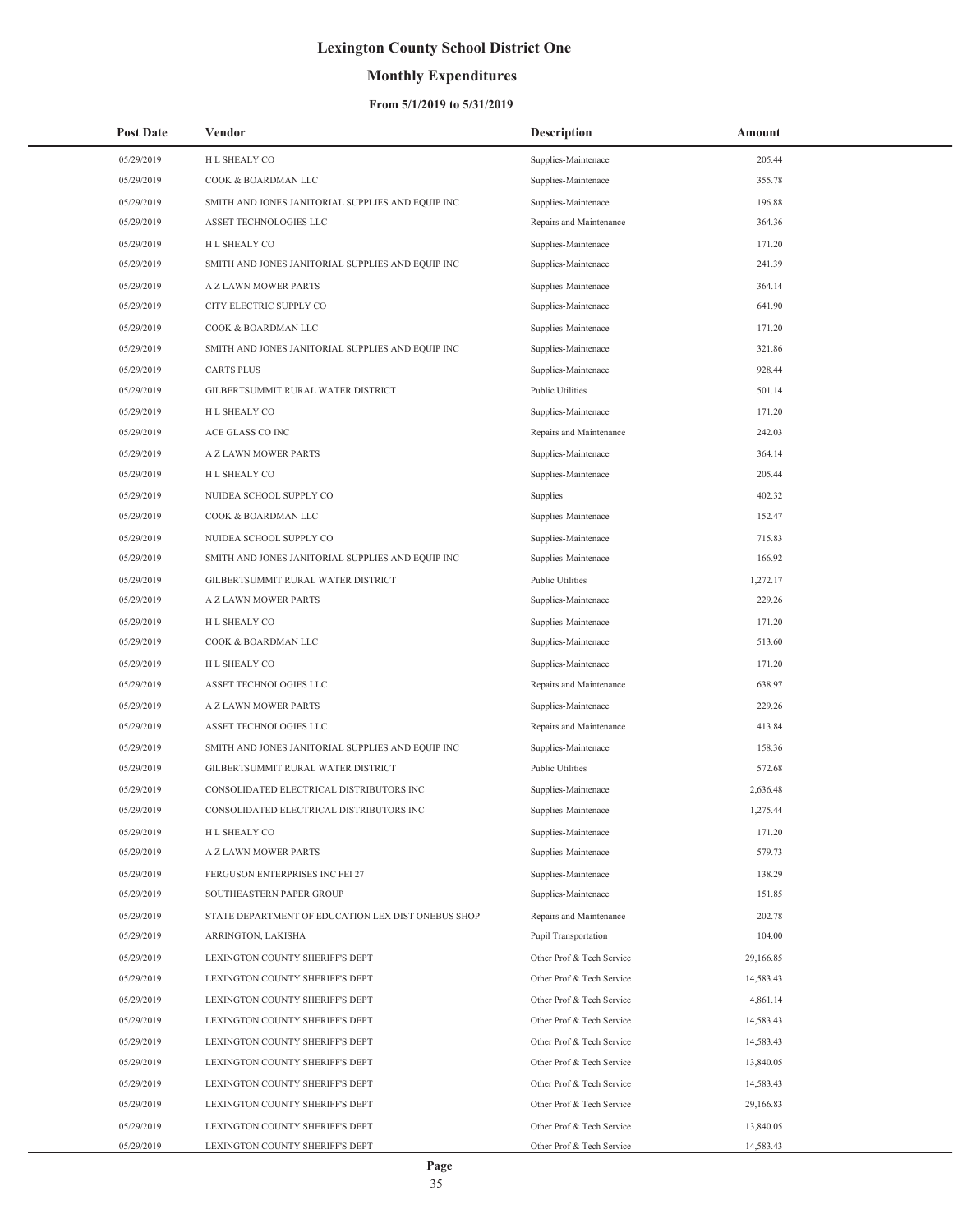# Lexington County School District One

## Monthly Expenditures

### From 5/1/2019 to 5/31/2019

| Post Date | Vendor | Description | Amount |
|---|---|---|---|
| 05/29/2019 | H L SHEALY CO | Supplies-Maintenace | 205.44 |
| 05/29/2019 | COOK & BOARDMAN LLC | Supplies-Maintenace | 355.78 |
| 05/29/2019 | SMITH AND JONES JANITORIAL SUPPLIES AND EQUIP INC | Supplies-Maintenace | 196.88 |
| 05/29/2019 | ASSET TECHNOLOGIES LLC | Repairs and Maintenance | 364.36 |
| 05/29/2019 | H L SHEALY CO | Supplies-Maintenace | 171.20 |
| 05/29/2019 | SMITH AND JONES JANITORIAL SUPPLIES AND EQUIP INC | Supplies-Maintenace | 241.39 |
| 05/29/2019 | A Z LAWN MOWER PARTS | Supplies-Maintenace | 364.14 |
| 05/29/2019 | CITY ELECTRIC SUPPLY CO | Supplies-Maintenace | 641.90 |
| 05/29/2019 | COOK & BOARDMAN LLC | Supplies-Maintenace | 171.20 |
| 05/29/2019 | SMITH AND JONES JANITORIAL SUPPLIES AND EQUIP INC | Supplies-Maintenace | 321.86 |
| 05/29/2019 | CARTS PLUS | Supplies-Maintenace | 928.44 |
| 05/29/2019 | GILBERTSUMMIT RURAL WATER DISTRICT | Public Utilities | 501.14 |
| 05/29/2019 | H L SHEALY CO | Supplies-Maintenace | 171.20 |
| 05/29/2019 | ACE GLASS CO INC | Repairs and Maintenance | 242.03 |
| 05/29/2019 | A Z LAWN MOWER PARTS | Supplies-Maintenace | 364.14 |
| 05/29/2019 | H L SHEALY CO | Supplies-Maintenace | 205.44 |
| 05/29/2019 | NUIDEA SCHOOL SUPPLY CO | Supplies | 402.32 |
| 05/29/2019 | COOK & BOARDMAN LLC | Supplies-Maintenace | 152.47 |
| 05/29/2019 | NUIDEA SCHOOL SUPPLY CO | Supplies-Maintenace | 715.83 |
| 05/29/2019 | SMITH AND JONES JANITORIAL SUPPLIES AND EQUIP INC | Supplies-Maintenace | 166.92 |
| 05/29/2019 | GILBERTSUMMIT RURAL WATER DISTRICT | Public Utilities | 1,272.17 |
| 05/29/2019 | A Z LAWN MOWER PARTS | Supplies-Maintenace | 229.26 |
| 05/29/2019 | H L SHEALY CO | Supplies-Maintenace | 171.20 |
| 05/29/2019 | COOK & BOARDMAN LLC | Supplies-Maintenace | 513.60 |
| 05/29/2019 | H L SHEALY CO | Supplies-Maintenace | 171.20 |
| 05/29/2019 | ASSET TECHNOLOGIES LLC | Repairs and Maintenance | 638.97 |
| 05/29/2019 | A Z LAWN MOWER PARTS | Supplies-Maintenace | 229.26 |
| 05/29/2019 | ASSET TECHNOLOGIES LLC | Repairs and Maintenance | 413.84 |
| 05/29/2019 | SMITH AND JONES JANITORIAL SUPPLIES AND EQUIP INC | Supplies-Maintenace | 158.36 |
| 05/29/2019 | GILBERTSUMMIT RURAL WATER DISTRICT | Public Utilities | 572.68 |
| 05/29/2019 | CONSOLIDATED ELECTRICAL DISTRIBUTORS INC | Supplies-Maintenace | 2,636.48 |
| 05/29/2019 | CONSOLIDATED ELECTRICAL DISTRIBUTORS INC | Supplies-Maintenace | 1,275.44 |
| 05/29/2019 | H L SHEALY CO | Supplies-Maintenace | 171.20 |
| 05/29/2019 | A Z LAWN MOWER PARTS | Supplies-Maintenace | 579.73 |
| 05/29/2019 | FERGUSON ENTERPRISES INC FEI 27 | Supplies-Maintenace | 138.29 |
| 05/29/2019 | SOUTHEASTERN PAPER GROUP | Supplies-Maintenace | 151.85 |
| 05/29/2019 | STATE DEPARTMENT OF EDUCATION LEX DIST ONEBUS SHOP | Repairs and Maintenance | 202.78 |
| 05/29/2019 | ARRINGTON, LAKISHA | Pupil Transportation | 104.00 |
| 05/29/2019 | LEXINGTON COUNTY SHERIFF'S DEPT | Other Prof & Tech Service | 29,166.85 |
| 05/29/2019 | LEXINGTON COUNTY SHERIFF'S DEPT | Other Prof & Tech Service | 14,583.43 |
| 05/29/2019 | LEXINGTON COUNTY SHERIFF'S DEPT | Other Prof & Tech Service | 4,861.14 |
| 05/29/2019 | LEXINGTON COUNTY SHERIFF'S DEPT | Other Prof & Tech Service | 14,583.43 |
| 05/29/2019 | LEXINGTON COUNTY SHERIFF'S DEPT | Other Prof & Tech Service | 14,583.43 |
| 05/29/2019 | LEXINGTON COUNTY SHERIFF'S DEPT | Other Prof & Tech Service | 13,840.05 |
| 05/29/2019 | LEXINGTON COUNTY SHERIFF'S DEPT | Other Prof & Tech Service | 14,583.43 |
| 05/29/2019 | LEXINGTON COUNTY SHERIFF'S DEPT | Other Prof & Tech Service | 29,166.83 |
| 05/29/2019 | LEXINGTON COUNTY SHERIFF'S DEPT | Other Prof & Tech Service | 13,840.05 |
| 05/29/2019 | LEXINGTON COUNTY SHERIFF'S DEPT | Other Prof & Tech Service | 14,583.43 |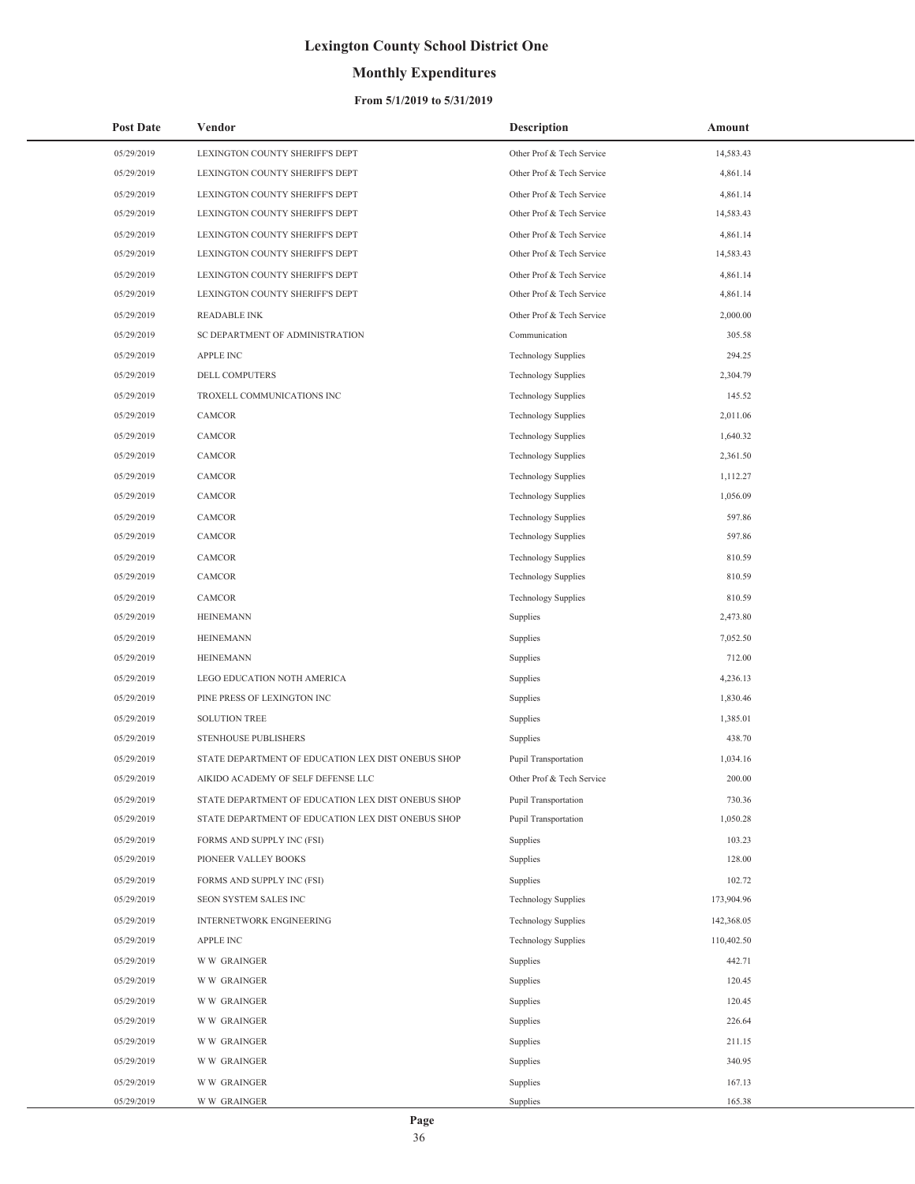# Lexington County School District One

## Monthly Expenditures

### From 5/1/2019 to 5/31/2019

| Post Date | Vendor | Description | Amount |
|---|---|---|---|
| 05/29/2019 | LEXINGTON COUNTY SHERIFF'S DEPT | Other Prof & Tech Service | 14,583.43 |
| 05/29/2019 | LEXINGTON COUNTY SHERIFF'S DEPT | Other Prof & Tech Service | 4,861.14 |
| 05/29/2019 | LEXINGTON COUNTY SHERIFF'S DEPT | Other Prof & Tech Service | 4,861.14 |
| 05/29/2019 | LEXINGTON COUNTY SHERIFF'S DEPT | Other Prof & Tech Service | 14,583.43 |
| 05/29/2019 | LEXINGTON COUNTY SHERIFF'S DEPT | Other Prof & Tech Service | 4,861.14 |
| 05/29/2019 | LEXINGTON COUNTY SHERIFF'S DEPT | Other Prof & Tech Service | 14,583.43 |
| 05/29/2019 | LEXINGTON COUNTY SHERIFF'S DEPT | Other Prof & Tech Service | 4,861.14 |
| 05/29/2019 | LEXINGTON COUNTY SHERIFF'S DEPT | Other Prof & Tech Service | 4,861.14 |
| 05/29/2019 | READABLE INK | Other Prof & Tech Service | 2,000.00 |
| 05/29/2019 | SC DEPARTMENT OF ADMINISTRATION | Communication | 305.58 |
| 05/29/2019 | APPLE INC | Technology Supplies | 294.25 |
| 05/29/2019 | DELL COMPUTERS | Technology Supplies | 2,304.79 |
| 05/29/2019 | TROXELL COMMUNICATIONS INC | Technology Supplies | 145.52 |
| 05/29/2019 | CAMCOR | Technology Supplies | 2,011.06 |
| 05/29/2019 | CAMCOR | Technology Supplies | 1,640.32 |
| 05/29/2019 | CAMCOR | Technology Supplies | 2,361.50 |
| 05/29/2019 | CAMCOR | Technology Supplies | 1,112.27 |
| 05/29/2019 | CAMCOR | Technology Supplies | 1,056.09 |
| 05/29/2019 | CAMCOR | Technology Supplies | 597.86 |
| 05/29/2019 | CAMCOR | Technology Supplies | 597.86 |
| 05/29/2019 | CAMCOR | Technology Supplies | 810.59 |
| 05/29/2019 | CAMCOR | Technology Supplies | 810.59 |
| 05/29/2019 | CAMCOR | Technology Supplies | 810.59 |
| 05/29/2019 | HEINEMANN | Supplies | 2,473.80 |
| 05/29/2019 | HEINEMANN | Supplies | 7,052.50 |
| 05/29/2019 | HEINEMANN | Supplies | 712.00 |
| 05/29/2019 | LEGO EDUCATION NOTH AMERICA | Supplies | 4,236.13 |
| 05/29/2019 | PINE PRESS OF LEXINGTON INC | Supplies | 1,830.46 |
| 05/29/2019 | SOLUTION TREE | Supplies | 1,385.01 |
| 05/29/2019 | STENHOUSE PUBLISHERS | Supplies | 438.70 |
| 05/29/2019 | STATE DEPARTMENT OF EDUCATION LEX DIST ONEBUS SHOP | Pupil Transportation | 1,034.16 |
| 05/29/2019 | AIKIDO ACADEMY OF SELF DEFENSE LLC | Other Prof & Tech Service | 200.00 |
| 05/29/2019 | STATE DEPARTMENT OF EDUCATION LEX DIST ONEBUS SHOP | Pupil Transportation | 730.36 |
| 05/29/2019 | STATE DEPARTMENT OF EDUCATION LEX DIST ONEBUS SHOP | Pupil Transportation | 1,050.28 |
| 05/29/2019 | FORMS AND SUPPLY INC (FSI) | Supplies | 103.23 |
| 05/29/2019 | PIONEER VALLEY BOOKS | Supplies | 128.00 |
| 05/29/2019 | FORMS AND SUPPLY INC (FSI) | Supplies | 102.72 |
| 05/29/2019 | SEON SYSTEM SALES INC | Technology Supplies | 173,904.96 |
| 05/29/2019 | INTERNETWORK ENGINEERING | Technology Supplies | 142,368.05 |
| 05/29/2019 | APPLE INC | Technology Supplies | 110,402.50 |
| 05/29/2019 | W W GRAINGER | Supplies | 442.71 |
| 05/29/2019 | W W GRAINGER | Supplies | 120.45 |
| 05/29/2019 | W W GRAINGER | Supplies | 120.45 |
| 05/29/2019 | W W GRAINGER | Supplies | 226.64 |
| 05/29/2019 | W W GRAINGER | Supplies | 211.15 |
| 05/29/2019 | W W GRAINGER | Supplies | 340.95 |
| 05/29/2019 | W W GRAINGER | Supplies | 167.13 |
| 05/29/2019 | W W GRAINGER | Supplies | 165.38 |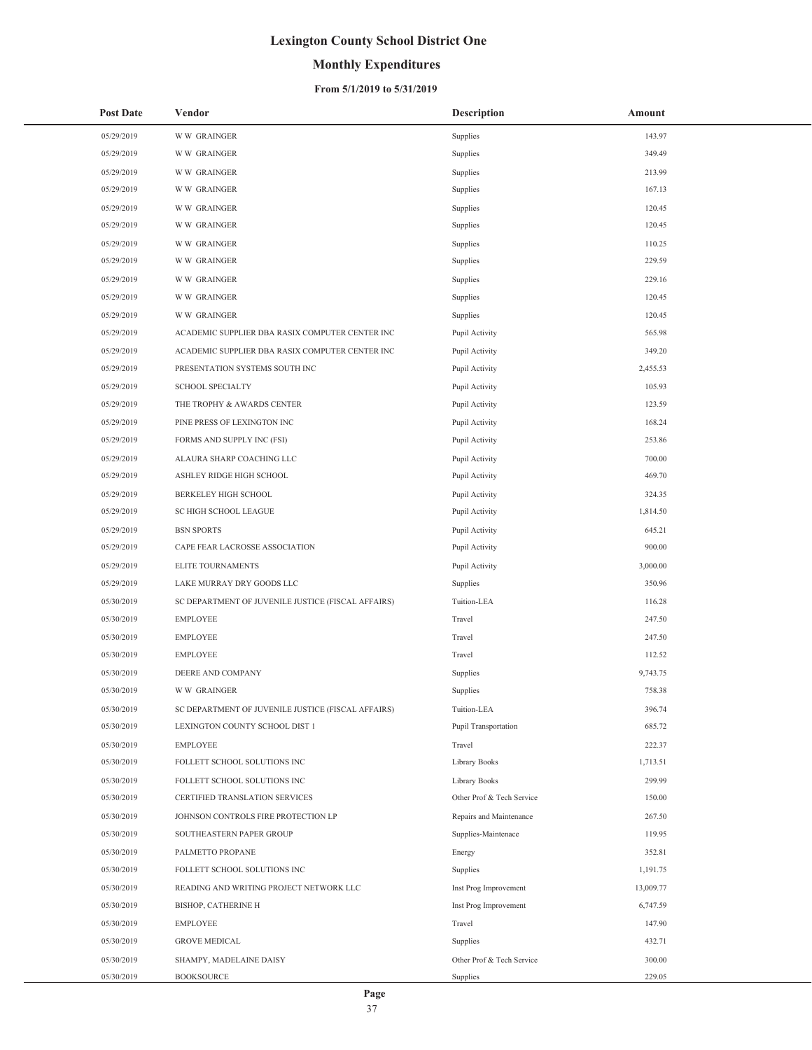# Lexington County School District One

## Monthly Expenditures

### From 5/1/2019 to 5/31/2019

| Post Date | Vendor | Description | Amount |
|---|---|---|---|
| 05/29/2019 | W W GRAINGER | Supplies | 143.97 |
| 05/29/2019 | W W GRAINGER | Supplies | 349.49 |
| 05/29/2019 | W W GRAINGER | Supplies | 213.99 |
| 05/29/2019 | W W GRAINGER | Supplies | 167.13 |
| 05/29/2019 | W W GRAINGER | Supplies | 120.45 |
| 05/29/2019 | W W GRAINGER | Supplies | 120.45 |
| 05/29/2019 | W W GRAINGER | Supplies | 110.25 |
| 05/29/2019 | W W GRAINGER | Supplies | 229.59 |
| 05/29/2019 | W W GRAINGER | Supplies | 229.16 |
| 05/29/2019 | W W GRAINGER | Supplies | 120.45 |
| 05/29/2019 | W W GRAINGER | Supplies | 120.45 |
| 05/29/2019 | ACADEMIC SUPPLIER DBA RASIX COMPUTER CENTER INC | Pupil Activity | 565.98 |
| 05/29/2019 | ACADEMIC SUPPLIER DBA RASIX COMPUTER CENTER INC | Pupil Activity | 349.20 |
| 05/29/2019 | PRESENTATION SYSTEMS SOUTH INC | Pupil Activity | 2,455.53 |
| 05/29/2019 | SCHOOL SPECIALTY | Pupil Activity | 105.93 |
| 05/29/2019 | THE TROPHY & AWARDS CENTER | Pupil Activity | 123.59 |
| 05/29/2019 | PINE PRESS OF LEXINGTON INC | Pupil Activity | 168.24 |
| 05/29/2019 | FORMS AND SUPPLY INC (FSI) | Pupil Activity | 253.86 |
| 05/29/2019 | ALAURA SHARP COACHING LLC | Pupil Activity | 700.00 |
| 05/29/2019 | ASHLEY RIDGE HIGH SCHOOL | Pupil Activity | 469.70 |
| 05/29/2019 | BERKELEY HIGH SCHOOL | Pupil Activity | 324.35 |
| 05/29/2019 | SC HIGH SCHOOL LEAGUE | Pupil Activity | 1,814.50 |
| 05/29/2019 | BSN SPORTS | Pupil Activity | 645.21 |
| 05/29/2019 | CAPE FEAR LACROSSE ASSOCIATION | Pupil Activity | 900.00 |
| 05/29/2019 | ELITE TOURNAMENTS | Pupil Activity | 3,000.00 |
| 05/29/2019 | LAKE MURRAY DRY GOODS LLC | Supplies | 350.96 |
| 05/30/2019 | SC DEPARTMENT OF JUVENILE JUSTICE (FISCAL AFFAIRS) | Tuition-LEA | 116.28 |
| 05/30/2019 | EMPLOYEE | Travel | 247.50 |
| 05/30/2019 | EMPLOYEE | Travel | 247.50 |
| 05/30/2019 | EMPLOYEE | Travel | 112.52 |
| 05/30/2019 | DEERE AND COMPANY | Supplies | 9,743.75 |
| 05/30/2019 | W W GRAINGER | Supplies | 758.38 |
| 05/30/2019 | SC DEPARTMENT OF JUVENILE JUSTICE (FISCAL AFFAIRS) | Tuition-LEA | 396.74 |
| 05/30/2019 | LEXINGTON COUNTY SCHOOL DIST 1 | Pupil Transportation | 685.72 |
| 05/30/2019 | EMPLOYEE | Travel | 222.37 |
| 05/30/2019 | FOLLETT SCHOOL SOLUTIONS INC | Library Books | 1,713.51 |
| 05/30/2019 | FOLLETT SCHOOL SOLUTIONS INC | Library Books | 299.99 |
| 05/30/2019 | CERTIFIED TRANSLATION SERVICES | Other Prof & Tech Service | 150.00 |
| 05/30/2019 | JOHNSON CONTROLS FIRE PROTECTION LP | Repairs and Maintenance | 267.50 |
| 05/30/2019 | SOUTHEASTERN PAPER GROUP | Supplies-Maintenace | 119.95 |
| 05/30/2019 | PALMETTO PROPANE | Energy | 352.81 |
| 05/30/2019 | FOLLETT SCHOOL SOLUTIONS INC | Supplies | 1,191.75 |
| 05/30/2019 | READING AND WRITING PROJECT NETWORK LLC | Inst Prog Improvement | 13,009.77 |
| 05/30/2019 | BISHOP, CATHERINE H | Inst Prog Improvement | 6,747.59 |
| 05/30/2019 | EMPLOYEE | Travel | 147.90 |
| 05/30/2019 | GROVE MEDICAL | Supplies | 432.71 |
| 05/30/2019 | SHAMPY, MADELAINE DAISY | Other Prof & Tech Service | 300.00 |
| 05/30/2019 | BOOKSOURCE | Supplies | 229.05 |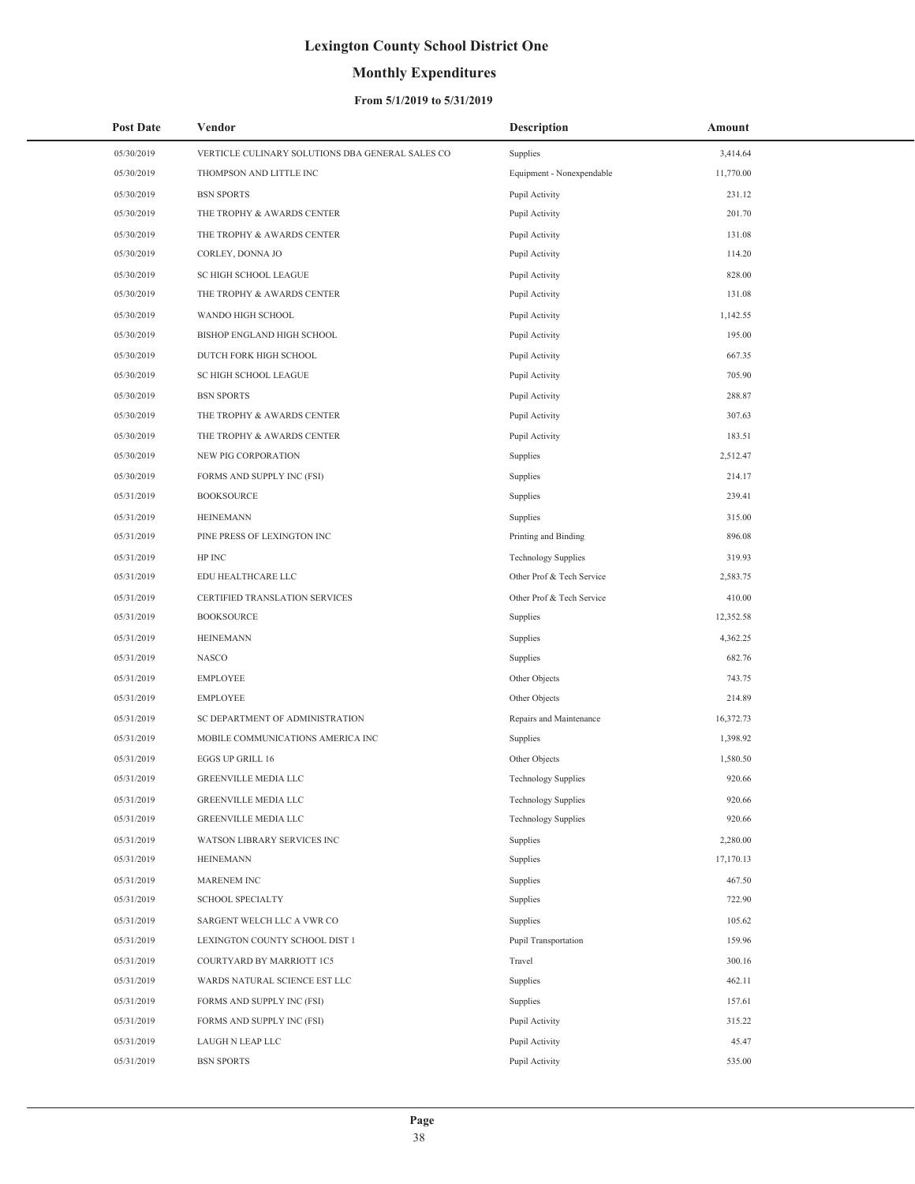# Lexington County School District One

## Monthly Expenditures

### From 5/1/2019 to 5/31/2019

| Post Date | Vendor | Description | Amount |
|---|---|---|---|
| 05/30/2019 | VERTICLE CULINARY SOLUTIONS DBA GENERAL SALES CO | Supplies | 3,414.64 |
| 05/30/2019 | THOMPSON AND LITTLE INC | Equipment - Nonexpendable | 11,770.00 |
| 05/30/2019 | BSN SPORTS | Pupil Activity | 231.12 |
| 05/30/2019 | THE TROPHY & AWARDS CENTER | Pupil Activity | 201.70 |
| 05/30/2019 | THE TROPHY & AWARDS CENTER | Pupil Activity | 131.08 |
| 05/30/2019 | CORLEY, DONNA JO | Pupil Activity | 114.20 |
| 05/30/2019 | SC HIGH SCHOOL LEAGUE | Pupil Activity | 828.00 |
| 05/30/2019 | THE TROPHY & AWARDS CENTER | Pupil Activity | 131.08 |
| 05/30/2019 | WANDO HIGH SCHOOL | Pupil Activity | 1,142.55 |
| 05/30/2019 | BISHOP ENGLAND HIGH SCHOOL | Pupil Activity | 195.00 |
| 05/30/2019 | DUTCH FORK HIGH SCHOOL | Pupil Activity | 667.35 |
| 05/30/2019 | SC HIGH SCHOOL LEAGUE | Pupil Activity | 705.90 |
| 05/30/2019 | BSN SPORTS | Pupil Activity | 288.87 |
| 05/30/2019 | THE TROPHY & AWARDS CENTER | Pupil Activity | 307.63 |
| 05/30/2019 | THE TROPHY & AWARDS CENTER | Pupil Activity | 183.51 |
| 05/30/2019 | NEW PIG CORPORATION | Supplies | 2,512.47 |
| 05/30/2019 | FORMS AND SUPPLY INC (FSI) | Supplies | 214.17 |
| 05/31/2019 | BOOKSOURCE | Supplies | 239.41 |
| 05/31/2019 | HEINEMANN | Supplies | 315.00 |
| 05/31/2019 | PINE PRESS OF LEXINGTON INC | Printing and Binding | 896.08 |
| 05/31/2019 | HP INC | Technology Supplies | 319.93 |
| 05/31/2019 | EDU HEALTHCARE LLC | Other Prof & Tech Service | 2,583.75 |
| 05/31/2019 | CERTIFIED TRANSLATION SERVICES | Other Prof & Tech Service | 410.00 |
| 05/31/2019 | BOOKSOURCE | Supplies | 12,352.58 |
| 05/31/2019 | HEINEMANN | Supplies | 4,362.25 |
| 05/31/2019 | NASCO | Supplies | 682.76 |
| 05/31/2019 | EMPLOYEE | Other Objects | 743.75 |
| 05/31/2019 | EMPLOYEE | Other Objects | 214.89 |
| 05/31/2019 | SC DEPARTMENT OF ADMINISTRATION | Repairs and Maintenance | 16,372.73 |
| 05/31/2019 | MOBILE COMMUNICATIONS AMERICA INC | Supplies | 1,398.92 |
| 05/31/2019 | EGGS UP GRILL 16 | Other Objects | 1,580.50 |
| 05/31/2019 | GREENVILLE MEDIA LLC | Technology Supplies | 920.66 |
| 05/31/2019 | GREENVILLE MEDIA LLC | Technology Supplies | 920.66 |
| 05/31/2019 | GREENVILLE MEDIA LLC | Technology Supplies | 920.66 |
| 05/31/2019 | WATSON LIBRARY SERVICES INC | Supplies | 2,280.00 |
| 05/31/2019 | HEINEMANN | Supplies | 17,170.13 |
| 05/31/2019 | MARENEM INC | Supplies | 467.50 |
| 05/31/2019 | SCHOOL SPECIALTY | Supplies | 722.90 |
| 05/31/2019 | SARGENT WELCH LLC A VWR CO | Supplies | 105.62 |
| 05/31/2019 | LEXINGTON COUNTY SCHOOL DIST 1 | Pupil Transportation | 159.96 |
| 05/31/2019 | COURTYARD BY MARRIOTT 1C5 | Travel | 300.16 |
| 05/31/2019 | WARDS NATURAL SCIENCE EST LLC | Supplies | 462.11 |
| 05/31/2019 | FORMS AND SUPPLY INC (FSI) | Supplies | 157.61 |
| 05/31/2019 | FORMS AND SUPPLY INC (FSI) | Pupil Activity | 315.22 |
| 05/31/2019 | LAUGH N LEAP LLC | Pupil Activity | 45.47 |
| 05/31/2019 | BSN SPORTS | Pupil Activity | 535.00 |